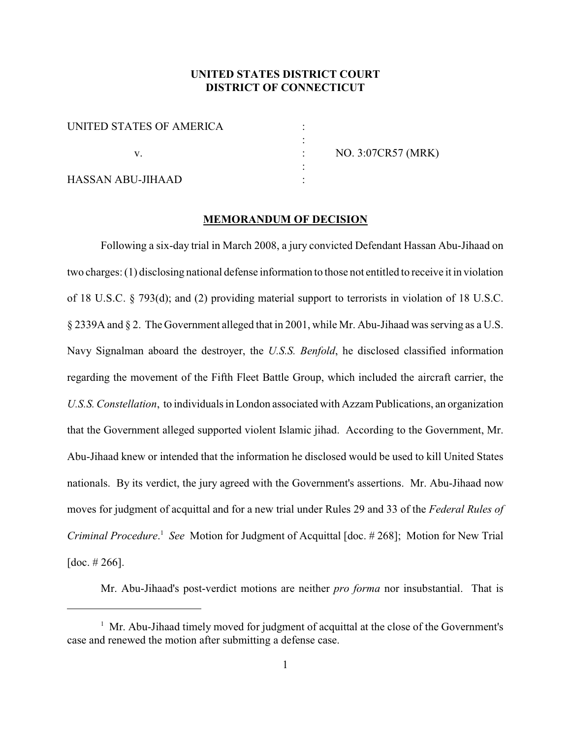**UNITED STATES DISTRICT COURT**
**DISTRICT OF CONNECTICUT**

| | | |
|---|---|---|
| UNITED STATES OF AMERICA | : | |
| | : | |
| v. | : | NO. 3:07CR57 (MRK) |
| | : | |
| HASSAN ABU-JIHAAD | : | |

**MEMORANDUM OF DECISION**

Following a six-day trial in March 2008, a jury convicted Defendant Hassan Abu-Jihaad on two charges: (1) disclosing national defense information to those not entitled to receive it in violation of 18 U.S.C. § 793(d); and (2) providing material support to terrorists in violation of 18 U.S.C. § 2339A and § 2. The Government alleged that in 2001, while Mr. Abu-Jihaad was serving as a U.S. Navy Signalman aboard the destroyer, the *U.S.S. Benfold*, he disclosed classified information regarding the movement of the Fifth Fleet Battle Group, which included the aircraft carrier, the *U.S.S. Constellation*, to individuals in London associated with Azzam Publications, an organization that the Government alleged supported violent Islamic jihad. According to the Government, Mr. Abu-Jihaad knew or intended that the information he disclosed would be used to kill United States nationals. By its verdict, the jury agreed with the Government's assertions. Mr. Abu-Jihaad now moves for judgment of acquittal and for a new trial under Rules 29 and 33 of the *Federal Rules of Criminal Procedure*.[1] *See* Motion for Judgment of Acquittal [doc. # 268]; Motion for New Trial [doc. # 266].

Mr. Abu-Jihaad's post-verdict motions are neither *pro forma* nor insubstantial. That is

---

[1] Mr. Abu-Jihaad timely moved for judgment of acquittal at the close of the Government's case and renewed the motion after submitting a defense case.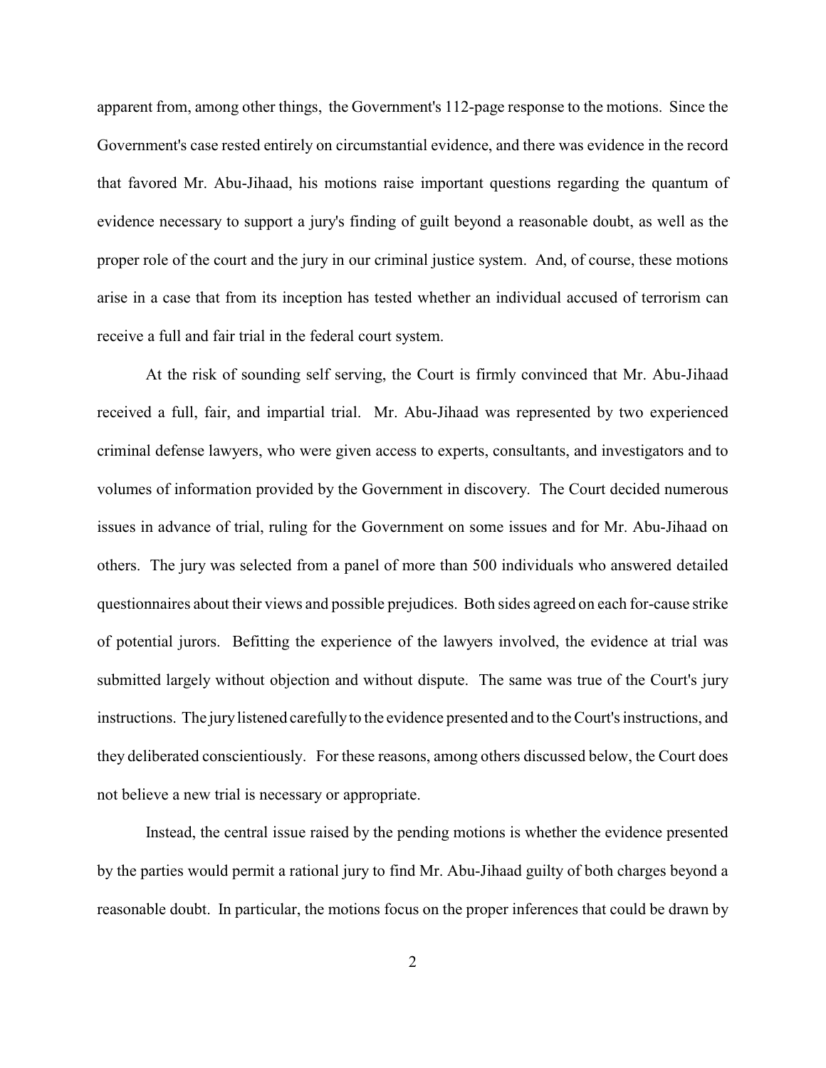apparent from, among other things, the Government's 112-page response to the motions. Since the Government's case rested entirely on circumstantial evidence, and there was evidence in the record that favored Mr. Abu-Jihaad, his motions raise important questions regarding the quantum of evidence necessary to support a jury's finding of guilt beyond a reasonable doubt, as well as the proper role of the court and the jury in our criminal justice system. And, of course, these motions arise in a case that from its inception has tested whether an individual accused of terrorism can receive a full and fair trial in the federal court system.

At the risk of sounding self serving, the Court is firmly convinced that Mr. Abu-Jihaad received a full, fair, and impartial trial. Mr. Abu-Jihaad was represented by two experienced criminal defense lawyers, who were given access to experts, consultants, and investigators and to volumes of information provided by the Government in discovery. The Court decided numerous issues in advance of trial, ruling for the Government on some issues and for Mr. Abu-Jihaad on others. The jury was selected from a panel of more than 500 individuals who answered detailed questionnaires about their views and possible prejudices. Both sides agreed on each for-cause strike of potential jurors. Befitting the experience of the lawyers involved, the evidence at trial was submitted largely without objection and without dispute. The same was true of the Court's jury instructions. The jury listened carefully to the evidence presented and to the Court's instructions, and they deliberated conscientiously. For these reasons, among others discussed below, the Court does not believe a new trial is necessary or appropriate.

Instead, the central issue raised by the pending motions is whether the evidence presented by the parties would permit a rational jury to find Mr. Abu-Jihaad guilty of both charges beyond a reasonable doubt. In particular, the motions focus on the proper inferences that could be drawn by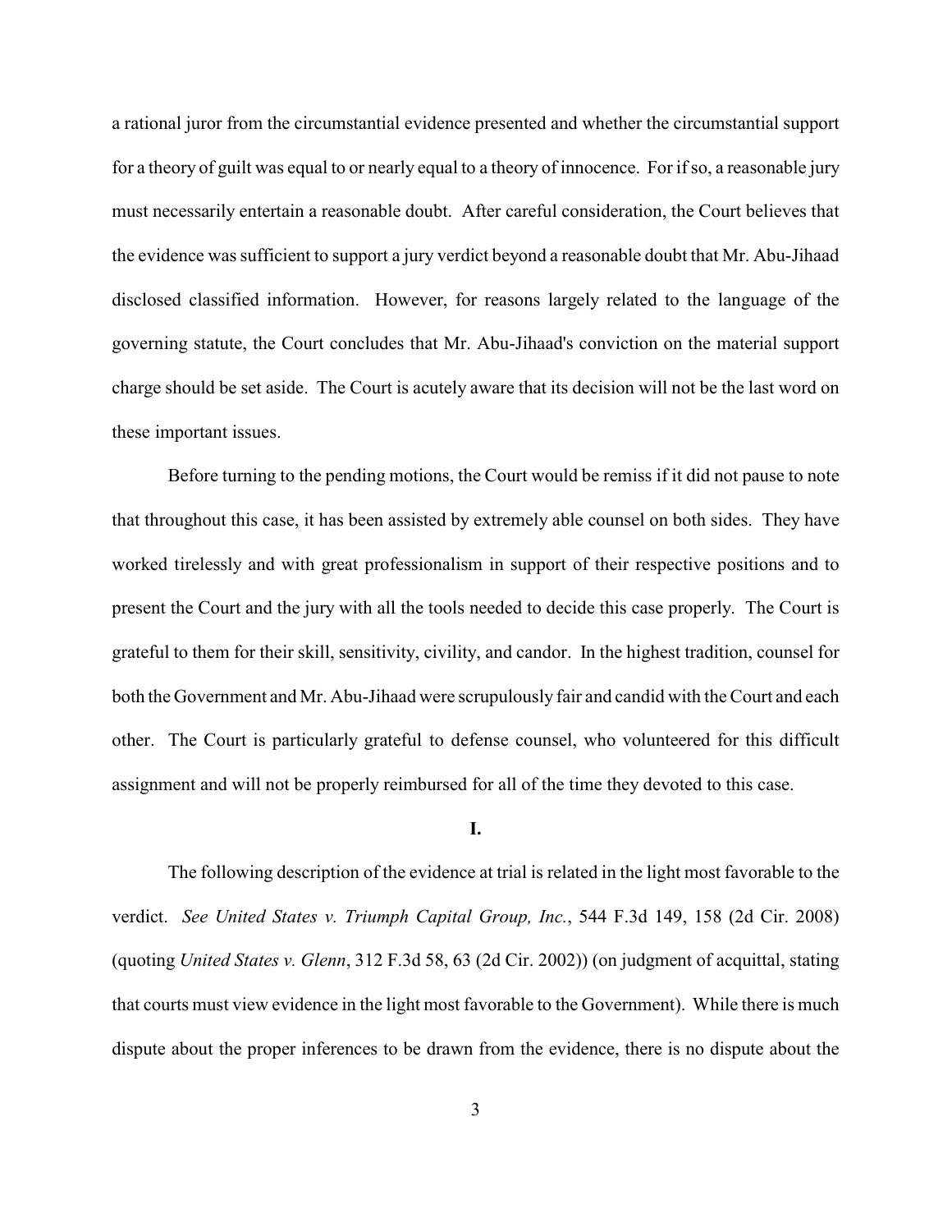a rational juror from the circumstantial evidence presented and whether the circumstantial support for a theory of guilt was equal to or nearly equal to a theory of innocence. For if so, a reasonable jury must necessarily entertain a reasonable doubt. After careful consideration, the Court believes that the evidence was sufficient to support a jury verdict beyond a reasonable doubt that Mr. Abu-Jihaad disclosed classified information. However, for reasons largely related to the language of the governing statute, the Court concludes that Mr. Abu-Jihaad's conviction on the material support charge should be set aside. The Court is acutely aware that its decision will not be the last word on these important issues.

Before turning to the pending motions, the Court would be remiss if it did not pause to note that throughout this case, it has been assisted by extremely able counsel on both sides. They have worked tirelessly and with great professionalism in support of their respective positions and to present the Court and the jury with all the tools needed to decide this case properly. The Court is grateful to them for their skill, sensitivity, civility, and candor. In the highest tradition, counsel for both the Government and Mr. Abu-Jihaad were scrupulously fair and candid with the Court and each other. The Court is particularly grateful to defense counsel, who volunteered for this difficult assignment and will not be properly reimbursed for all of the time they devoted to this case.

## I.

The following description of the evidence at trial is related in the light most favorable to the verdict. *See United States v. Triumph Capital Group, Inc.*, 544 F.3d 149, 158 (2d Cir. 2008) (quoting *United States v. Glenn*, 312 F.3d 58, 63 (2d Cir. 2002)) (on judgment of acquittal, stating that courts must view evidence in the light most favorable to the Government). While there is much dispute about the proper inferences to be drawn from the evidence, there is no dispute about the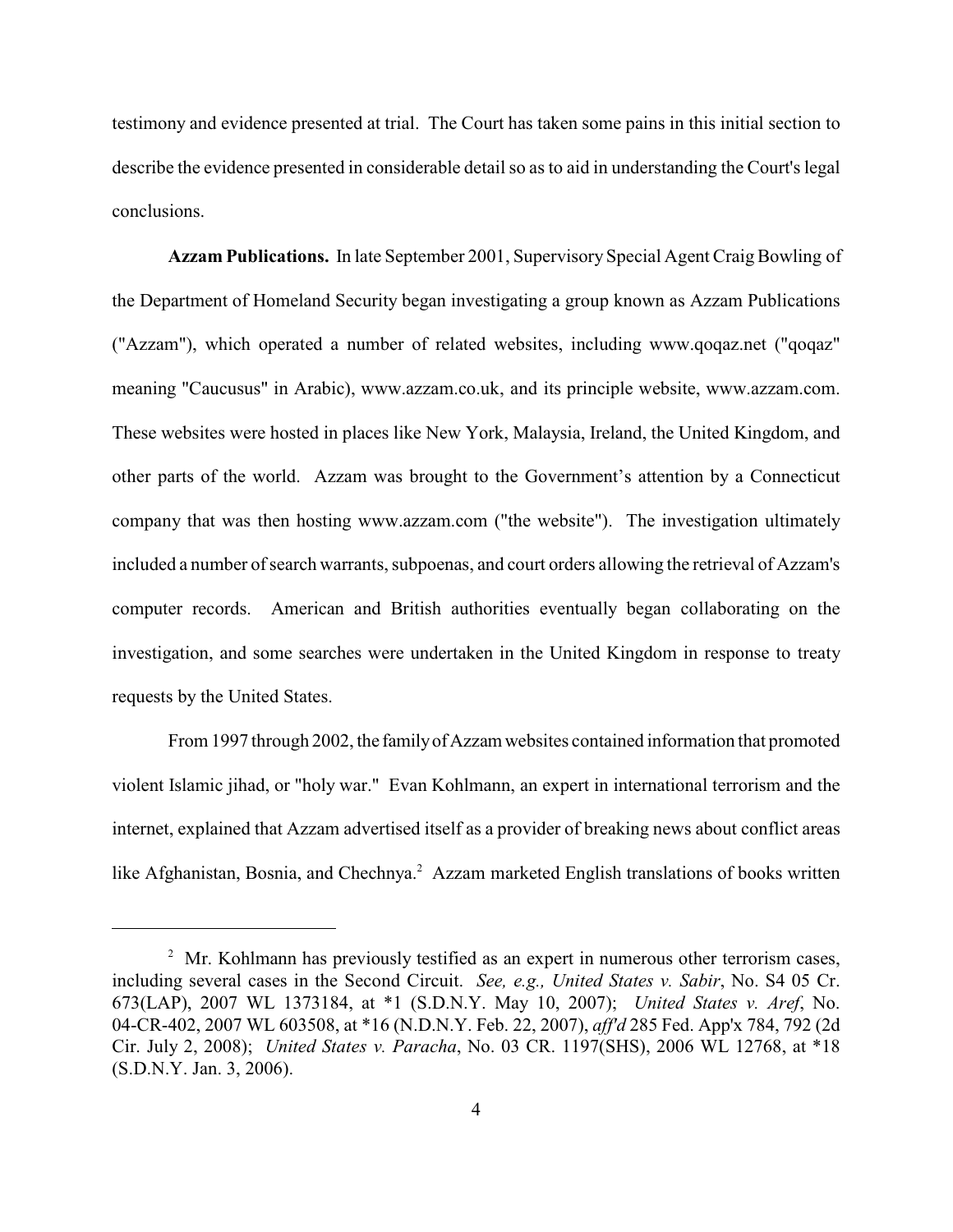testimony and evidence presented at trial. The Court has taken some pains in this initial section to describe the evidence presented in considerable detail so as to aid in understanding the Court's legal conclusions.

**Azzam Publications.** In late September 2001, Supervisory Special Agent Craig Bowling of the Department of Homeland Security began investigating a group known as Azzam Publications ("Azzam"), which operated a number of related websites, including www.qoqaz.net ("qoqaz" meaning "Caucusus" in Arabic), www.azzam.co.uk, and its principle website, www.azzam.com. These websites were hosted in places like New York, Malaysia, Ireland, the United Kingdom, and other parts of the world. Azzam was brought to the Government's attention by a Connecticut company that was then hosting www.azzam.com ("the website"). The investigation ultimately included a number of search warrants, subpoenas, and court orders allowing the retrieval of Azzam's computer records. American and British authorities eventually began collaborating on the investigation, and some searches were undertaken in the United Kingdom in response to treaty requests by the United States.

From 1997 through 2002, the family of Azzam websites contained information that promoted violent Islamic jihad, or "holy war." Evan Kohlmann, an expert in international terrorism and the internet, explained that Azzam advertised itself as a provider of breaking news about conflict areas like Afghanistan, Bosnia, and Chechnya.[2] Azzam marketed English translations of books written

---

[2] Mr. Kohlmann has previously testified as an expert in numerous other terrorism cases, including several cases in the Second Circuit. *See, e.g., United States v. Sabir*, No. S4 05 Cr. 673(LAP), 2007 WL 1373184, at *1 (S.D.N.Y. May 10, 2007); *United States v. Aref*, No. 04-CR-402, 2007 WL 603508, at *16 (N.D.N.Y. Feb. 22, 2007), *aff'd* 285 Fed. App'x 784, 792 (2d Cir. July 2, 2008); *United States v. Paracha*, No. 03 CR. 1197(SHS), 2006 WL 12768, at *18 (S.D.N.Y. Jan. 3, 2006).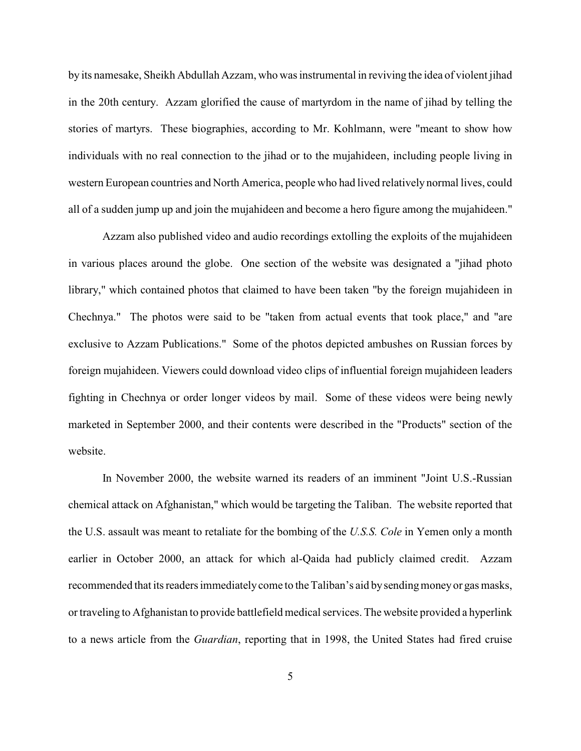by its namesake, Sheikh Abdullah Azzam, who was instrumental in reviving the idea of violent jihad in the 20th century. Azzam glorified the cause of martyrdom in the name of jihad by telling the stories of martyrs. These biographies, according to Mr. Kohlmann, were "meant to show how individuals with no real connection to the jihad or to the mujahideen, including people living in western European countries and North America, people who had lived relatively normal lives, could all of a sudden jump up and join the mujahideen and become a hero figure among the mujahideen."

Azzam also published video and audio recordings extolling the exploits of the mujahideen in various places around the globe. One section of the website was designated a "jihad photo library," which contained photos that claimed to have been taken "by the foreign mujahideen in Chechnya." The photos were said to be "taken from actual events that took place," and "are exclusive to Azzam Publications." Some of the photos depicted ambushes on Russian forces by foreign mujahideen. Viewers could download video clips of influential foreign mujahideen leaders fighting in Chechnya or order longer videos by mail. Some of these videos were being newly marketed in September 2000, and their contents were described in the "Products" section of the website.

In November 2000, the website warned its readers of an imminent "Joint U.S.-Russian chemical attack on Afghanistan," which would be targeting the Taliban. The website reported that the U.S. assault was meant to retaliate for the bombing of the *U.S.S. Cole* in Yemen only a month earlier in October 2000, an attack for which al-Qaida had publicly claimed credit. Azzam recommended that its readers immediately come to the Taliban's aid by sending money or gas masks, or traveling to Afghanistan to provide battlefield medical services. The website provided a hyperlink to a news article from the *Guardian*, reporting that in 1998, the United States had fired cruise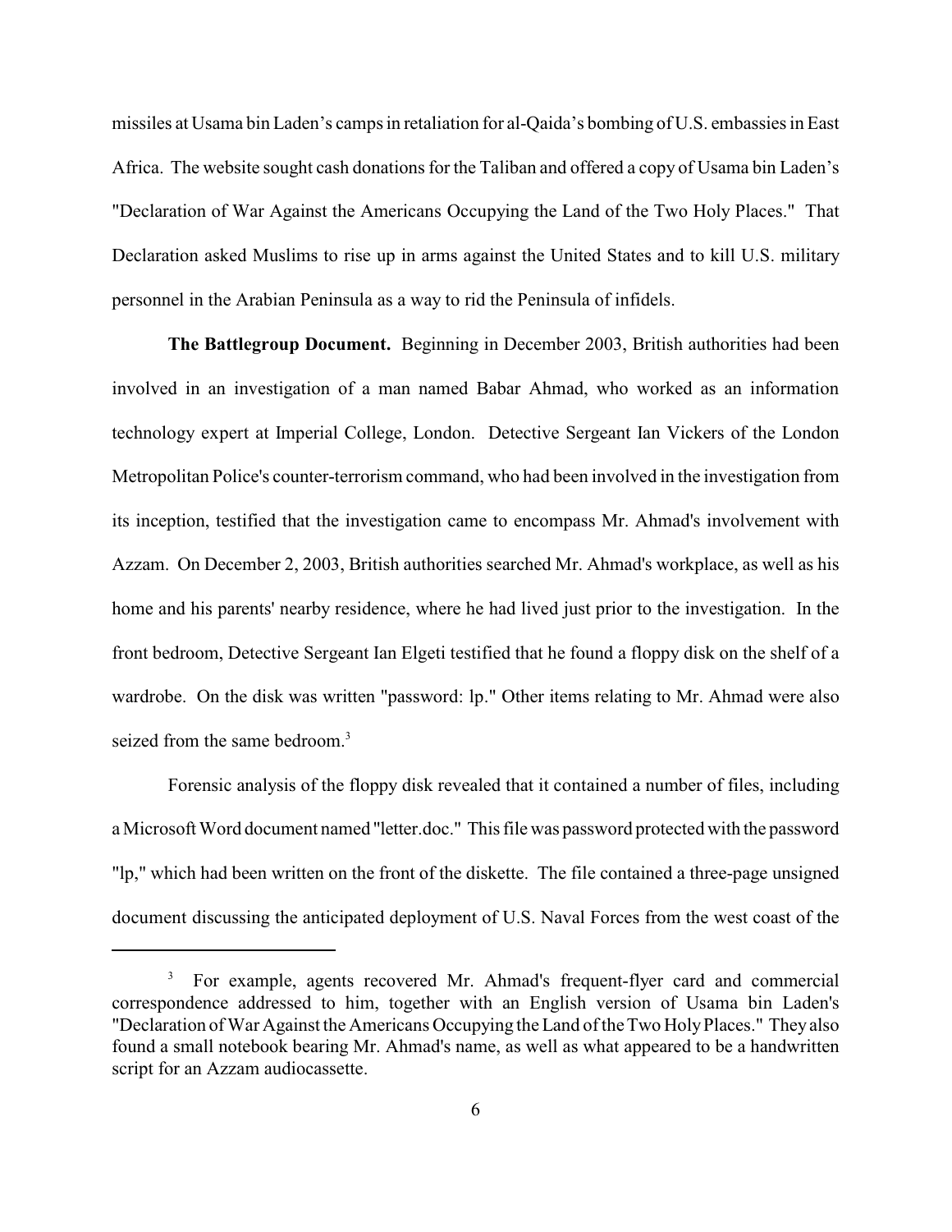missiles at Usama bin Laden's camps in retaliation for al-Qaida's bombing of U.S. embassies in East Africa. The website sought cash donations for the Taliban and offered a copy of Usama bin Laden's "Declaration of War Against the Americans Occupying the Land of the Two Holy Places." That Declaration asked Muslims to rise up in arms against the United States and to kill U.S. military personnel in the Arabian Peninsula as a way to rid the Peninsula of infidels.

**The Battlegroup Document.** Beginning in December 2003, British authorities had been involved in an investigation of a man named Babar Ahmad, who worked as an information technology expert at Imperial College, London. Detective Sergeant Ian Vickers of the London Metropolitan Police's counter-terrorism command, who had been involved in the investigation from its inception, testified that the investigation came to encompass Mr. Ahmad's involvement with Azzam. On December 2, 2003, British authorities searched Mr. Ahmad's workplace, as well as his home and his parents' nearby residence, where he had lived just prior to the investigation. In the front bedroom, Detective Sergeant Ian Elgeti testified that he found a floppy disk on the shelf of a wardrobe. On the disk was written "password: lp." Other items relating to Mr. Ahmad were also seized from the same bedroom.[3]

Forensic analysis of the floppy disk revealed that it contained a number of files, including a Microsoft Word document named "letter.doc." This file was password protected with the password "lp," which had been written on the front of the diskette. The file contained a three-page unsigned document discussing the anticipated deployment of U.S. Naval Forces from the west coast of the

[3] For example, agents recovered Mr. Ahmad's frequent-flyer card and commercial correspondence addressed to him, together with an English version of Usama bin Laden's "Declaration of War Against the Americans Occupying the Land of the Two Holy Places." They also found a small notebook bearing Mr. Ahmad's name, as well as what appeared to be a handwritten script for an Azzam audiocassette.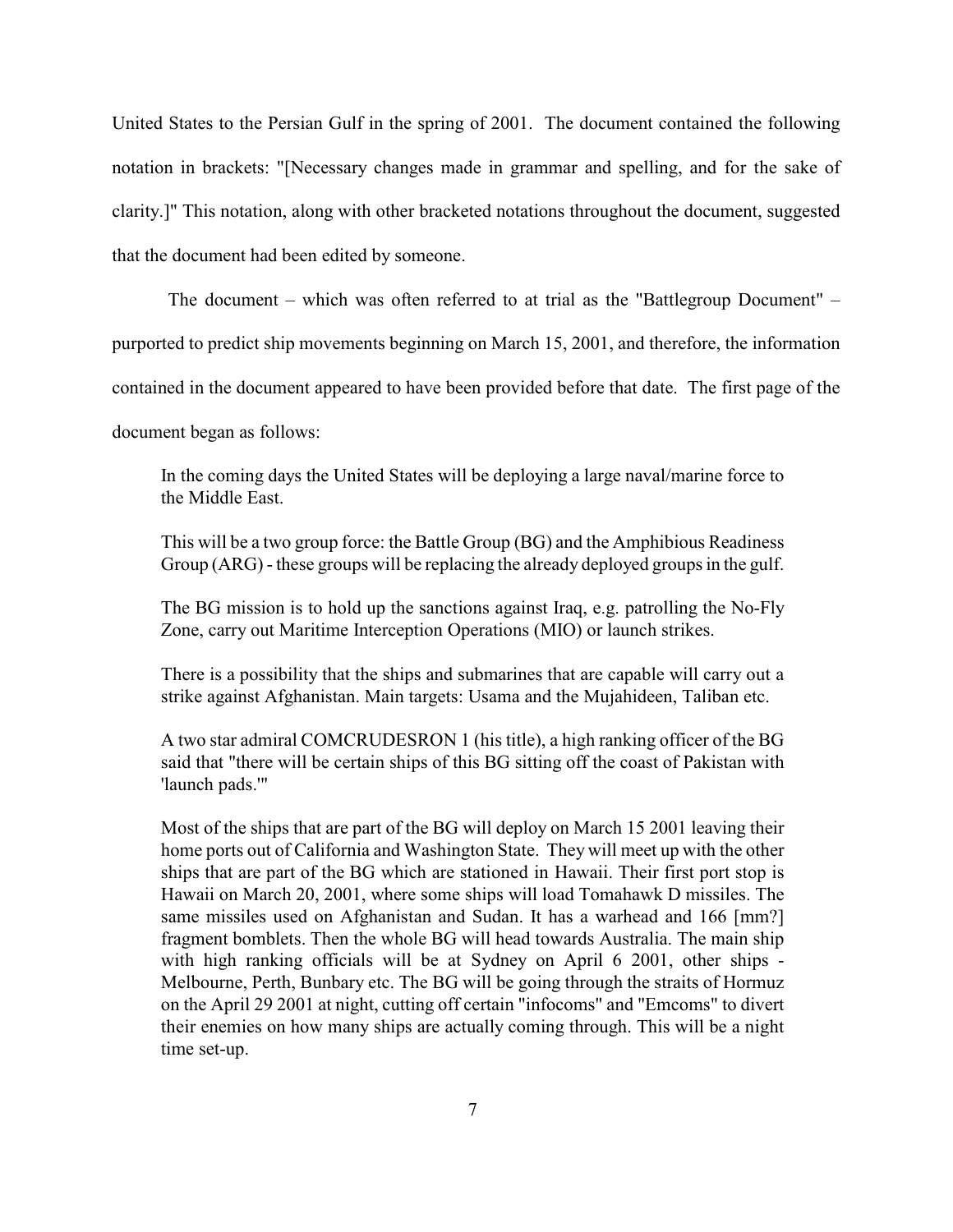United States to the Persian Gulf in the spring of 2001. The document contained the following notation in brackets: "[Necessary changes made in grammar and spelling, and for the sake of clarity.]" This notation, along with other bracketed notations throughout the document, suggested that the document had been edited by someone.

The document – which was often referred to at trial as the "Battlegroup Document" – purported to predict ship movements beginning on March 15, 2001, and therefore, the information contained in the document appeared to have been provided before that date. The first page of the document began as follows:

> In the coming days the United States will be deploying a large naval/marine force to the Middle East.
>
> This will be a two group force: the Battle Group (BG) and the Amphibious Readiness Group (ARG) - these groups will be replacing the already deployed groups in the gulf.
>
> The BG mission is to hold up the sanctions against Iraq, e.g. patrolling the No-Fly Zone, carry out Maritime Interception Operations (MIO) or launch strikes.
>
> There is a possibility that the ships and submarines that are capable will carry out a strike against Afghanistan. Main targets: Usama and the Mujahideen, Taliban etc.
>
> A two star admiral COMCRUDESRON 1 (his title), a high ranking officer of the BG said that "there will be certain ships of this BG sitting off the coast of Pakistan with 'launch pads.'"
>
> Most of the ships that are part of the BG will deploy on March 15 2001 leaving their home ports out of California and Washington State. They will meet up with the other ships that are part of the BG which are stationed in Hawaii. Their first port stop is Hawaii on March 20, 2001, where some ships will load Tomahawk D missiles. The same missiles used on Afghanistan and Sudan. It has a warhead and 166 [mm?] fragment bomblets. Then the whole BG will head towards Australia. The main ship with high ranking officials will be at Sydney on April 6 2001, other ships - Melbourne, Perth, Bunbary etc. The BG will be going through the straits of Hormuz on the April 29 2001 at night, cutting off certain "infocoms" and "Emcoms" to divert their enemies on how many ships are actually coming through. This will be a night time set-up.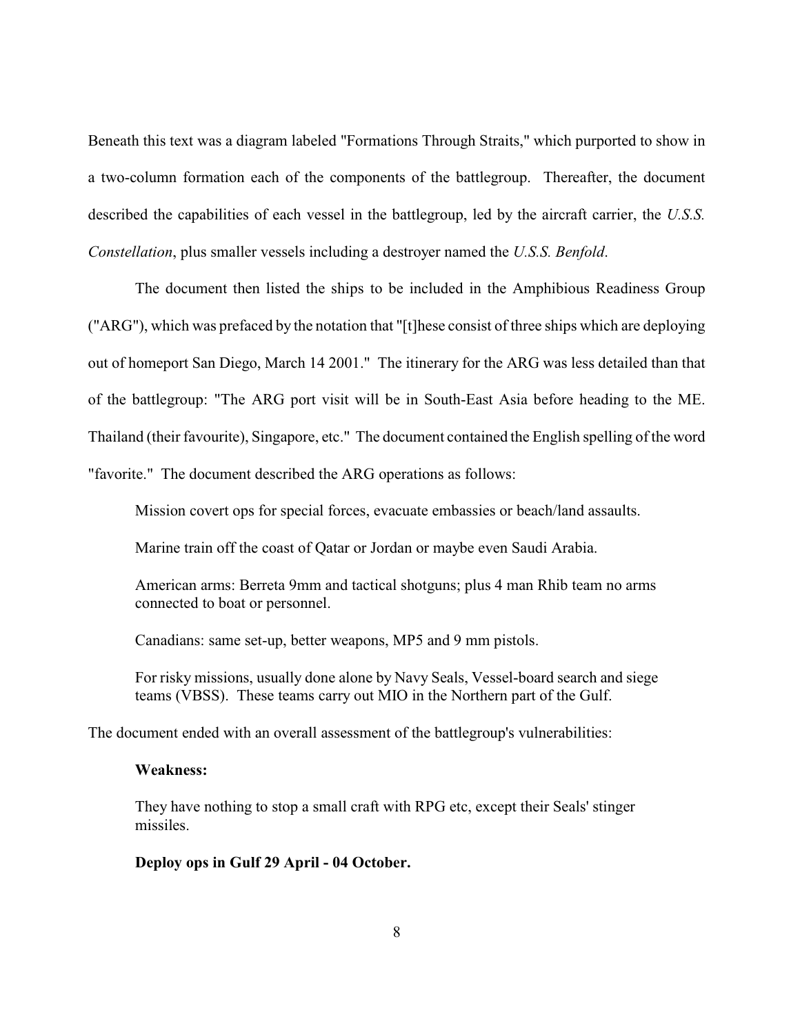Beneath this text was a diagram labeled "Formations Through Straits," which purported to show in a two-column formation each of the components of the battlegroup. Thereafter, the document described the capabilities of each vessel in the battlegroup, led by the aircraft carrier, the *U.S.S. Constellation*, plus smaller vessels including a destroyer named the *U.S.S. Benfold*.

The document then listed the ships to be included in the Amphibious Readiness Group ("ARG"), which was prefaced by the notation that "[t]hese consist of three ships which are deploying out of homeport San Diego, March 14 2001." The itinerary for the ARG was less detailed than that of the battlegroup: "The ARG port visit will be in South-East Asia before heading to the ME. Thailand (their favourite), Singapore, etc." The document contained the English spelling of the word "favorite." The document described the ARG operations as follows:

> Mission covert ops for special forces, evacuate embassies or beach/land assaults.
>
> Marine train off the coast of Qatar or Jordan or maybe even Saudi Arabia.
>
> American arms: Berreta 9mm and tactical shotguns; plus 4 man Rhib team no arms connected to boat or personnel.
>
> Canadians: same set-up, better weapons, MP5 and 9 mm pistols.
>
> For risky missions, usually done alone by Navy Seals, Vessel-board search and siege teams (VBSS). These teams carry out MIO in the Northern part of the Gulf.

The document ended with an overall assessment of the battlegroup's vulnerabilities:

> **Weakness:**
>
> They have nothing to stop a small craft with RPG etc, except their Seals' stinger missiles.
>
> **Deploy ops in Gulf 29 April - 04 October.**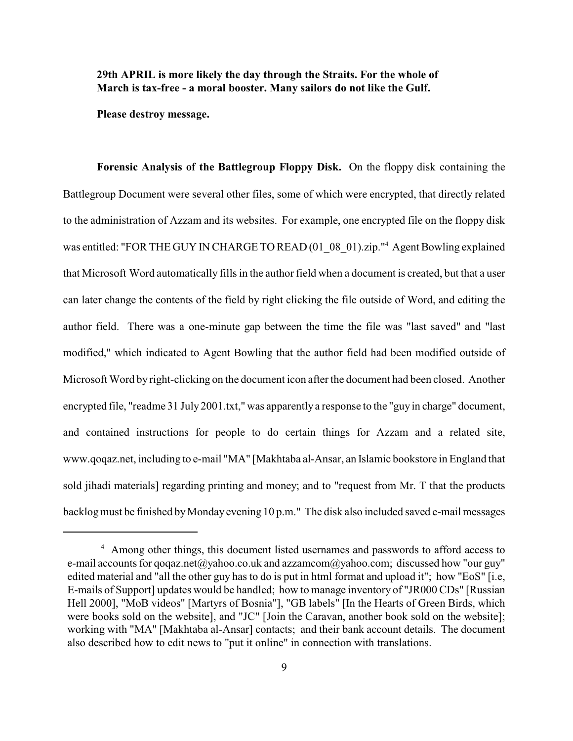**29th APRIL is more likely the day through the Straits. For the whole of March is tax-free - a moral booster. Many sailors do not like the Gulf.**

**Please destroy message.**

**Forensic Analysis of the Battlegroup Floppy Disk.** On the floppy disk containing the Battlegroup Document were several other files, some of which were encrypted, that directly related to the administration of Azzam and its websites. For example, one encrypted file on the floppy disk was entitled: "FOR THE GUY IN CHARGE TO READ (01_08_01).zip."[4] Agent Bowling explained that Microsoft Word automatically fills in the author field when a document is created, but that a user can later change the contents of the field by right clicking the file outside of Word, and editing the author field. There was a one-minute gap between the time the file was "last saved" and "last modified," which indicated to Agent Bowling that the author field had been modified outside of Microsoft Word by right-clicking on the document icon after the document had been closed. Another encrypted file, "readme 31 July 2001.txt," was apparently a response to the "guy in charge" document, and contained instructions for people to do certain things for Azzam and a related site, www.qoqaz.net, including to e-mail "MA" [Makhtaba al-Ansar, an Islamic bookstore in England that sold jihadi materials] regarding printing and money; and to "request from Mr. T that the products backlog must be finished by Monday evening 10 p.m." The disk also included saved e-mail messages

[4] Among other things, this document listed usernames and passwords to afford access to e-mail accounts for qoqaz.net@yahoo.co.uk and azzamcom@yahoo.com; discussed how "our guy" edited material and "all the other guy has to do is put in html format and upload it"; how "EoS" [i.e, E-mails of Support] updates would be handled; how to manage inventory of "JR000 CDs" [Russian Hell 2000], "MoB videos" [Martyrs of Bosnia"], "GB labels" [In the Hearts of Green Birds, which were books sold on the website], and "JC" [Join the Caravan, another book sold on the website]; working with "MA" [Makhtaba al-Ansar] contacts; and their bank account details. The document also described how to edit news to "put it online" in connection with translations.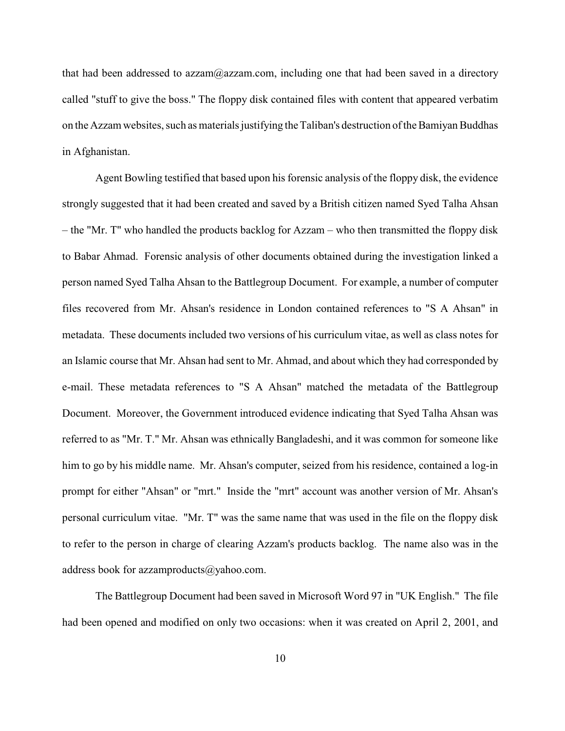that had been addressed to azzam@azzam.com, including one that had been saved in a directory called "stuff to give the boss." The floppy disk contained files with content that appeared verbatim on the Azzam websites, such as materials justifying the Taliban's destruction of the Bamiyan Buddhas in Afghanistan.

Agent Bowling testified that based upon his forensic analysis of the floppy disk, the evidence strongly suggested that it had been created and saved by a British citizen named Syed Talha Ahsan – the "Mr. T" who handled the products backlog for Azzam – who then transmitted the floppy disk to Babar Ahmad. Forensic analysis of other documents obtained during the investigation linked a person named Syed Talha Ahsan to the Battlegroup Document. For example, a number of computer files recovered from Mr. Ahsan's residence in London contained references to "S A Ahsan" in metadata. These documents included two versions of his curriculum vitae, as well as class notes for an Islamic course that Mr. Ahsan had sent to Mr. Ahmad, and about which they had corresponded by e-mail. These metadata references to "S A Ahsan" matched the metadata of the Battlegroup Document. Moreover, the Government introduced evidence indicating that Syed Talha Ahsan was referred to as "Mr. T." Mr. Ahsan was ethnically Bangladeshi, and it was common for someone like him to go by his middle name. Mr. Ahsan's computer, seized from his residence, contained a log-in prompt for either "Ahsan" or "mrt." Inside the "mrt" account was another version of Mr. Ahsan's personal curriculum vitae. "Mr. T" was the same name that was used in the file on the floppy disk to refer to the person in charge of clearing Azzam's products backlog. The name also was in the address book for azzamproducts@yahoo.com.

The Battlegroup Document had been saved in Microsoft Word 97 in "UK English." The file had been opened and modified on only two occasions: when it was created on April 2, 2001, and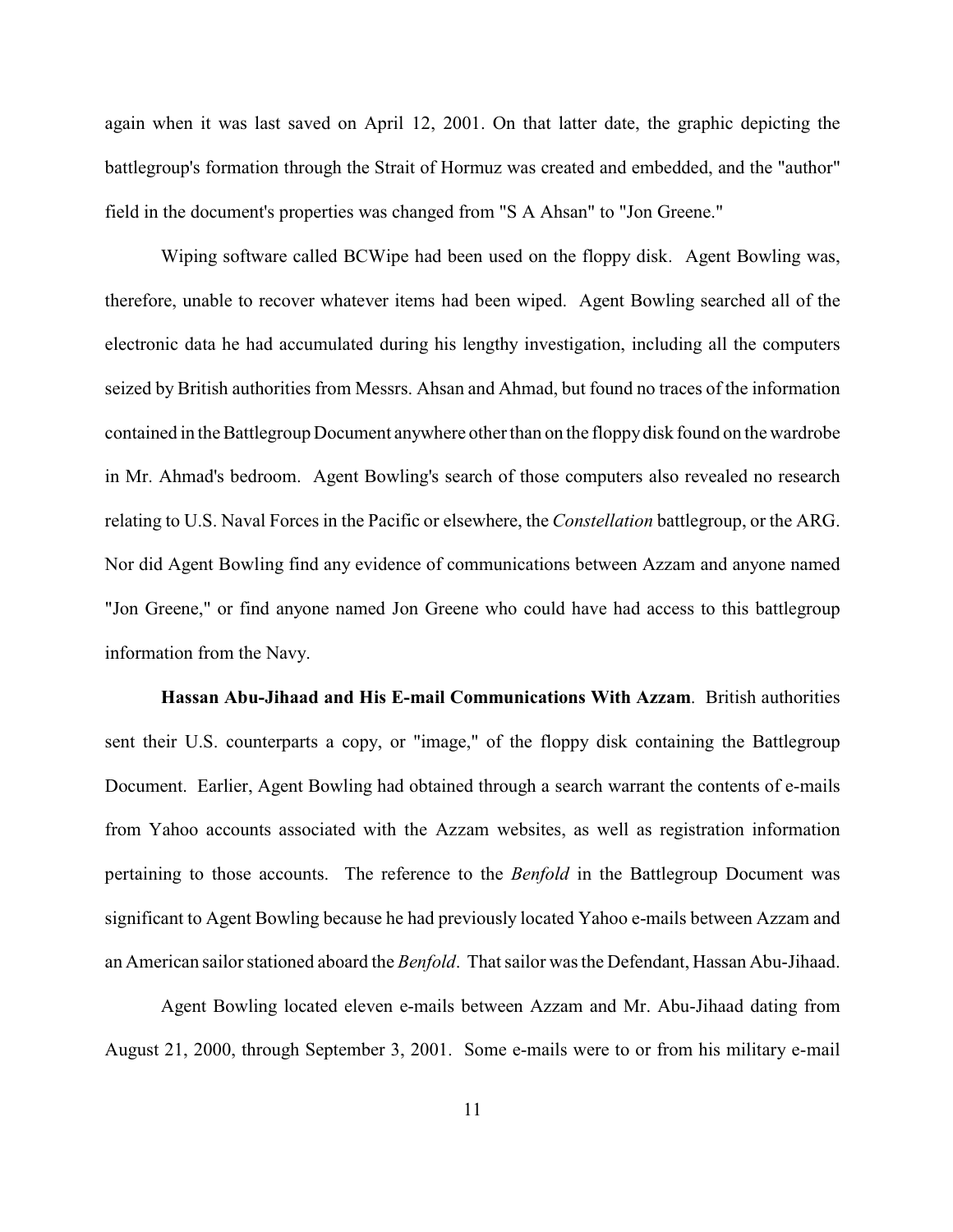again when it was last saved on April 12, 2001. On that latter date, the graphic depicting the battlegroup's formation through the Strait of Hormuz was created and embedded, and the "author" field in the document's properties was changed from "S A Ahsan" to "Jon Greene."

Wiping software called BCWipe had been used on the floppy disk. Agent Bowling was, therefore, unable to recover whatever items had been wiped. Agent Bowling searched all of the electronic data he had accumulated during his lengthy investigation, including all the computers seized by British authorities from Messrs. Ahsan and Ahmad, but found no traces of the information contained in the Battlegroup Document anywhere other than on the floppy disk found on the wardrobe in Mr. Ahmad's bedroom. Agent Bowling's search of those computers also revealed no research relating to U.S. Naval Forces in the Pacific or elsewhere, the *Constellation* battlegroup, or the ARG. Nor did Agent Bowling find any evidence of communications between Azzam and anyone named "Jon Greene," or find anyone named Jon Greene who could have had access to this battlegroup information from the Navy.

**Hassan Abu-Jihaad and His E-mail Communications With Azzam**. British authorities sent their U.S. counterparts a copy, or "image," of the floppy disk containing the Battlegroup Document. Earlier, Agent Bowling had obtained through a search warrant the contents of e-mails from Yahoo accounts associated with the Azzam websites, as well as registration information pertaining to those accounts. The reference to the *Benfold* in the Battlegroup Document was significant to Agent Bowling because he had previously located Yahoo e-mails between Azzam and an American sailor stationed aboard the *Benfold*. That sailor was the Defendant, Hassan Abu-Jihaad.

Agent Bowling located eleven e-mails between Azzam and Mr. Abu-Jihaad dating from August 21, 2000, through September 3, 2001. Some e-mails were to or from his military e-mail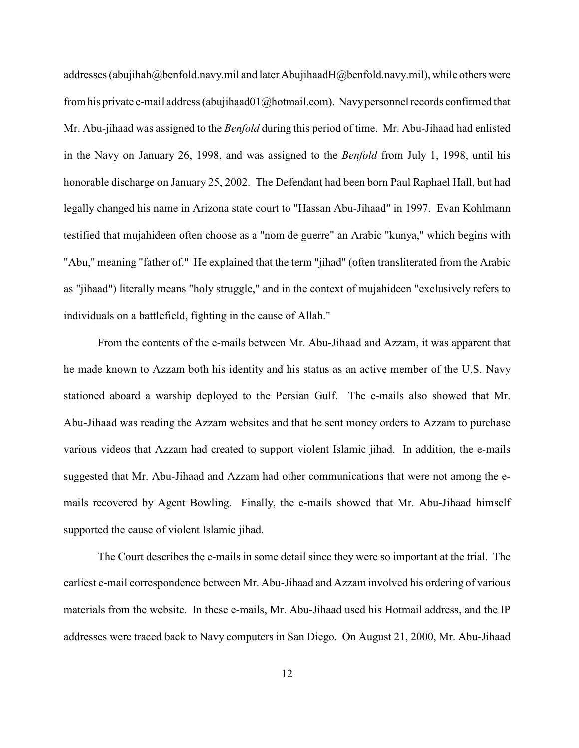addresses (abujihah@benfold.navy.mil and later AbujihaadH@benfold.navy.mil), while others were from his private e-mail address (abujihaad01@hotmail.com). Navy personnel records confirmed that Mr. Abu-jihaad was assigned to the *Benfold* during this period of time. Mr. Abu-Jihaad had enlisted in the Navy on January 26, 1998, and was assigned to the *Benfold* from July 1, 1998, until his honorable discharge on January 25, 2002. The Defendant had been born Paul Raphael Hall, but had legally changed his name in Arizona state court to "Hassan Abu-Jihaad" in 1997. Evan Kohlmann testified that mujahideen often choose as a "nom de guerre" an Arabic "kunya," which begins with "Abu," meaning "father of." He explained that the term "jihad" (often transliterated from the Arabic as "jihaad") literally means "holy struggle," and in the context of mujahideen "exclusively refers to individuals on a battlefield, fighting in the cause of Allah."

From the contents of the e-mails between Mr. Abu-Jihaad and Azzam, it was apparent that he made known to Azzam both his identity and his status as an active member of the U.S. Navy stationed aboard a warship deployed to the Persian Gulf. The e-mails also showed that Mr. Abu-Jihaad was reading the Azzam websites and that he sent money orders to Azzam to purchase various videos that Azzam had created to support violent Islamic jihad. In addition, the e-mails suggested that Mr. Abu-Jihaad and Azzam had other communications that were not among the e-mails recovered by Agent Bowling. Finally, the e-mails showed that Mr. Abu-Jihaad himself supported the cause of violent Islamic jihad.

The Court describes the e-mails in some detail since they were so important at the trial. The earliest e-mail correspondence between Mr. Abu-Jihaad and Azzam involved his ordering of various materials from the website. In these e-mails, Mr. Abu-Jihaad used his Hotmail address, and the IP addresses were traced back to Navy computers in San Diego. On August 21, 2000, Mr. Abu-Jihaad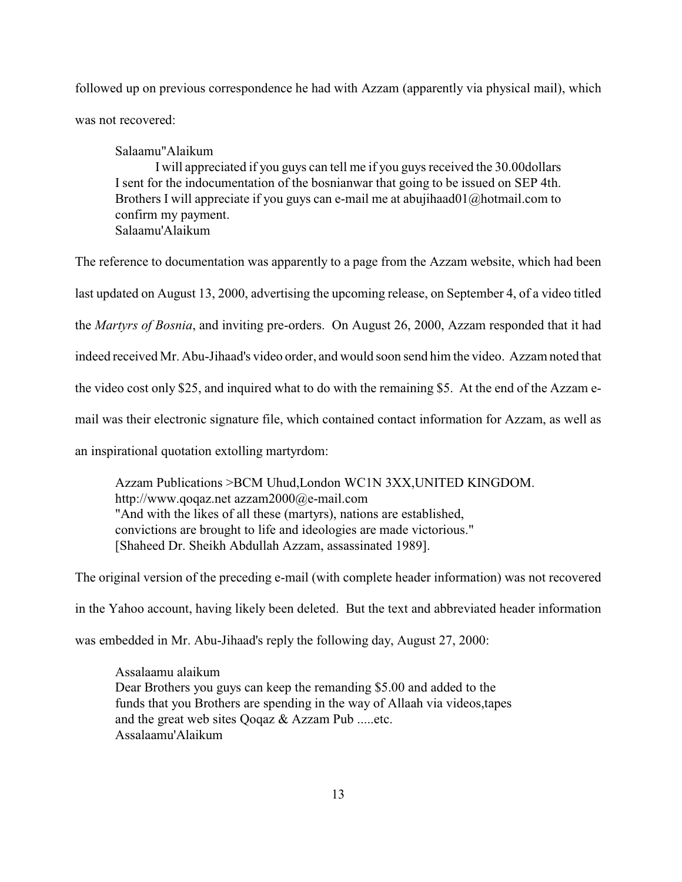followed up on previous correspondence he had with Azzam (apparently via physical mail), which was not recovered:

> Salaamu"Alaikum
> I will appreciated if you guys can tell me if you guys received the 30.00dollars I sent for the indocumentation of the bosnianwar that going to be issued on SEP 4th. Brothers I will appreciate if you guys can e-mail me at abujihaad01@hotmail.com to confirm my payment.
> Salaamu'Alaikum

The reference to documentation was apparently to a page from the Azzam website, which had been last updated on August 13, 2000, advertising the upcoming release, on September 4, of a video titled the *Martyrs of Bosnia*, and inviting pre-orders. On August 26, 2000, Azzam responded that it had indeed received Mr. Abu-Jihaad's video order, and would soon send him the video. Azzam noted that the video cost only $25, and inquired what to do with the remaining $5. At the end of the Azzam e-mail was their electronic signature file, which contained contact information for Azzam, as well as an inspirational quotation extolling martyrdom:

> Azzam Publications >BCM Uhud,London WC1N 3XX,UNITED KINGDOM.
> http://www.qoqaz.net azzam2000@e-mail.com
> "And with the likes of all these (martyrs), nations are established, convictions are brought to life and ideologies are made victorious."
> [Shaheed Dr. Sheikh Abdullah Azzam, assassinated 1989].

The original version of the preceding e-mail (with complete header information) was not recovered in the Yahoo account, having likely been deleted. But the text and abbreviated header information was embedded in Mr. Abu-Jihaad's reply the following day, August 27, 2000:

> Assalaamu alaikum
> Dear Brothers you guys can keep the remanding $5.00 and added to the funds that you Brothers are spending in the way of Allaah via videos,tapes and the great web sites Qoqaz & Azzam Pub .....etc.
> Assalaamu'Alaikum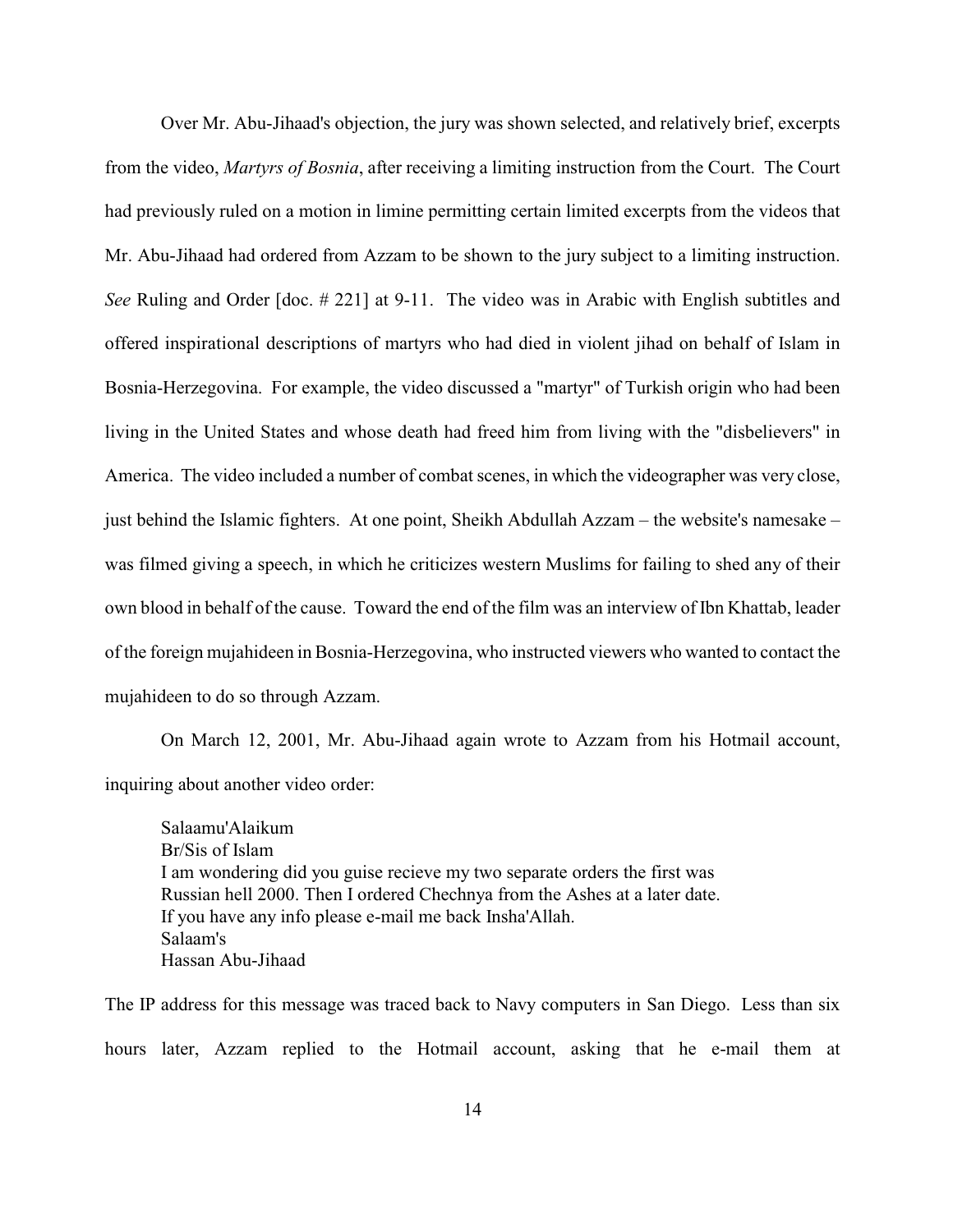Over Mr. Abu-Jihaad's objection, the jury was shown selected, and relatively brief, excerpts from the video, *Martyrs of Bosnia*, after receiving a limiting instruction from the Court. The Court had previously ruled on a motion in limine permitting certain limited excerpts from the videos that Mr. Abu-Jihaad had ordered from Azzam to be shown to the jury subject to a limiting instruction. *See* Ruling and Order [doc. # 221] at 9-11. The video was in Arabic with English subtitles and offered inspirational descriptions of martyrs who had died in violent jihad on behalf of Islam in Bosnia-Herzegovina. For example, the video discussed a "martyr" of Turkish origin who had been living in the United States and whose death had freed him from living with the "disbelievers" in America. The video included a number of combat scenes, in which the videographer was very close, just behind the Islamic fighters. At one point, Sheikh Abdullah Azzam – the website's namesake – was filmed giving a speech, in which he criticizes western Muslims for failing to shed any of their own blood in behalf of the cause. Toward the end of the film was an interview of Ibn Khattab, leader of the foreign mujahideen in Bosnia-Herzegovina, who instructed viewers who wanted to contact the mujahideen to do so through Azzam.

On March 12, 2001, Mr. Abu-Jihaad again wrote to Azzam from his Hotmail account, inquiring about another video order:

> Salaamu'Alaikum
> Br/Sis of Islam
> I am wondering did you guise recieve my two separate orders the first was
> Russian hell 2000. Then I ordered Chechnya from the Ashes at a later date.
> If you have any info please e-mail me back Insha'Allah.
> Salaam's
> Hassan Abu-Jihaad

The IP address for this message was traced back to Navy computers in San Diego. Less than six hours later, Azzam replied to the Hotmail account, asking that he e-mail them at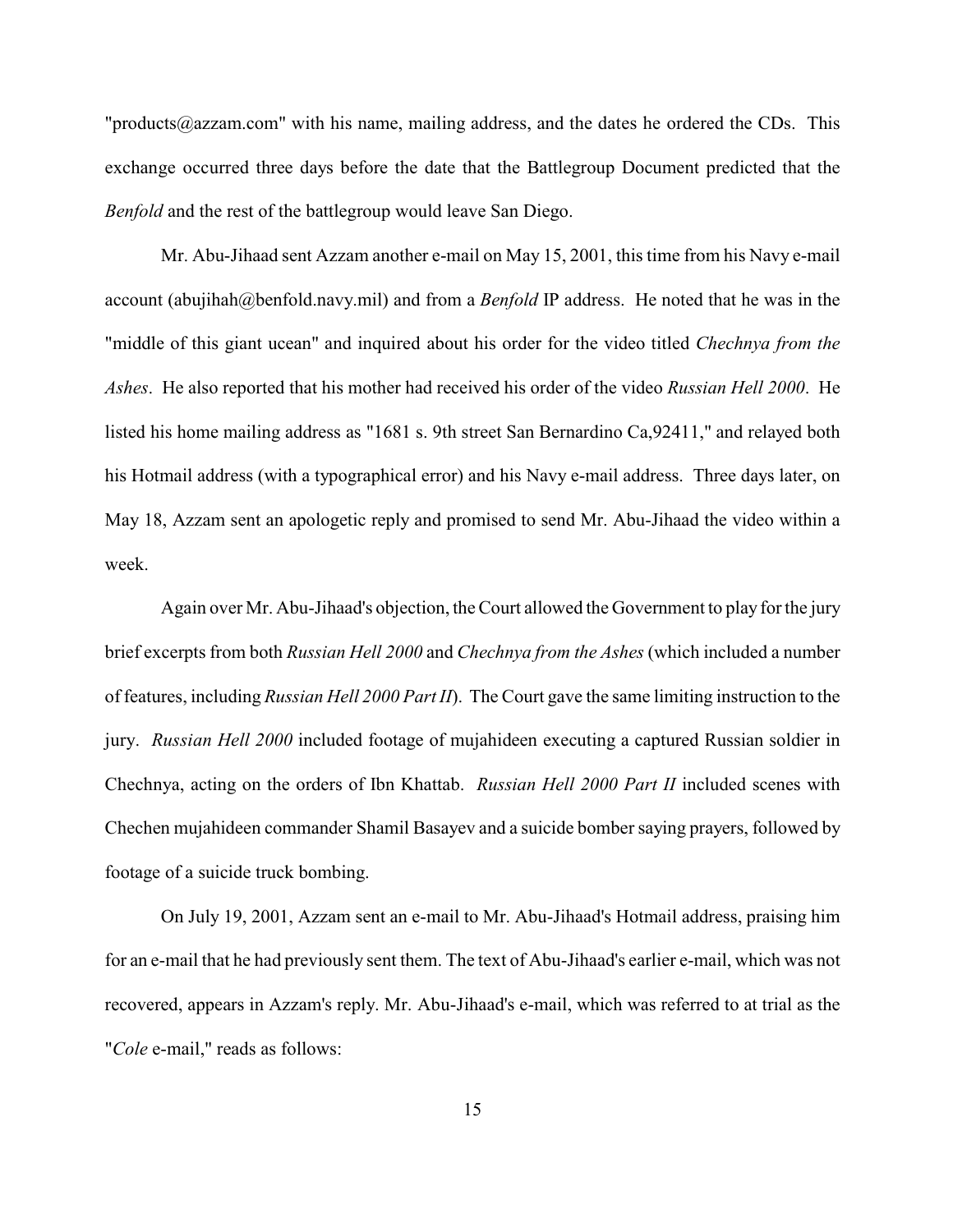"products@azzam.com" with his name, mailing address, and the dates he ordered the CDs. This exchange occurred three days before the date that the Battlegroup Document predicted that the *Benfold* and the rest of the battlegroup would leave San Diego.

Mr. Abu-Jihaad sent Azzam another e-mail on May 15, 2001, this time from his Navy e-mail account (abujihah@benfold.navy.mil) and from a *Benfold* IP address. He noted that he was in the "middle of this giant ucean" and inquired about his order for the video titled *Chechnya from the Ashes*. He also reported that his mother had received his order of the video *Russian Hell 2000*. He listed his home mailing address as "1681 s. 9th street San Bernardino Ca,92411," and relayed both his Hotmail address (with a typographical error) and his Navy e-mail address. Three days later, on May 18, Azzam sent an apologetic reply and promised to send Mr. Abu-Jihaad the video within a week.

Again over Mr. Abu-Jihaad's objection, the Court allowed the Government to play for the jury brief excerpts from both *Russian Hell 2000* and *Chechnya from the Ashes* (which included a number of features, including *Russian Hell 2000 Part II*). The Court gave the same limiting instruction to the jury. *Russian Hell 2000* included footage of mujahideen executing a captured Russian soldier in Chechnya, acting on the orders of Ibn Khattab. *Russian Hell 2000 Part II* included scenes with Chechen mujahideen commander Shamil Basayev and a suicide bomber saying prayers, followed by footage of a suicide truck bombing.

On July 19, 2001, Azzam sent an e-mail to Mr. Abu-Jihaad's Hotmail address, praising him for an e-mail that he had previously sent them. The text of Abu-Jihaad's earlier e-mail, which was not recovered, appears in Azzam's reply. Mr. Abu-Jihaad's e-mail, which was referred to at trial as the "*Cole* e-mail," reads as follows: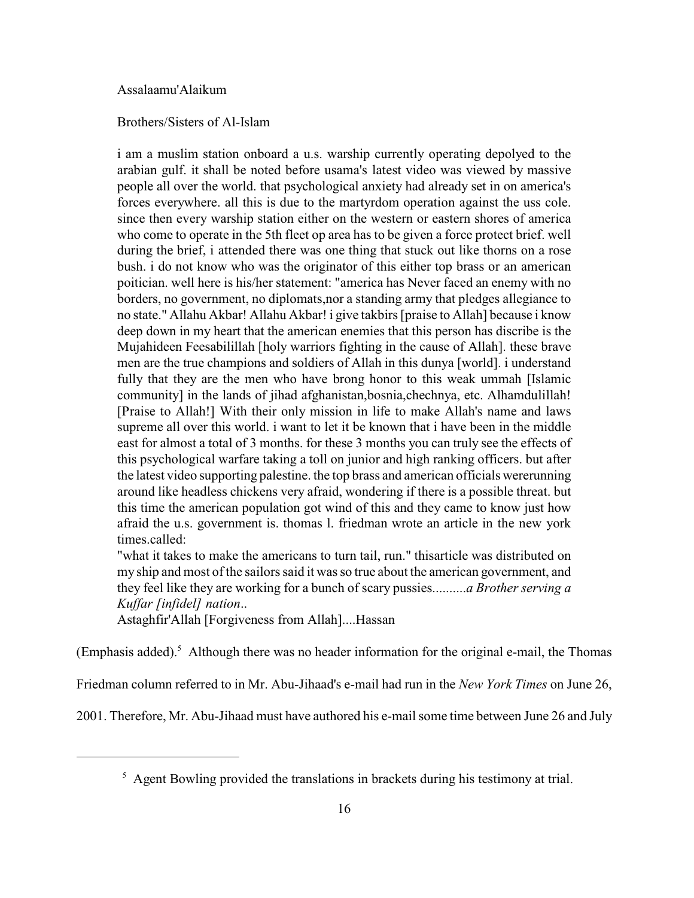Assalaamu'Alaikum

Brothers/Sisters of Al-Islam

i am a muslim station onboard a u.s. warship currently operating depolyed to the arabian gulf. it shall be noted before usama's latest video was viewed by massive people all over the world. that psychological anxiety had already set in on america's forces everywhere. all this is due to the martyrdom operation against the uss cole. since then every warship station either on the western or eastern shores of america who come to operate in the 5th fleet op area has to be given a force protect brief. well during the brief, i attended there was one thing that stuck out like thorns on a rose bush. i do not know who was the originator of this either top brass or an american poitician. well here is his/her statement: "america has Never faced an enemy with no borders, no government, no diplomats,nor a standing army that pledges allegiance to no state." Allahu Akbar! Allahu Akbar! i give takbirs [praise to Allah] because i know deep down in my heart that the american enemies that this person has discribe is the Mujahideen Feesabilillah [holy warriors fighting in the cause of Allah]. these brave men are the true champions and soldiers of Allah in this dunya [world]. i understand fully that they are the men who have brong honor to this weak ummah [Islamic community] in the lands of jihad afghanistan,bosnia,chechnya, etc. Alhamdulillah! [Praise to Allah!] With their only mission in life to make Allah's name and laws supreme all over this world. i want to let it be known that i have been in the middle east for almost a total of 3 months. for these 3 months you can truly see the effects of this psychological warfare taking a toll on junior and high ranking officers. but after the latest video supporting palestine. the top brass and american officials wererunning around like headless chickens very afraid, wondering if there is a possible threat. but this time the american population got wind of this and they came to know just how afraid the u.s. government is. thomas l. friedman wrote an article in the new york times.called:
"what it takes to make the americans to turn tail, run." thisarticle was distributed on my ship and most of the sailors said it was so true about the american government, and they feel like they are working for a bunch of scary pussies..........*a Brother serving a Kuffar [infidel] nation*..
Astaghfir'Allah [Forgiveness from Allah]....Hassan

(Emphasis added).[5] Although there was no header information for the original e-mail, the Thomas Friedman column referred to in Mr. Abu-Jihaad's e-mail had run in the *New York Times* on June 26, 2001. Therefore, Mr. Abu-Jihaad must have authored his e-mail some time between June 26 and July

[5] Agent Bowling provided the translations in brackets during his testimony at trial.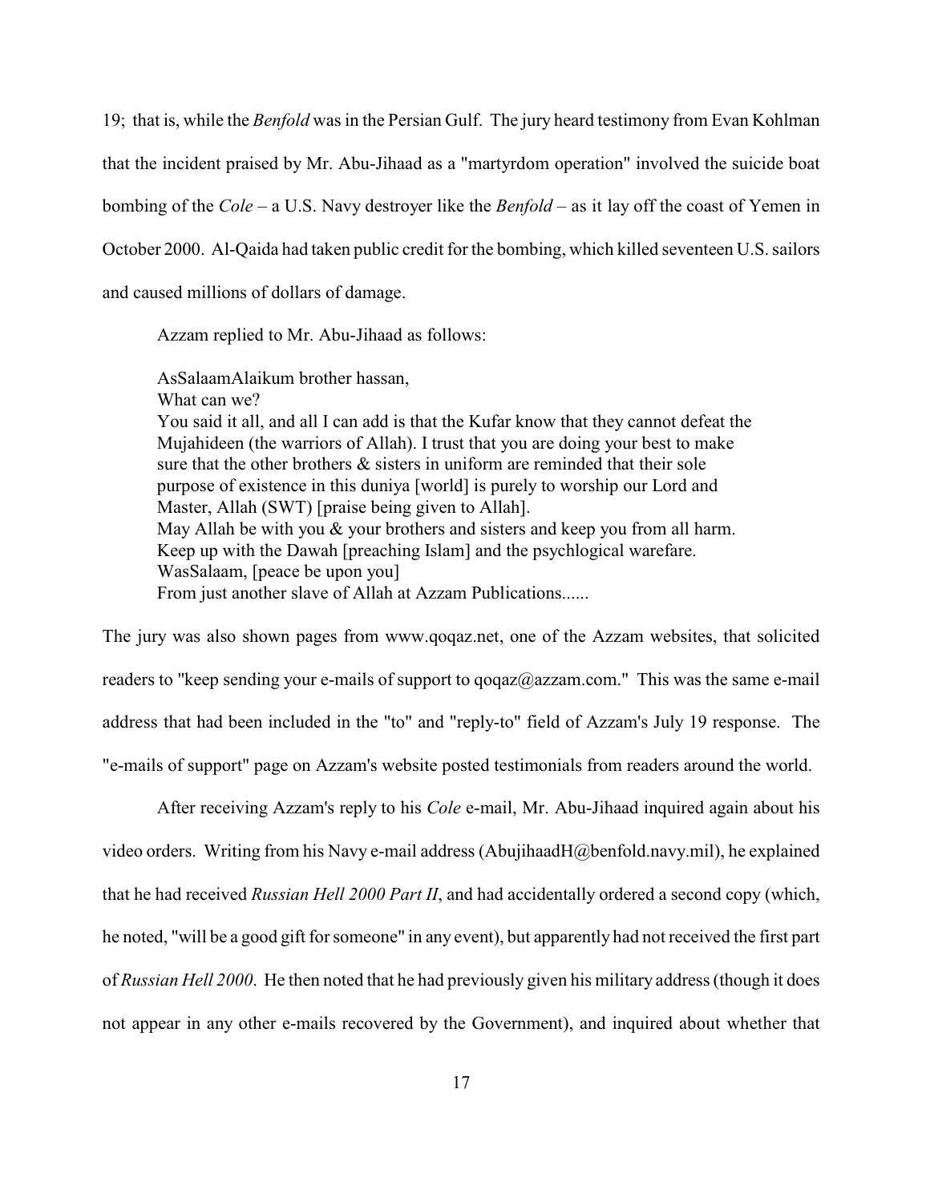19; that is, while the *Benfold* was in the Persian Gulf. The jury heard testimony from Evan Kohlman that the incident praised by Mr. Abu-Jihaad as a "martyrdom operation" involved the suicide boat bombing of the *Cole* – a U.S. Navy destroyer like the *Benfold* – as it lay off the coast of Yemen in October 2000. Al-Qaida had taken public credit for the bombing, which killed seventeen U.S. sailors and caused millions of dollars of damage.

Azzam replied to Mr. Abu-Jihaad as follows:

> AsSalaamAlaikum brother hassan,
> What can we?
> You said it all, and all I can add is that the Kufar know that they cannot defeat the Mujahideen (the warriors of Allah). I trust that you are doing your best to make sure that the other brothers & sisters in uniform are reminded that their sole purpose of existence in this duniya [world] is purely to worship our Lord and Master, Allah (SWT) [praise being given to Allah].
> May Allah be with you & your brothers and sisters and keep you from all harm.
> Keep up with the Dawah [preaching Islam] and the psychlogical warefare.
> WasSalaam, [peace be upon you]
> From just another slave of Allah at Azzam Publications......

The jury was also shown pages from www.qoqaz.net, one of the Azzam websites, that solicited readers to "keep sending your e-mails of support to qoqaz@azzam.com." This was the same e-mail address that had been included in the "to" and "reply-to" field of Azzam's July 19 response. The "e-mails of support" page on Azzam's website posted testimonials from readers around the world.

After receiving Azzam's reply to his *Cole* e-mail, Mr. Abu-Jihaad inquired again about his video orders. Writing from his Navy e-mail address (AbujihaadH@benfold.navy.mil), he explained that he had received *Russian Hell 2000 Part II*, and had accidentally ordered a second copy (which, he noted, "will be a good gift for someone" in any event), but apparently had not received the first part of *Russian Hell 2000*. He then noted that he had previously given his military address (though it does not appear in any other e-mails recovered by the Government), and inquired about whether that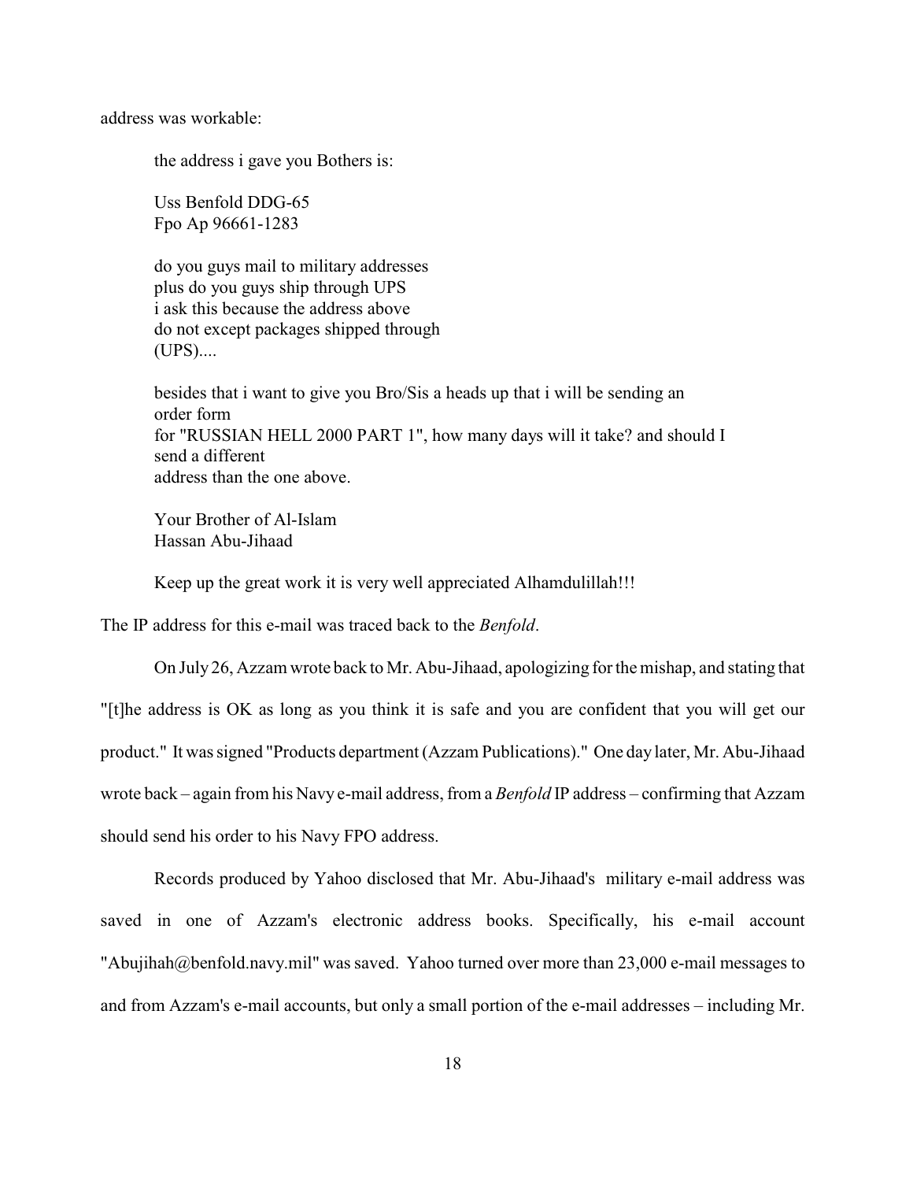address was workable:

> the address i gave you Bothers is:
>
> Uss Benfold DDG-65
> Fpo Ap 96661-1283
>
> do you guys mail to military addresses
> plus do you guys ship through UPS
> i ask this because the address above
> do not except packages shipped through
> (UPS)....
>
> besides that i want to give you Bro/Sis a heads up that i will be sending an
> order form
> for "RUSSIAN HELL 2000 PART 1", how many days will it take? and should I
> send a different
> address than the one above.
>
> Your Brother of Al-Islam
> Hassan Abu-Jihaad
>
> Keep up the great work it is very well appreciated Alhamdulillah!!!

The IP address for this e-mail was traced back to the *Benfold*.

On July 26, Azzam wrote back to Mr. Abu-Jihaad, apologizing for the mishap, and stating that "[t]he address is OK as long as you think it is safe and you are confident that you will get our product." It was signed "Products department (Azzam Publications)." One day later, Mr. Abu-Jihaad wrote back – again from his Navy e-mail address, from a *Benfold* IP address – confirming that Azzam should send his order to his Navy FPO address.

Records produced by Yahoo disclosed that Mr. Abu-Jihaad's military e-mail address was saved in one of Azzam's electronic address books. Specifically, his e-mail account "Abujihah@benfold.navy.mil" was saved. Yahoo turned over more than 23,000 e-mail messages to and from Azzam's e-mail accounts, but only a small portion of the e-mail addresses – including Mr.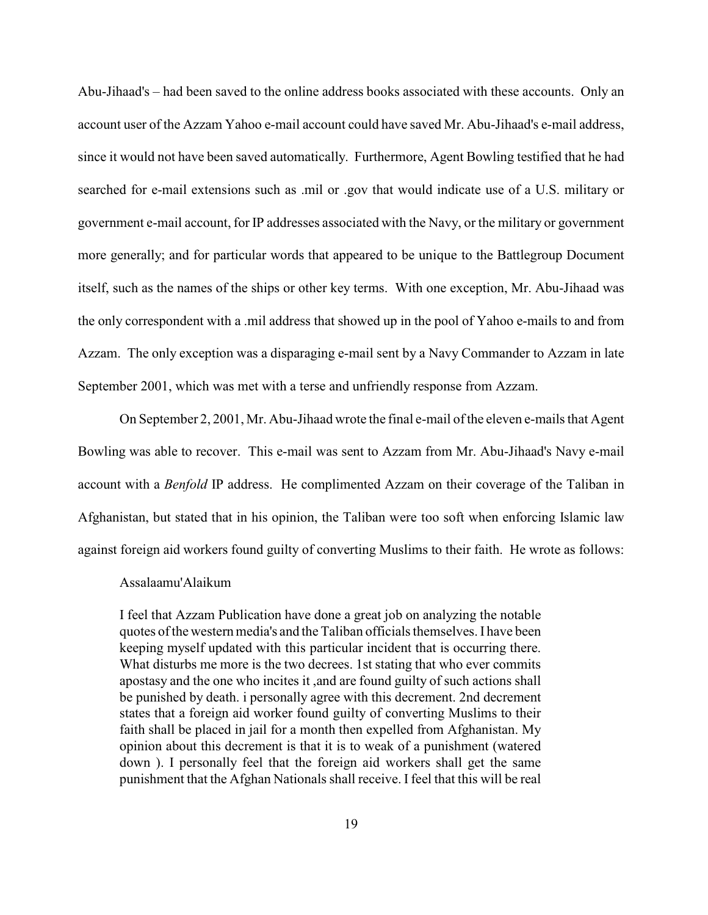Abu-Jihaad's – had been saved to the online address books associated with these accounts. Only an account user of the Azzam Yahoo e-mail account could have saved Mr. Abu-Jihaad's e-mail address, since it would not have been saved automatically. Furthermore, Agent Bowling testified that he had searched for e-mail extensions such as .mil or .gov that would indicate use of a U.S. military or government e-mail account, for IP addresses associated with the Navy, or the military or government more generally; and for particular words that appeared to be unique to the Battlegroup Document itself, such as the names of the ships or other key terms. With one exception, Mr. Abu-Jihaad was the only correspondent with a .mil address that showed up in the pool of Yahoo e-mails to and from Azzam. The only exception was a disparaging e-mail sent by a Navy Commander to Azzam in late September 2001, which was met with a terse and unfriendly response from Azzam.

On September 2, 2001, Mr. Abu-Jihaad wrote the final e-mail of the eleven e-mails that Agent Bowling was able to recover. This e-mail was sent to Azzam from Mr. Abu-Jihaad's Navy e-mail account with a *Benfold* IP address. He complimented Azzam on their coverage of the Taliban in Afghanistan, but stated that in his opinion, the Taliban were too soft when enforcing Islamic law against foreign aid workers found guilty of converting Muslims to their faith. He wrote as follows:

> Assalaamu'Alaikum
>
> I feel that Azzam Publication have done a great job on analyzing the notable quotes of the western media's and the Taliban officials themselves. I have been keeping myself updated with this particular incident that is occurring there. What disturbs me more is the two decrees. 1st stating that who ever commits apostasy and the one who incites it ,and are found guilty of such actions shall be punished by death. i personally agree with this decrement. 2nd decrement states that a foreign aid worker found guilty of converting Muslims to their faith shall be placed in jail for a month then expelled from Afghanistan. My opinion about this decrement is that it is to weak of a punishment (watered down ). I personally feel that the foreign aid workers shall get the same punishment that the Afghan Nationals shall receive. I feel that this will be real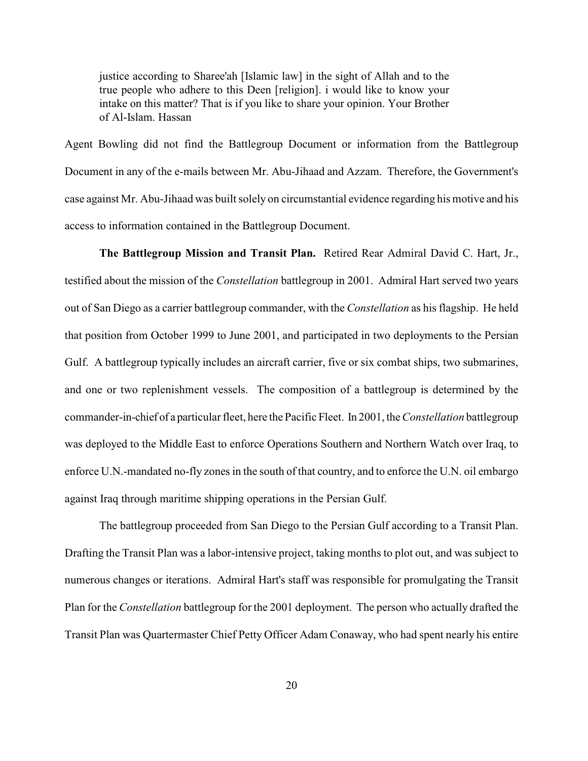> justice according to Sharee'ah [Islamic law] in the sight of Allah and to the true people who adhere to this Deen [religion]. i would like to know your intake on this matter? That is if you like to share your opinion. Your Brother of Al-Islam. Hassan

Agent Bowling did not find the Battlegroup Document or information from the Battlegroup Document in any of the e-mails between Mr. Abu-Jihaad and Azzam. Therefore, the Government's case against Mr. Abu-Jihaad was built solely on circumstantial evidence regarding his motive and his access to information contained in the Battlegroup Document.

**The Battlegroup Mission and Transit Plan.** Retired Rear Admiral David C. Hart, Jr., testified about the mission of the *Constellation* battlegroup in 2001. Admiral Hart served two years out of San Diego as a carrier battlegroup commander, with the *Constellation* as his flagship. He held that position from October 1999 to June 2001, and participated in two deployments to the Persian Gulf. A battlegroup typically includes an aircraft carrier, five or six combat ships, two submarines, and one or two replenishment vessels. The composition of a battlegroup is determined by the commander-in-chief of a particular fleet, here the Pacific Fleet. In 2001, the *Constellation* battlegroup was deployed to the Middle East to enforce Operations Southern and Northern Watch over Iraq, to enforce U.N.-mandated no-fly zones in the south of that country, and to enforce the U.N. oil embargo against Iraq through maritime shipping operations in the Persian Gulf.

The battlegroup proceeded from San Diego to the Persian Gulf according to a Transit Plan. Drafting the Transit Plan was a labor-intensive project, taking months to plot out, and was subject to numerous changes or iterations. Admiral Hart's staff was responsible for promulgating the Transit Plan for the *Constellation* battlegroup for the 2001 deployment. The person who actually drafted the Transit Plan was Quartermaster Chief Petty Officer Adam Conaway, who had spent nearly his entire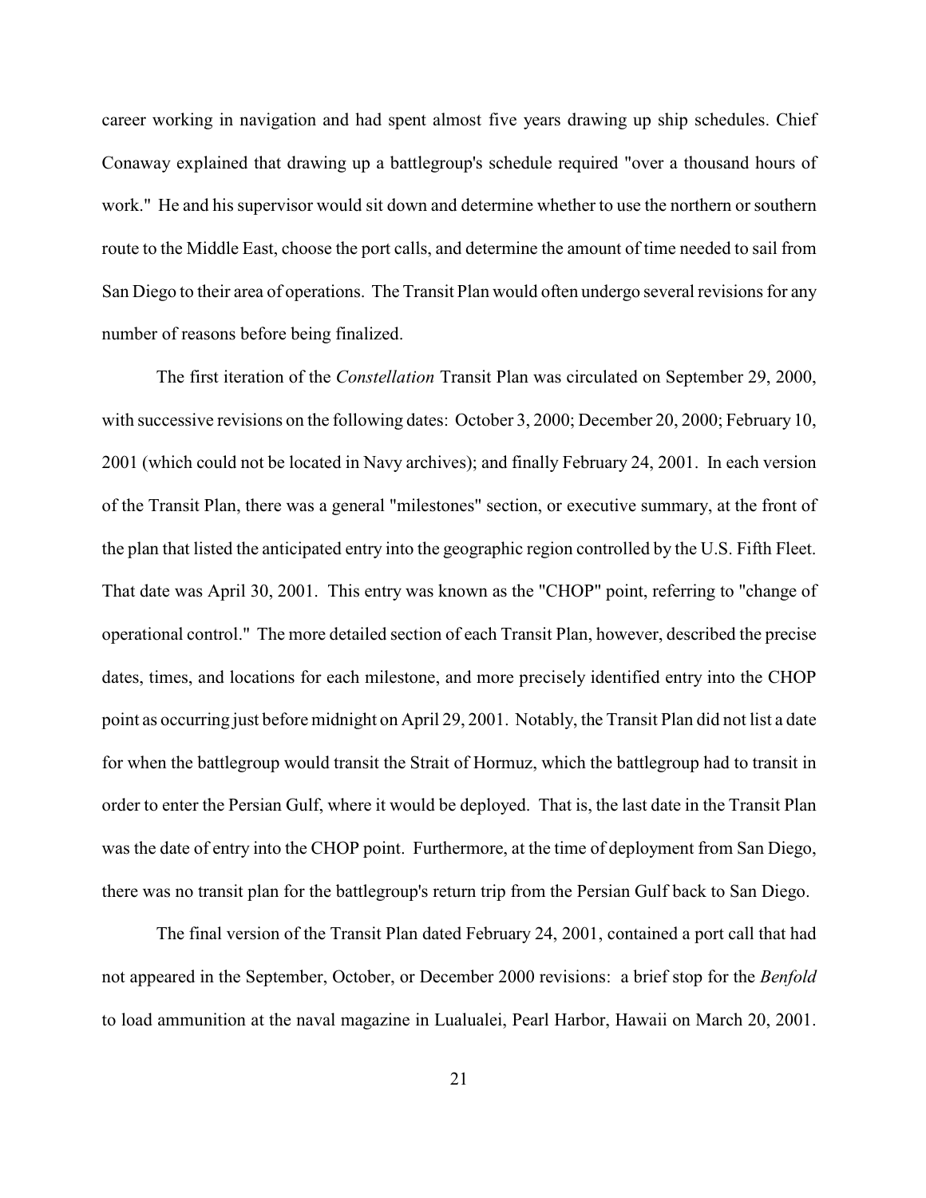career working in navigation and had spent almost five years drawing up ship schedules. Chief Conaway explained that drawing up a battlegroup's schedule required "over a thousand hours of work." He and his supervisor would sit down and determine whether to use the northern or southern route to the Middle East, choose the port calls, and determine the amount of time needed to sail from San Diego to their area of operations. The Transit Plan would often undergo several revisions for any number of reasons before being finalized.

The first iteration of the *Constellation* Transit Plan was circulated on September 29, 2000, with successive revisions on the following dates: October 3, 2000; December 20, 2000; February 10, 2001 (which could not be located in Navy archives); and finally February 24, 2001. In each version of the Transit Plan, there was a general "milestones" section, or executive summary, at the front of the plan that listed the anticipated entry into the geographic region controlled by the U.S. Fifth Fleet. That date was April 30, 2001. This entry was known as the "CHOP" point, referring to "change of operational control." The more detailed section of each Transit Plan, however, described the precise dates, times, and locations for each milestone, and more precisely identified entry into the CHOP point as occurring just before midnight on April 29, 2001. Notably, the Transit Plan did not list a date for when the battlegroup would transit the Strait of Hormuz, which the battlegroup had to transit in order to enter the Persian Gulf, where it would be deployed. That is, the last date in the Transit Plan was the date of entry into the CHOP point. Furthermore, at the time of deployment from San Diego, there was no transit plan for the battlegroup's return trip from the Persian Gulf back to San Diego.

The final version of the Transit Plan dated February 24, 2001, contained a port call that had not appeared in the September, October, or December 2000 revisions: a brief stop for the *Benfold* to load ammunition at the naval magazine in Lualualei, Pearl Harbor, Hawaii on March 20, 2001.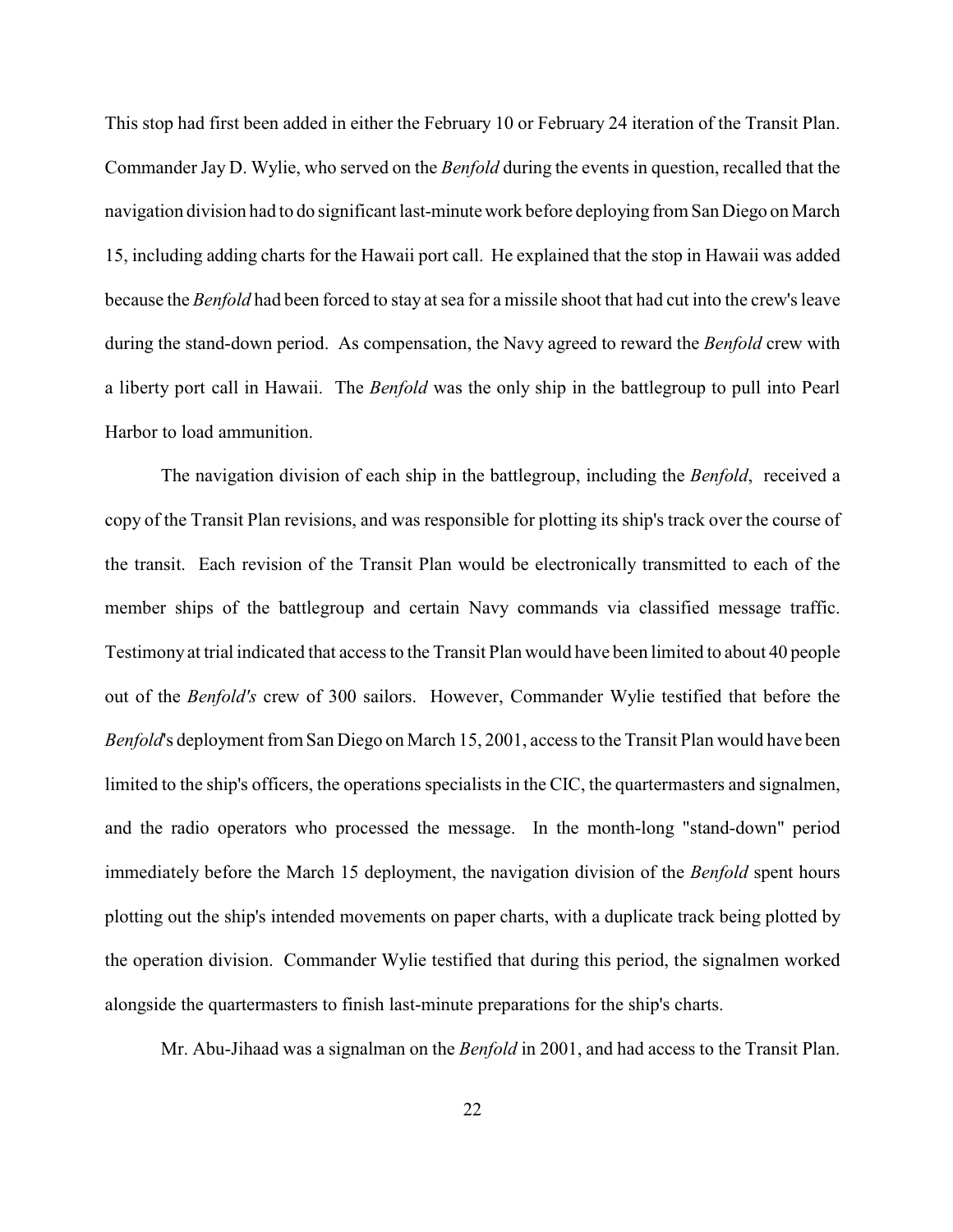This stop had first been added in either the February 10 or February 24 iteration of the Transit Plan. Commander Jay D. Wylie, who served on the *Benfold* during the events in question, recalled that the navigation division had to do significant last-minute work before deploying from San Diego on March 15, including adding charts for the Hawaii port call. He explained that the stop in Hawaii was added because the *Benfold* had been forced to stay at sea for a missile shoot that had cut into the crew's leave during the stand-down period. As compensation, the Navy agreed to reward the *Benfold* crew with a liberty port call in Hawaii. The *Benfold* was the only ship in the battlegroup to pull into Pearl Harbor to load ammunition.

The navigation division of each ship in the battlegroup, including the *Benfold*, received a copy of the Transit Plan revisions, and was responsible for plotting its ship's track over the course of the transit. Each revision of the Transit Plan would be electronically transmitted to each of the member ships of the battlegroup and certain Navy commands via classified message traffic. Testimony at trial indicated that access to the Transit Plan would have been limited to about 40 people out of the *Benfold's* crew of 300 sailors. However, Commander Wylie testified that before the *Benfold*'s deployment from San Diego on March 15, 2001, access to the Transit Plan would have been limited to the ship's officers, the operations specialists in the CIC, the quartermasters and signalmen, and the radio operators who processed the message. In the month-long "stand-down" period immediately before the March 15 deployment, the navigation division of the *Benfold* spent hours plotting out the ship's intended movements on paper charts, with a duplicate track being plotted by the operation division. Commander Wylie testified that during this period, the signalmen worked alongside the quartermasters to finish last-minute preparations for the ship's charts.

Mr. Abu-Jihaad was a signalman on the *Benfold* in 2001, and had access to the Transit Plan.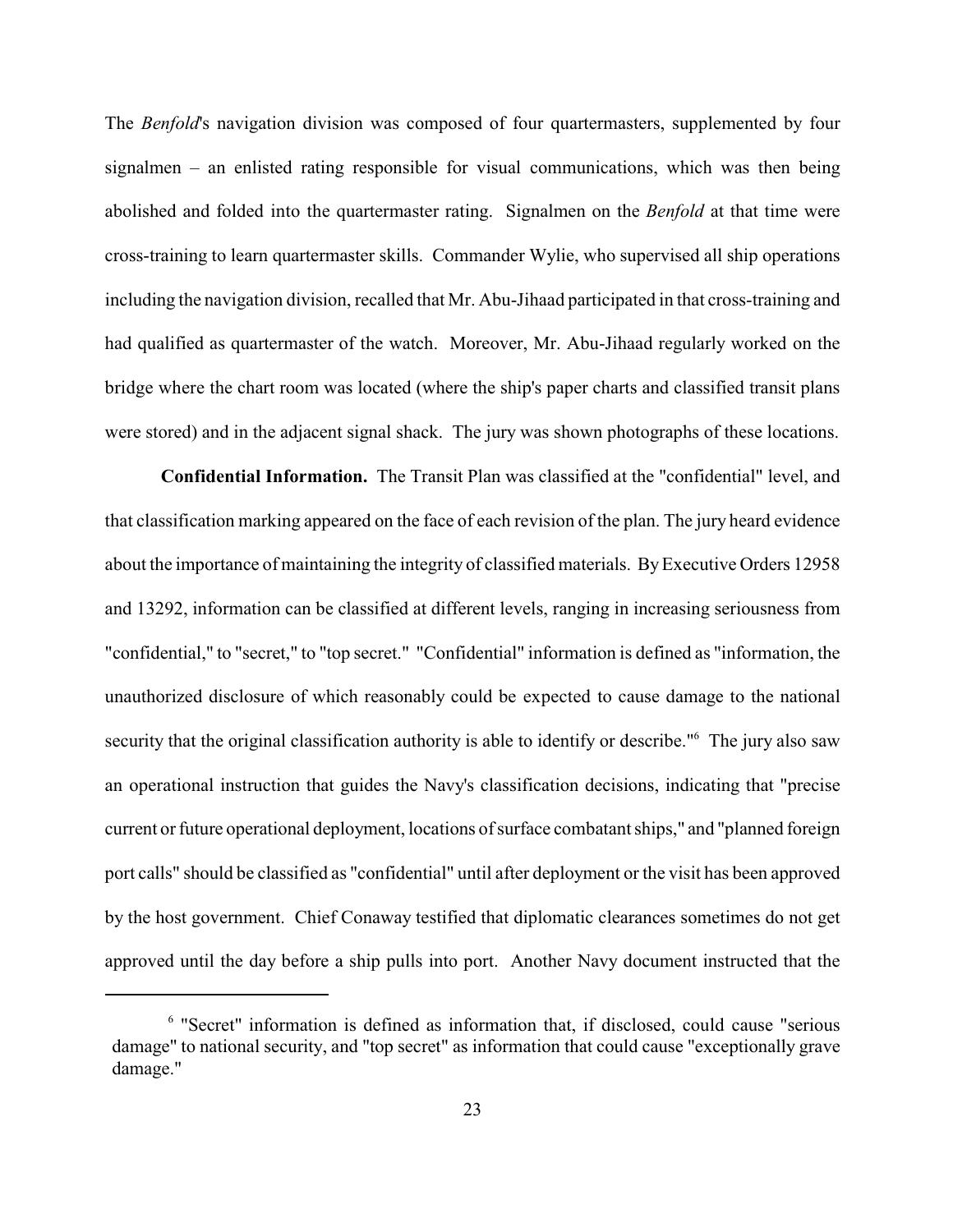The *Benfold*'s navigation division was composed of four quartermasters, supplemented by four signalmen – an enlisted rating responsible for visual communications, which was then being abolished and folded into the quartermaster rating. Signalmen on the *Benfold* at that time were cross-training to learn quartermaster skills. Commander Wylie, who supervised all ship operations including the navigation division, recalled that Mr. Abu-Jihaad participated in that cross-training and had qualified as quartermaster of the watch. Moreover, Mr. Abu-Jihaad regularly worked on the bridge where the chart room was located (where the ship's paper charts and classified transit plans were stored) and in the adjacent signal shack. The jury was shown photographs of these locations.

**Confidential Information.** The Transit Plan was classified at the "confidential" level, and that classification marking appeared on the face of each revision of the plan. The jury heard evidence about the importance of maintaining the integrity of classified materials. By Executive Orders 12958 and 13292, information can be classified at different levels, ranging in increasing seriousness from "confidential," to "secret," to "top secret." "Confidential" information is defined as "information, the unauthorized disclosure of which reasonably could be expected to cause damage to the national security that the original classification authority is able to identify or describe."[6] The jury also saw an operational instruction that guides the Navy's classification decisions, indicating that "precise current or future operational deployment, locations of surface combatant ships," and "planned foreign port calls" should be classified as "confidential" until after deployment or the visit has been approved by the host government. Chief Conaway testified that diplomatic clearances sometimes do not get approved until the day before a ship pulls into port. Another Navy document instructed that the

[6] "Secret" information is defined as information that, if disclosed, could cause "serious damage" to national security, and "top secret" as information that could cause "exceptionally grave damage."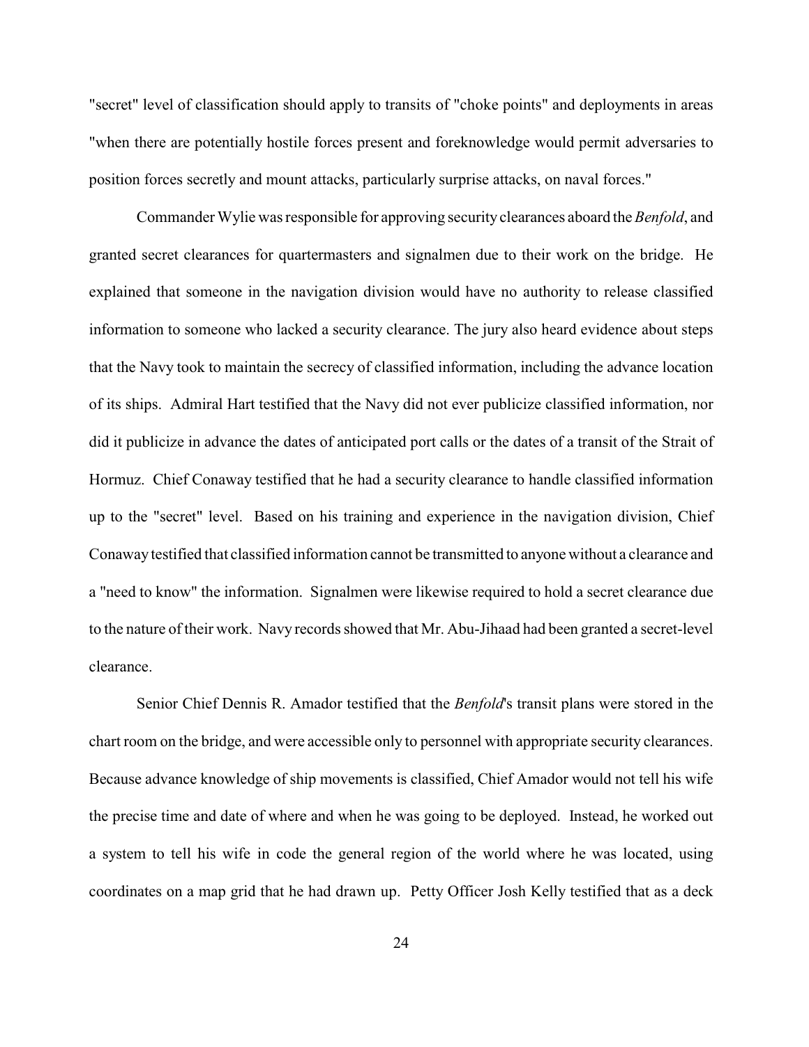"secret" level of classification should apply to transits of "choke points" and deployments in areas "when there are potentially hostile forces present and foreknowledge would permit adversaries to position forces secretly and mount attacks, particularly surprise attacks, on naval forces."

Commander Wylie was responsible for approving security clearances aboard the *Benfold*, and granted secret clearances for quartermasters and signalmen due to their work on the bridge. He explained that someone in the navigation division would have no authority to release classified information to someone who lacked a security clearance. The jury also heard evidence about steps that the Navy took to maintain the secrecy of classified information, including the advance location of its ships. Admiral Hart testified that the Navy did not ever publicize classified information, nor did it publicize in advance the dates of anticipated port calls or the dates of a transit of the Strait of Hormuz. Chief Conaway testified that he had a security clearance to handle classified information up to the "secret" level. Based on his training and experience in the navigation division, Chief Conaway testified that classified information cannot be transmitted to anyone without a clearance and a "need to know" the information. Signalmen were likewise required to hold a secret clearance due to the nature of their work. Navy records showed that Mr. Abu-Jihaad had been granted a secret-level clearance.

Senior Chief Dennis R. Amador testified that the *Benfold*'s transit plans were stored in the chart room on the bridge, and were accessible only to personnel with appropriate security clearances. Because advance knowledge of ship movements is classified, Chief Amador would not tell his wife the precise time and date of where and when he was going to be deployed. Instead, he worked out a system to tell his wife in code the general region of the world where he was located, using coordinates on a map grid that he had drawn up. Petty Officer Josh Kelly testified that as a deck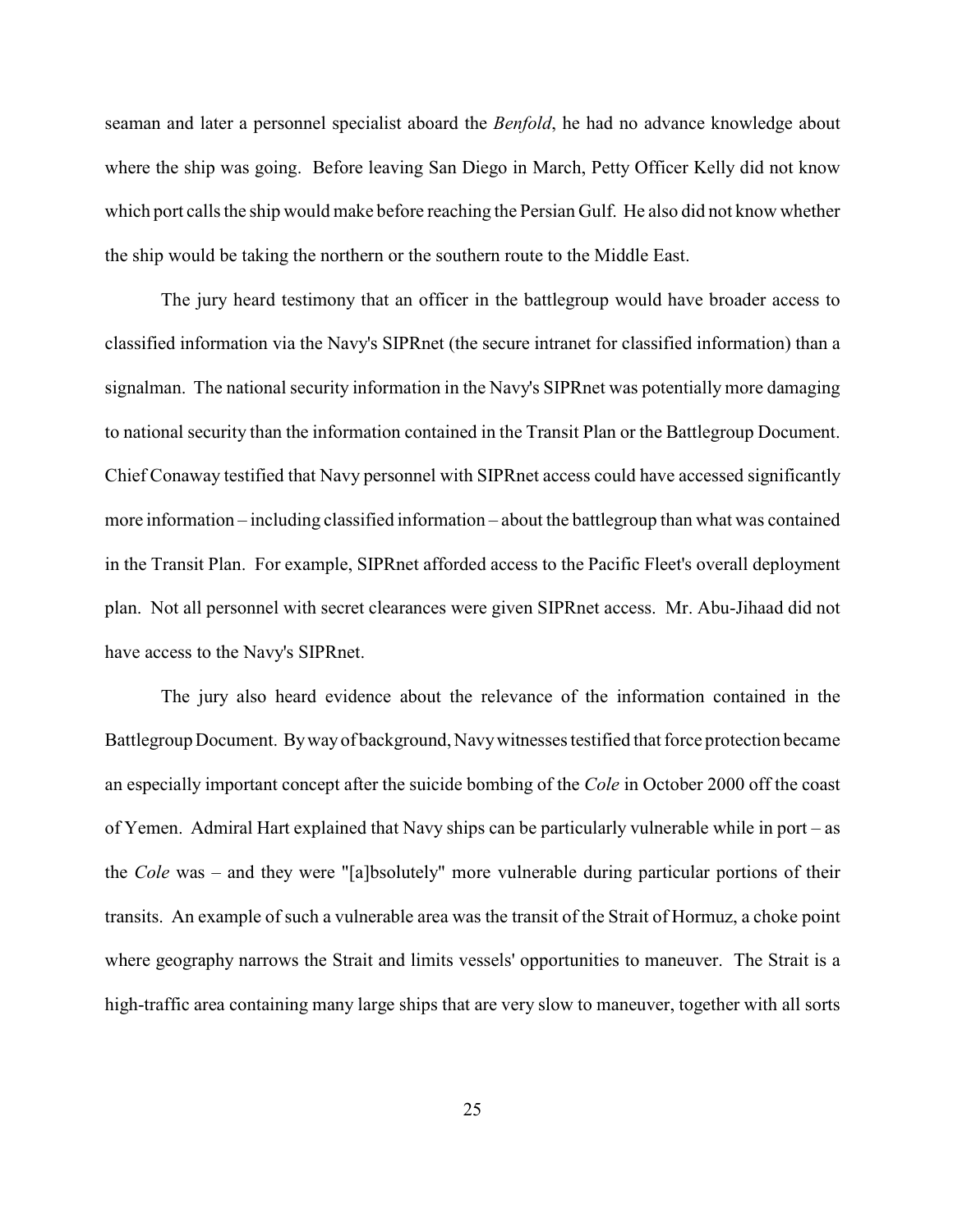seaman and later a personnel specialist aboard the *Benfold*, he had no advance knowledge about where the ship was going. Before leaving San Diego in March, Petty Officer Kelly did not know which port calls the ship would make before reaching the Persian Gulf. He also did not know whether the ship would be taking the northern or the southern route to the Middle East.

The jury heard testimony that an officer in the battlegroup would have broader access to classified information via the Navy's SIPRnet (the secure intranet for classified information) than a signalman. The national security information in the Navy's SIPRnet was potentially more damaging to national security than the information contained in the Transit Plan or the Battlegroup Document. Chief Conaway testified that Navy personnel with SIPRnet access could have accessed significantly more information – including classified information – about the battlegroup than what was contained in the Transit Plan. For example, SIPRnet afforded access to the Pacific Fleet's overall deployment plan. Not all personnel with secret clearances were given SIPRnet access. Mr. Abu-Jihaad did not have access to the Navy's SIPRnet.

The jury also heard evidence about the relevance of the information contained in the Battlegroup Document. By way of background, Navy witnesses testified that force protection became an especially important concept after the suicide bombing of the *Cole* in October 2000 off the coast of Yemen. Admiral Hart explained that Navy ships can be particularly vulnerable while in port – as the *Cole* was – and they were "[a]bsolutely" more vulnerable during particular portions of their transits. An example of such a vulnerable area was the transit of the Strait of Hormuz, a choke point where geography narrows the Strait and limits vessels' opportunities to maneuver. The Strait is a high-traffic area containing many large ships that are very slow to maneuver, together with all sorts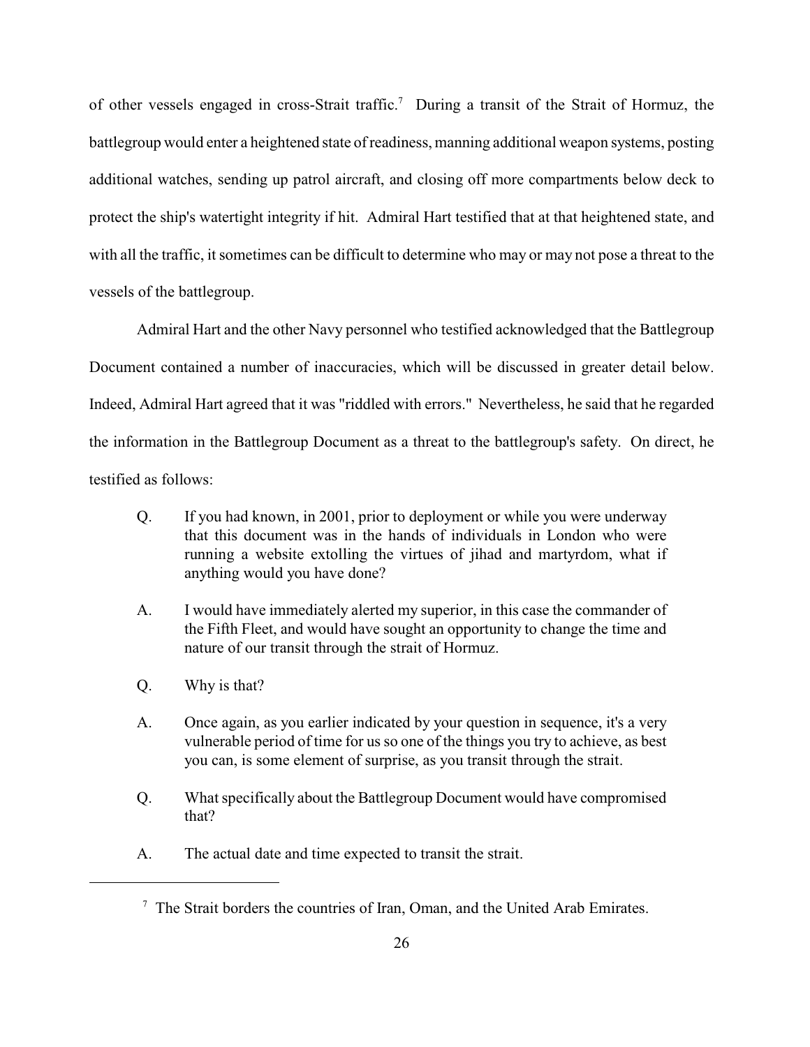of other vessels engaged in cross-Strait traffic.[7] During a transit of the Strait of Hormuz, the battlegroup would enter a heightened state of readiness, manning additional weapon systems, posting additional watches, sending up patrol aircraft, and closing off more compartments below deck to protect the ship's watertight integrity if hit. Admiral Hart testified that at that heightened state, and with all the traffic, it sometimes can be difficult to determine who may or may not pose a threat to the vessels of the battlegroup.

Admiral Hart and the other Navy personnel who testified acknowledged that the Battlegroup Document contained a number of inaccuracies, which will be discussed in greater detail below. Indeed, Admiral Hart agreed that it was "riddled with errors." Nevertheless, he said that he regarded the information in the Battlegroup Document as a threat to the battlegroup's safety. On direct, he testified as follows:

> Q. If you had known, in 2001, prior to deployment or while you were underway that this document was in the hands of individuals in London who were running a website extolling the virtues of jihad and martyrdom, what if anything would you have done?
>
> A. I would have immediately alerted my superior, in this case the commander of the Fifth Fleet, and would have sought an opportunity to change the time and nature of our transit through the strait of Hormuz.
>
> Q. Why is that?
>
> A. Once again, as you earlier indicated by your question in sequence, it's a very vulnerable period of time for us so one of the things you try to achieve, as best you can, is some element of surprise, as you transit through the strait.
>
> Q. What specifically about the Battlegroup Document would have compromised that?
>
> A. The actual date and time expected to transit the strait.

---

[7] The Strait borders the countries of Iran, Oman, and the United Arab Emirates.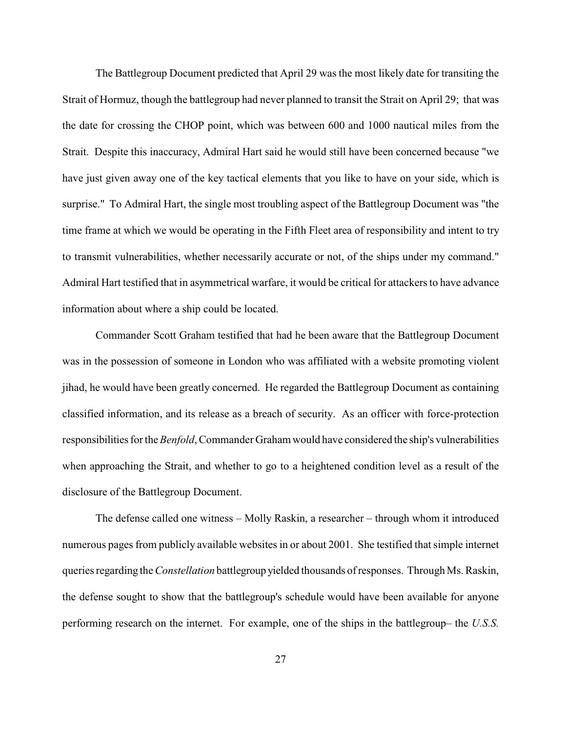The Battlegroup Document predicted that April 29 was the most likely date for transiting the Strait of Hormuz, though the battlegroup had never planned to transit the Strait on April 29; that was the date for crossing the CHOP point, which was between 600 and 1000 nautical miles from the Strait. Despite this inaccuracy, Admiral Hart said he would still have been concerned because "we have just given away one of the key tactical elements that you like to have on your side, which is surprise." To Admiral Hart, the single most troubling aspect of the Battlegroup Document was "the time frame at which we would be operating in the Fifth Fleet area of responsibility and intent to try to transmit vulnerabilities, whether necessarily accurate or not, of the ships under my command." Admiral Hart testified that in asymmetrical warfare, it would be critical for attackers to have advance information about where a ship could be located.

Commander Scott Graham testified that had he been aware that the Battlegroup Document was in the possession of someone in London who was affiliated with a website promoting violent jihad, he would have been greatly concerned. He regarded the Battlegroup Document as containing classified information, and its release as a breach of security. As an officer with force-protection responsibilities for the *Benfold*, Commander Graham would have considered the ship's vulnerabilities when approaching the Strait, and whether to go to a heightened condition level as a result of the disclosure of the Battlegroup Document.

The defense called one witness – Molly Raskin, a researcher – through whom it introduced numerous pages from publicly available websites in or about 2001. She testified that simple internet queries regarding the *Constellation* battlegroup yielded thousands of responses. Through Ms. Raskin, the defense sought to show that the battlegroup's schedule would have been available for anyone performing research on the internet. For example, one of the ships in the battlegroup– the *U.S.S.*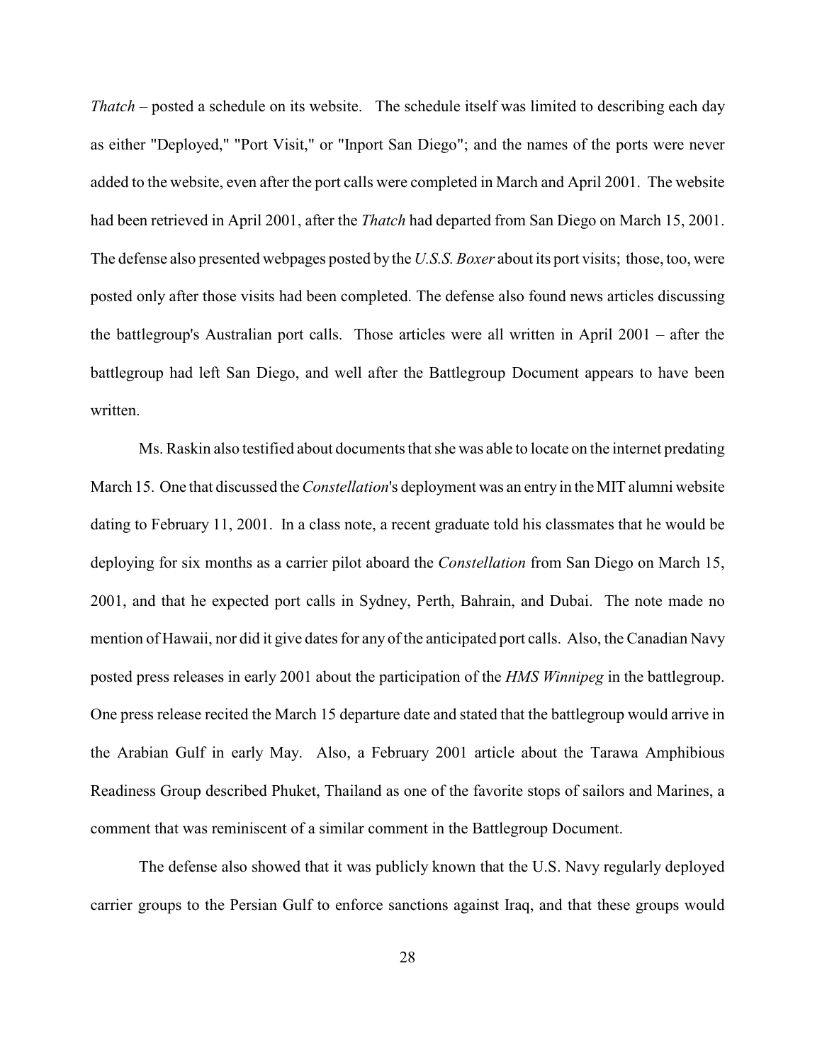*Thatch* – posted a schedule on its website. The schedule itself was limited to describing each day as either "Deployed," "Port Visit," or "Inport San Diego"; and the names of the ports were never added to the website, even after the port calls were completed in March and April 2001. The website had been retrieved in April 2001, after the *Thatch* had departed from San Diego on March 15, 2001. The defense also presented webpages posted by the *U.S.S. Boxer* about its port visits; those, too, were posted only after those visits had been completed. The defense also found news articles discussing the battlegroup's Australian port calls. Those articles were all written in April 2001 – after the battlegroup had left San Diego, and well after the Battlegroup Document appears to have been written.

Ms. Raskin also testified about documents that she was able to locate on the internet predating March 15. One that discussed the *Constellation*'s deployment was an entry in the MIT alumni website dating to February 11, 2001. In a class note, a recent graduate told his classmates that he would be deploying for six months as a carrier pilot aboard the *Constellation* from San Diego on March 15, 2001, and that he expected port calls in Sydney, Perth, Bahrain, and Dubai. The note made no mention of Hawaii, nor did it give dates for any of the anticipated port calls. Also, the Canadian Navy posted press releases in early 2001 about the participation of the *HMS Winnipeg* in the battlegroup. One press release recited the March 15 departure date and stated that the battlegroup would arrive in the Arabian Gulf in early May. Also, a February 2001 article about the Tarawa Amphibious Readiness Group described Phuket, Thailand as one of the favorite stops of sailors and Marines, a comment that was reminiscent of a similar comment in the Battlegroup Document.

The defense also showed that it was publicly known that the U.S. Navy regularly deployed carrier groups to the Persian Gulf to enforce sanctions against Iraq, and that these groups would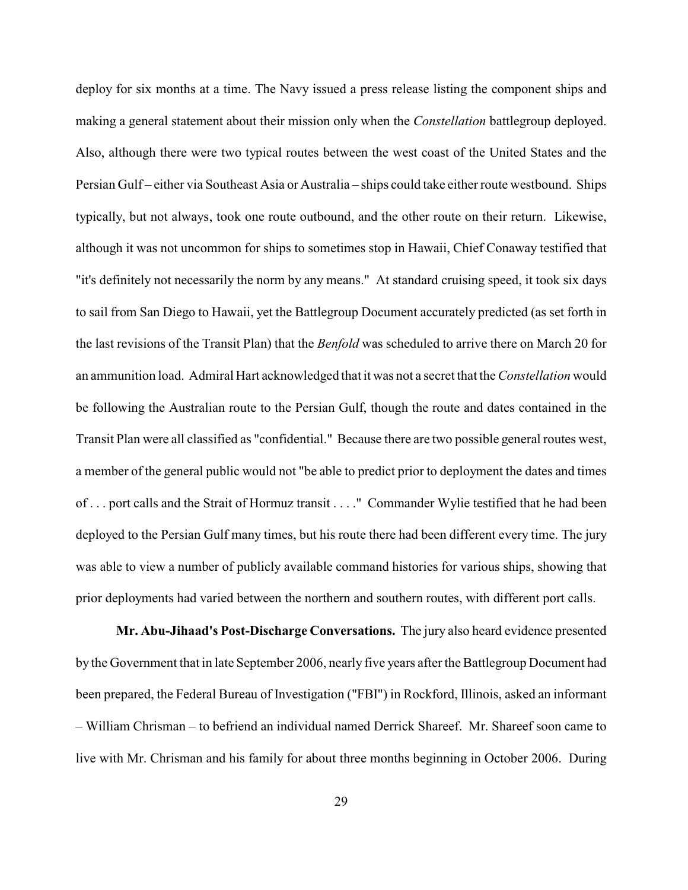deploy for six months at a time. The Navy issued a press release listing the component ships and making a general statement about their mission only when the *Constellation* battlegroup deployed. Also, although there were two typical routes between the west coast of the United States and the Persian Gulf – either via Southeast Asia or Australia – ships could take either route westbound. Ships typically, but not always, took one route outbound, and the other route on their return. Likewise, although it was not uncommon for ships to sometimes stop in Hawaii, Chief Conaway testified that "it's definitely not necessarily the norm by any means." At standard cruising speed, it took six days to sail from San Diego to Hawaii, yet the Battlegroup Document accurately predicted (as set forth in the last revisions of the Transit Plan) that the *Benfold* was scheduled to arrive there on March 20 for an ammunition load. Admiral Hart acknowledged that it was not a secret that the *Constellation* would be following the Australian route to the Persian Gulf, though the route and dates contained in the Transit Plan were all classified as "confidential." Because there are two possible general routes west, a member of the general public would not "be able to predict prior to deployment the dates and times of . . . port calls and the Strait of Hormuz transit . . . ." Commander Wylie testified that he had been deployed to the Persian Gulf many times, but his route there had been different every time. The jury was able to view a number of publicly available command histories for various ships, showing that prior deployments had varied between the northern and southern routes, with different port calls.

**Mr. Abu-Jihaad's Post-Discharge Conversations.** The jury also heard evidence presented by the Government that in late September 2006, nearly five years after the Battlegroup Document had been prepared, the Federal Bureau of Investigation ("FBI") in Rockford, Illinois, asked an informant – William Chrisman – to befriend an individual named Derrick Shareef. Mr. Shareef soon came to live with Mr. Chrisman and his family for about three months beginning in October 2006. During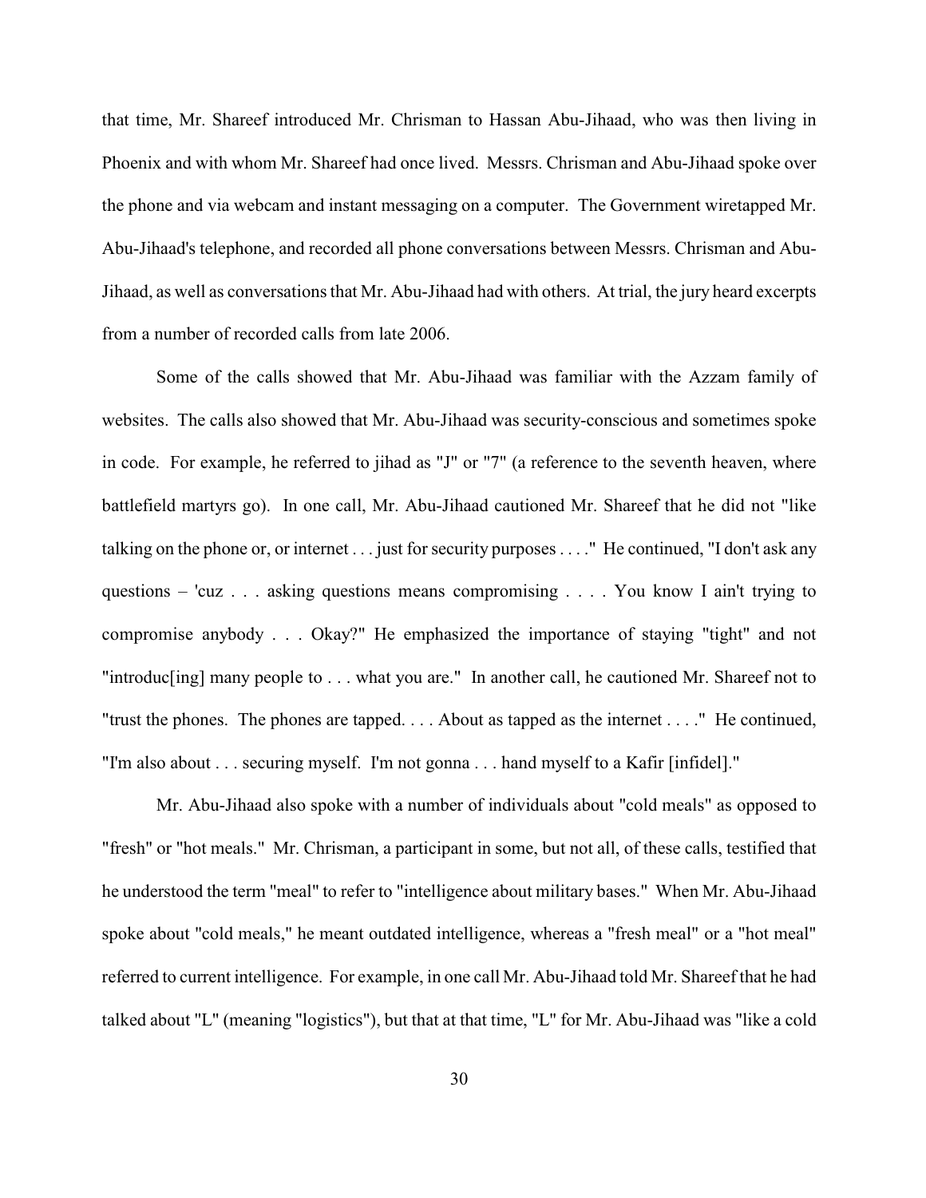that time, Mr. Shareef introduced Mr. Chrisman to Hassan Abu-Jihaad, who was then living in Phoenix and with whom Mr. Shareef had once lived. Messrs. Chrisman and Abu-Jihaad spoke over the phone and via webcam and instant messaging on a computer. The Government wiretapped Mr. Abu-Jihaad's telephone, and recorded all phone conversations between Messrs. Chrisman and Abu-Jihaad, as well as conversations that Mr. Abu-Jihaad had with others. At trial, the jury heard excerpts from a number of recorded calls from late 2006.

Some of the calls showed that Mr. Abu-Jihaad was familiar with the Azzam family of websites. The calls also showed that Mr. Abu-Jihaad was security-conscious and sometimes spoke in code. For example, he referred to jihad as "J" or "7" (a reference to the seventh heaven, where battlefield martyrs go). In one call, Mr. Abu-Jihaad cautioned Mr. Shareef that he did not "like talking on the phone or, or internet . . . just for security purposes . . . ." He continued, "I don't ask any questions – 'cuz . . . asking questions means compromising . . . . You know I ain't trying to compromise anybody . . . Okay?" He emphasized the importance of staying "tight" and not "introduc[ing] many people to . . . what you are." In another call, he cautioned Mr. Shareef not to "trust the phones. The phones are tapped. . . . About as tapped as the internet . . . ." He continued, "I'm also about . . . securing myself. I'm not gonna . . . hand myself to a Kafir [infidel]."

Mr. Abu-Jihaad also spoke with a number of individuals about "cold meals" as opposed to "fresh" or "hot meals." Mr. Chrisman, a participant in some, but not all, of these calls, testified that he understood the term "meal" to refer to "intelligence about military bases." When Mr. Abu-Jihaad spoke about "cold meals," he meant outdated intelligence, whereas a "fresh meal" or a "hot meal" referred to current intelligence. For example, in one call Mr. Abu-Jihaad told Mr. Shareef that he had talked about "L" (meaning "logistics"), but that at that time, "L" for Mr. Abu-Jihaad was "like a cold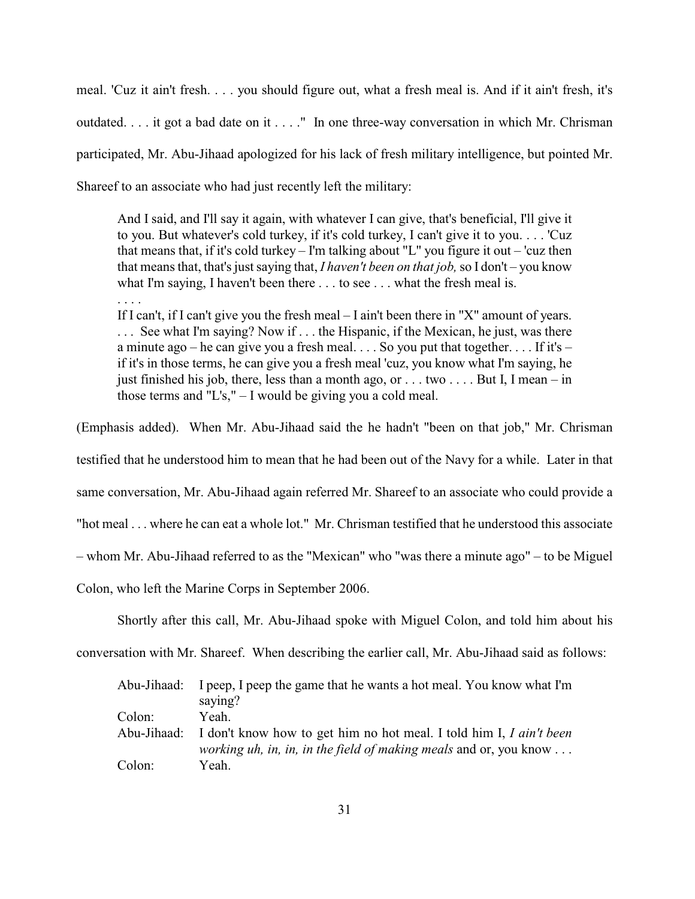meal. 'Cuz it ain't fresh. . . . you should figure out, what a fresh meal is. And if it ain't fresh, it's outdated. . . . it got a bad date on it . . . ." In one three-way conversation in which Mr. Chrisman participated, Mr. Abu-Jihaad apologized for his lack of fresh military intelligence, but pointed Mr. Shareef to an associate who had just recently left the military:

> And I said, and I'll say it again, with whatever I can give, that's beneficial, I'll give it to you. But whatever's cold turkey, if it's cold turkey, I can't give it to you. . . . 'Cuz that means that, if it's cold turkey – I'm talking about "L" you figure it out – 'cuz then that means that, that's just saying that, *I haven't been on that job,* so I don't – you know what I'm saying, I haven't been there . . . to see . . . what the fresh meal is.
>
> . . . .
>
> If I can't, if I can't give you the fresh meal – I ain't been there in "X" amount of years. . . . See what I'm saying? Now if . . . the Hispanic, if the Mexican, he just, was there a minute ago – he can give you a fresh meal. . . . So you put that together. . . . If it's – if it's in those terms, he can give you a fresh meal 'cuz, you know what I'm saying, he just finished his job, there, less than a month ago, or . . . two . . . . But I, I mean – in those terms and "L's," – I would be giving you a cold meal.

(Emphasis added). When Mr. Abu-Jihaad said the he hadn't "been on that job," Mr. Chrisman testified that he understood him to mean that he had been out of the Navy for a while. Later in that same conversation, Mr. Abu-Jihaad again referred Mr. Shareef to an associate who could provide a "hot meal . . . where he can eat a whole lot." Mr. Chrisman testified that he understood this associate – whom Mr. Abu-Jihaad referred to as the "Mexican" who "was there a minute ago" – to be Miguel Colon, who left the Marine Corps in September 2006.

Shortly after this call, Mr. Abu-Jihaad spoke with Miguel Colon, and told him about his conversation with Mr. Shareef. When describing the earlier call, Mr. Abu-Jihaad said as follows:

> Abu-Jihaad: I peep, I peep the game that he wants a hot meal. You know what I'm saying?
>
> Colon: Yeah.
>
> Abu-Jihaad: I don't know how to get him no hot meal. I told him I, *I ain't been working uh, in, in, in the field of making meals* and or, you know . . .
>
> Colon: Yeah.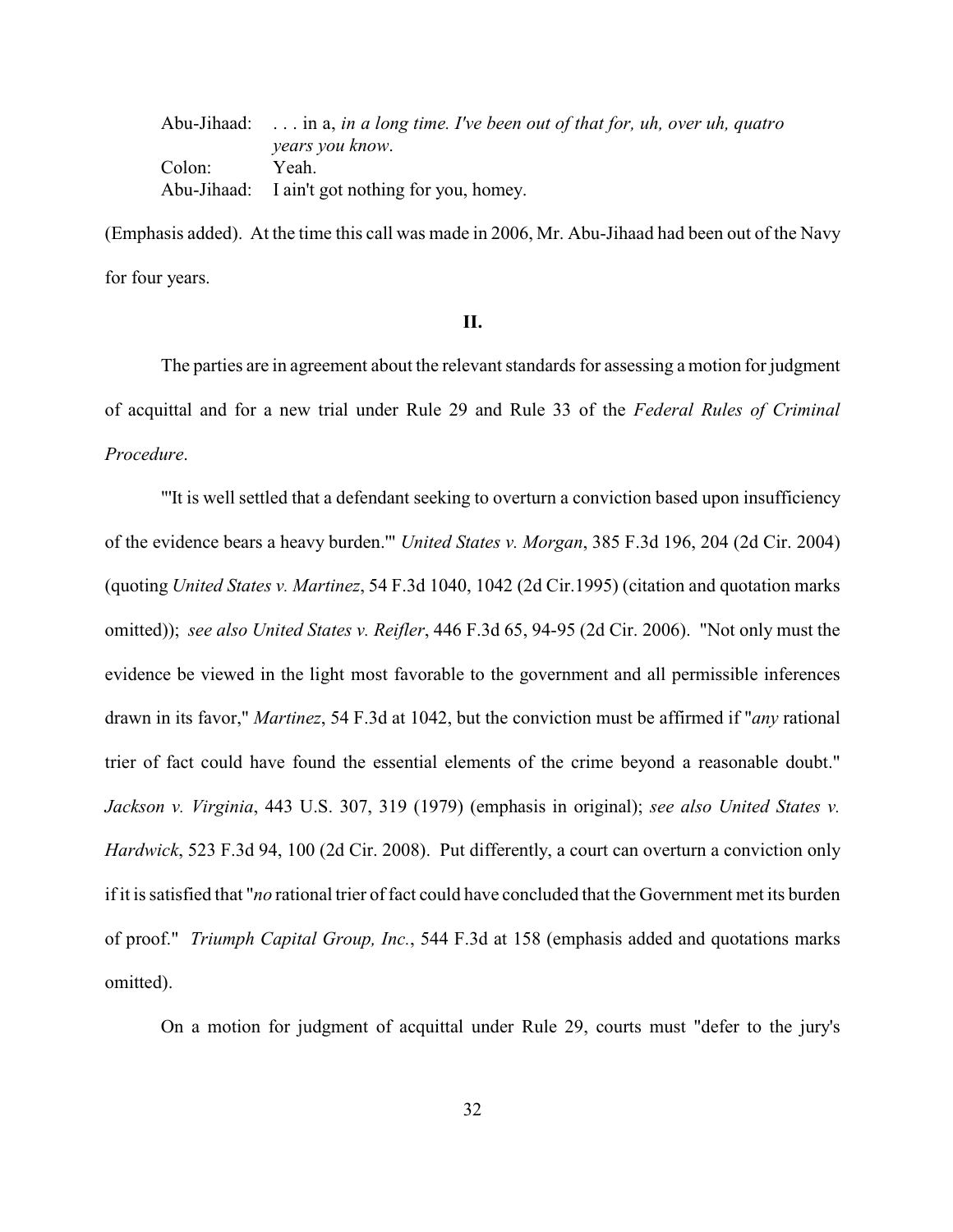Abu-Jihaad: . . . in a, *in a long time. I've been out of that for, uh, over uh, quatro years you know*.
Colon: Yeah.
Abu-Jihaad: I ain't got nothing for you, homey.

(Emphasis added). At the time this call was made in 2006, Mr. Abu-Jihaad had been out of the Navy for four years.

**II.**

The parties are in agreement about the relevant standards for assessing a motion for judgment of acquittal and for a new trial under Rule 29 and Rule 33 of the *Federal Rules of Criminal Procedure*.

"'It is well settled that a defendant seeking to overturn a conviction based upon insufficiency of the evidence bears a heavy burden.'" *United States v. Morgan*, 385 F.3d 196, 204 (2d Cir. 2004) (quoting *United States v. Martinez*, 54 F.3d 1040, 1042 (2d Cir.1995) (citation and quotation marks omitted)); *see also United States v. Reifler*, 446 F.3d 65, 94-95 (2d Cir. 2006). "Not only must the evidence be viewed in the light most favorable to the government and all permissible inferences drawn in its favor," *Martinez*, 54 F.3d at 1042, but the conviction must be affirmed if "*any* rational trier of fact could have found the essential elements of the crime beyond a reasonable doubt." *Jackson v. Virginia*, 443 U.S. 307, 319 (1979) (emphasis in original); *see also United States v. Hardwick*, 523 F.3d 94, 100 (2d Cir. 2008). Put differently, a court can overturn a conviction only if it is satisfied that "*no* rational trier of fact could have concluded that the Government met its burden of proof." *Triumph Capital Group, Inc.*, 544 F.3d at 158 (emphasis added and quotations marks omitted).

On a motion for judgment of acquittal under Rule 29, courts must "defer to the jury's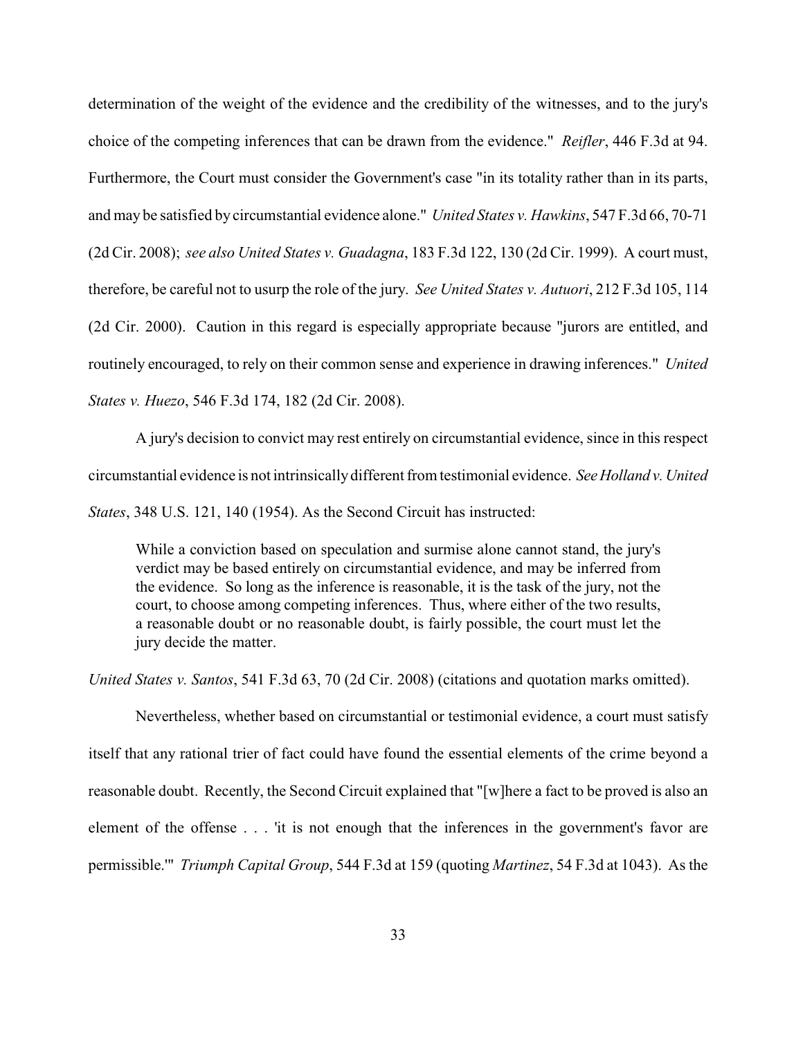determination of the weight of the evidence and the credibility of the witnesses, and to the jury's choice of the competing inferences that can be drawn from the evidence." *Reifler*, 446 F.3d at 94. Furthermore, the Court must consider the Government's case "in its totality rather than in its parts, and may be satisfied by circumstantial evidence alone." *United States v. Hawkins*, 547 F.3d 66, 70-71 (2d Cir. 2008); *see also United States v. Guadagna*, 183 F.3d 122, 130 (2d Cir. 1999). A court must, therefore, be careful not to usurp the role of the jury. *See United States v. Autuori*, 212 F.3d 105, 114 (2d Cir. 2000). Caution in this regard is especially appropriate because "jurors are entitled, and routinely encouraged, to rely on their common sense and experience in drawing inferences." *United States v. Huezo*, 546 F.3d 174, 182 (2d Cir. 2008).

A jury's decision to convict may rest entirely on circumstantial evidence, since in this respect circumstantial evidence is not intrinsically different from testimonial evidence. *See Holland v. United States*, 348 U.S. 121, 140 (1954). As the Second Circuit has instructed:

> While a conviction based on speculation and surmise alone cannot stand, the jury's verdict may be based entirely on circumstantial evidence, and may be inferred from the evidence. So long as the inference is reasonable, it is the task of the jury, not the court, to choose among competing inferences. Thus, where either of the two results, a reasonable doubt or no reasonable doubt, is fairly possible, the court must let the jury decide the matter.

*United States v. Santos*, 541 F.3d 63, 70 (2d Cir. 2008) (citations and quotation marks omitted).

Nevertheless, whether based on circumstantial or testimonial evidence, a court must satisfy itself that any rational trier of fact could have found the essential elements of the crime beyond a reasonable doubt. Recently, the Second Circuit explained that "[w]here a fact to be proved is also an element of the offense . . . 'it is not enough that the inferences in the government's favor are permissible.'" *Triumph Capital Group*, 544 F.3d at 159 (quoting *Martinez*, 54 F.3d at 1043). As the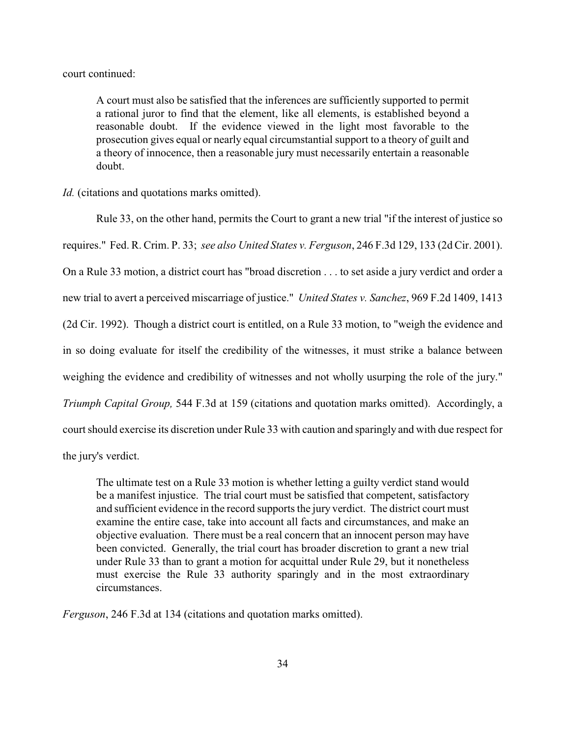court continued:

> A court must also be satisfied that the inferences are sufficiently supported to permit a rational juror to find that the element, like all elements, is established beyond a reasonable doubt. If the evidence viewed in the light most favorable to the prosecution gives equal or nearly equal circumstantial support to a theory of guilt and a theory of innocence, then a reasonable jury must necessarily entertain a reasonable doubt.

*Id.* (citations and quotations marks omitted).

Rule 33, on the other hand, permits the Court to grant a new trial "if the interest of justice so requires." Fed. R. Crim. P. 33; *see also United States v. Ferguson*, 246 F.3d 129, 133 (2d Cir. 2001). On a Rule 33 motion, a district court has "broad discretion . . . to set aside a jury verdict and order a new trial to avert a perceived miscarriage of justice." *United States v. Sanchez*, 969 F.2d 1409, 1413 (2d Cir. 1992). Though a district court is entitled, on a Rule 33 motion, to "weigh the evidence and in so doing evaluate for itself the credibility of the witnesses, it must strike a balance between weighing the evidence and credibility of witnesses and not wholly usurping the role of the jury." *Triumph Capital Group,* 544 F.3d at 159 (citations and quotation marks omitted). Accordingly, a court should exercise its discretion under Rule 33 with caution and sparingly and with due respect for the jury's verdict.

> The ultimate test on a Rule 33 motion is whether letting a guilty verdict stand would be a manifest injustice. The trial court must be satisfied that competent, satisfactory and sufficient evidence in the record supports the jury verdict. The district court must examine the entire case, take into account all facts and circumstances, and make an objective evaluation. There must be a real concern that an innocent person may have been convicted. Generally, the trial court has broader discretion to grant a new trial under Rule 33 than to grant a motion for acquittal under Rule 29, but it nonetheless must exercise the Rule 33 authority sparingly and in the most extraordinary circumstances.

*Ferguson*, 246 F.3d at 134 (citations and quotation marks omitted).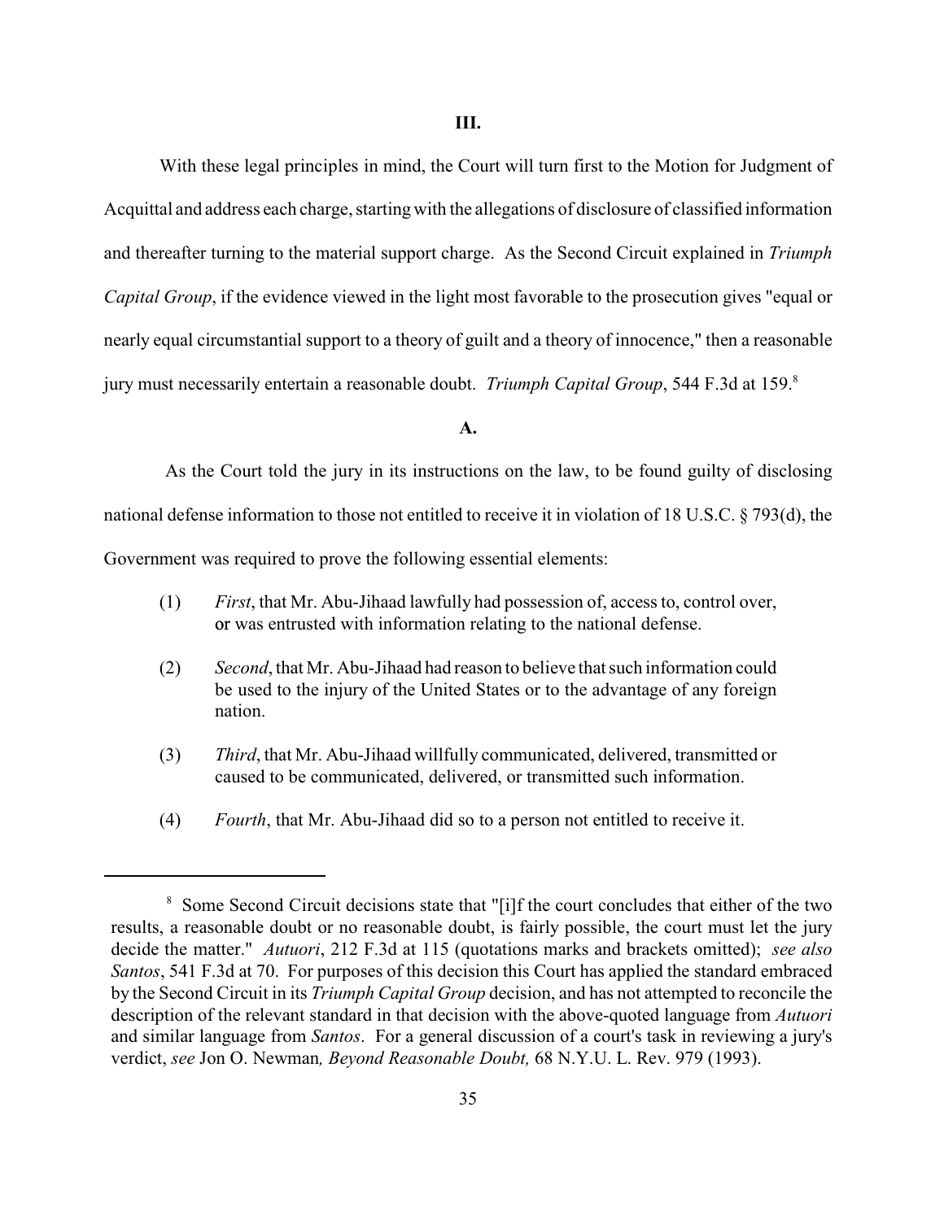## III.

With these legal principles in mind, the Court will turn first to the Motion for Judgment of Acquittal and address each charge, starting with the allegations of disclosure of classified information and thereafter turning to the material support charge. As the Second Circuit explained in *Triumph Capital Group*, if the evidence viewed in the light most favorable to the prosecution gives "equal or nearly equal circumstantial support to a theory of guilt and a theory of innocence," then a reasonable jury must necessarily entertain a reasonable doubt. *Triumph Capital Group*, 544 F.3d at 159.[8]

### A.

As the Court told the jury in its instructions on the law, to be found guilty of disclosing national defense information to those not entitled to receive it in violation of 18 U.S.C. § 793(d), the Government was required to prove the following essential elements:

(1) *First*, that Mr. Abu-Jihaad lawfully had possession of, access to, control over, or was entrusted with information relating to the national defense.

(2) *Second*, that Mr. Abu-Jihaad had reason to believe that such information could be used to the injury of the United States or to the advantage of any foreign nation.

(3) *Third*, that Mr. Abu-Jihaad willfully communicated, delivered, transmitted or caused to be communicated, delivered, or transmitted such information.

(4) *Fourth*, that Mr. Abu-Jihaad did so to a person not entitled to receive it.

---

[8] Some Second Circuit decisions state that "[i]f the court concludes that either of the two results, a reasonable doubt or no reasonable doubt, is fairly possible, the court must let the jury decide the matter." *Autuori*, 212 F.3d at 115 (quotations marks and brackets omitted); *see also Santos*, 541 F.3d at 70. For purposes of this decision this Court has applied the standard embraced by the Second Circuit in its *Triumph Capital Group* decision, and has not attempted to reconcile the description of the relevant standard in that decision with the above-quoted language from *Autuori* and similar language from *Santos*. For a general discussion of a court's task in reviewing a jury's verdict, *see* Jon O. Newman*, Beyond Reasonable Doubt,* 68 N.Y.U. L. Rev. 979 (1993).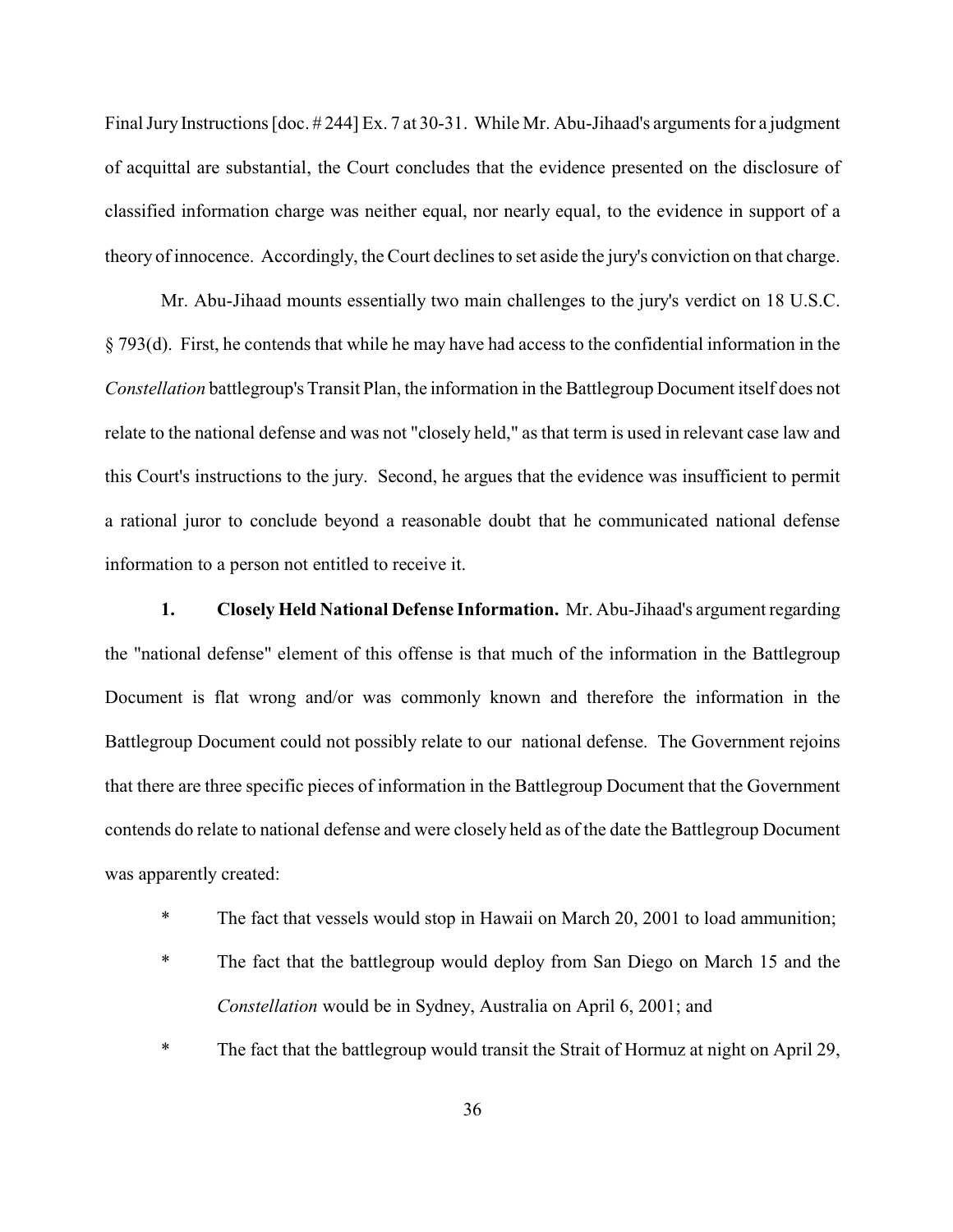Final Jury Instructions [doc. # 244] Ex. 7 at 30-31. While Mr. Abu-Jihaad's arguments for a judgment of acquittal are substantial, the Court concludes that the evidence presented on the disclosure of classified information charge was neither equal, nor nearly equal, to the evidence in support of a theory of innocence. Accordingly, the Court declines to set aside the jury's conviction on that charge.

Mr. Abu-Jihaad mounts essentially two main challenges to the jury's verdict on 18 U.S.C. § 793(d). First, he contends that while he may have had access to the confidential information in the *Constellation* battlegroup's Transit Plan, the information in the Battlegroup Document itself does not relate to the national defense and was not "closely held," as that term is used in relevant case law and this Court's instructions to the jury. Second, he argues that the evidence was insufficient to permit a rational juror to conclude beyond a reasonable doubt that he communicated national defense information to a person not entitled to receive it.

**1. Closely Held National Defense Information.** Mr. Abu-Jihaad's argument regarding the "national defense" element of this offense is that much of the information in the Battlegroup Document is flat wrong and/or was commonly known and therefore the information in the Battlegroup Document could not possibly relate to our national defense. The Government rejoins that there are three specific pieces of information in the Battlegroup Document that the Government contends do relate to national defense and were closely held as of the date the Battlegroup Document was apparently created:

* The fact that vessels would stop in Hawaii on March 20, 2001 to load ammunition;
* The fact that the battlegroup would deploy from San Diego on March 15 and the *Constellation* would be in Sydney, Australia on April 6, 2001; and
* The fact that the battlegroup would transit the Strait of Hormuz at night on April 29,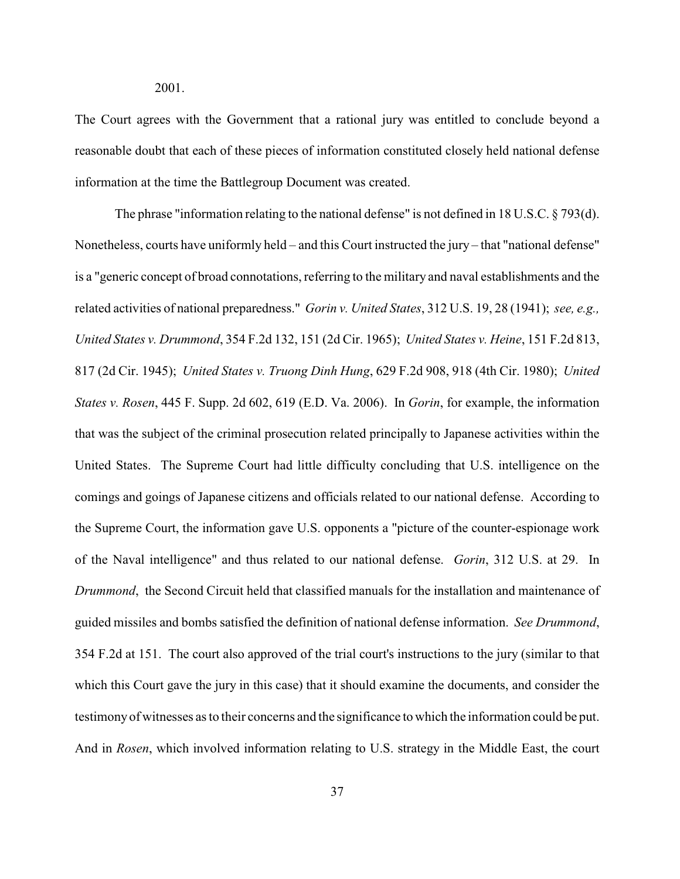2001.

The Court agrees with the Government that a rational jury was entitled to conclude beyond a reasonable doubt that each of these pieces of information constituted closely held national defense information at the time the Battlegroup Document was created.

The phrase "information relating to the national defense" is not defined in 18 U.S.C. § 793(d). Nonetheless, courts have uniformly held – and this Court instructed the jury – that "national defense" is a "generic concept of broad connotations, referring to the military and naval establishments and the related activities of national preparedness." *Gorin v. United States*, 312 U.S. 19, 28 (1941); *see, e.g., United States v. Drummond*, 354 F.2d 132, 151 (2d Cir. 1965); *United States v. Heine*, 151 F.2d 813, 817 (2d Cir. 1945); *United States v. Truong Dinh Hung*, 629 F.2d 908, 918 (4th Cir. 1980); *United States v. Rosen*, 445 F. Supp. 2d 602, 619 (E.D. Va. 2006). In *Gorin*, for example, the information that was the subject of the criminal prosecution related principally to Japanese activities within the United States. The Supreme Court had little difficulty concluding that U.S. intelligence on the comings and goings of Japanese citizens and officials related to our national defense. According to the Supreme Court, the information gave U.S. opponents a "picture of the counter-espionage work of the Naval intelligence" and thus related to our national defense. *Gorin*, 312 U.S. at 29. In *Drummond*, the Second Circuit held that classified manuals for the installation and maintenance of guided missiles and bombs satisfied the definition of national defense information. *See Drummond*, 354 F.2d at 151. The court also approved of the trial court's instructions to the jury (similar to that which this Court gave the jury in this case) that it should examine the documents, and consider the testimony of witnesses as to their concerns and the significance to which the information could be put. And in *Rosen*, which involved information relating to U.S. strategy in the Middle East, the court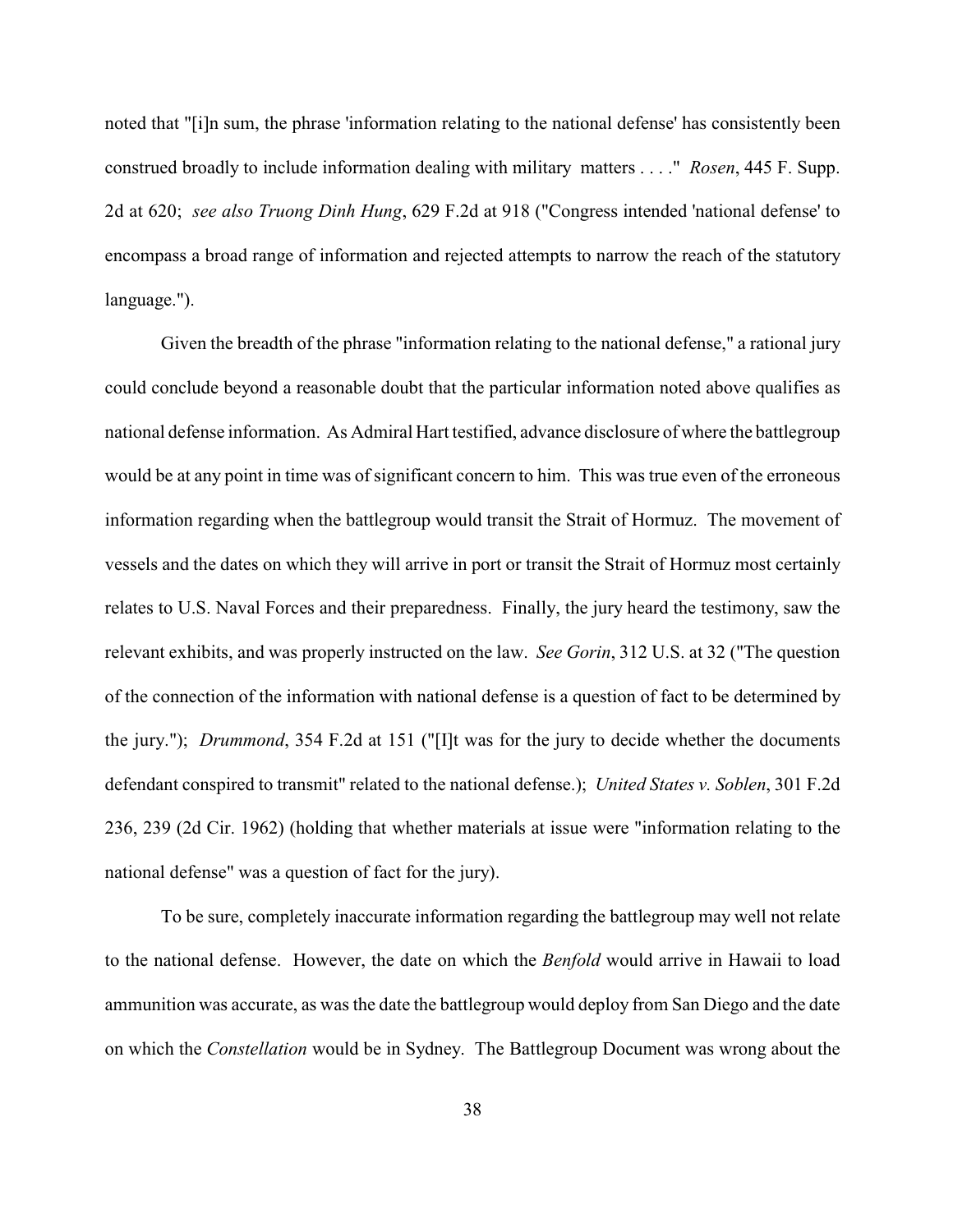noted that "[i]n sum, the phrase 'information relating to the national defense' has consistently been construed broadly to include information dealing with military matters . . . ." *Rosen*, 445 F. Supp. 2d at 620; *see also Truong Dinh Hung*, 629 F.2d at 918 ("Congress intended 'national defense' to encompass a broad range of information and rejected attempts to narrow the reach of the statutory language.").

Given the breadth of the phrase "information relating to the national defense," a rational jury could conclude beyond a reasonable doubt that the particular information noted above qualifies as national defense information. As Admiral Hart testified, advance disclosure of where the battlegroup would be at any point in time was of significant concern to him. This was true even of the erroneous information regarding when the battlegroup would transit the Strait of Hormuz. The movement of vessels and the dates on which they will arrive in port or transit the Strait of Hormuz most certainly relates to U.S. Naval Forces and their preparedness. Finally, the jury heard the testimony, saw the relevant exhibits, and was properly instructed on the law. *See Gorin*, 312 U.S. at 32 ("The question of the connection of the information with national defense is a question of fact to be determined by the jury."); *Drummond*, 354 F.2d at 151 ("[I]t was for the jury to decide whether the documents defendant conspired to transmit" related to the national defense.); *United States v. Soblen*, 301 F.2d 236, 239 (2d Cir. 1962) (holding that whether materials at issue were "information relating to the national defense" was a question of fact for the jury).

To be sure, completely inaccurate information regarding the battlegroup may well not relate to the national defense. However, the date on which the *Benfold* would arrive in Hawaii to load ammunition was accurate, as was the date the battlegroup would deploy from San Diego and the date on which the *Constellation* would be in Sydney. The Battlegroup Document was wrong about the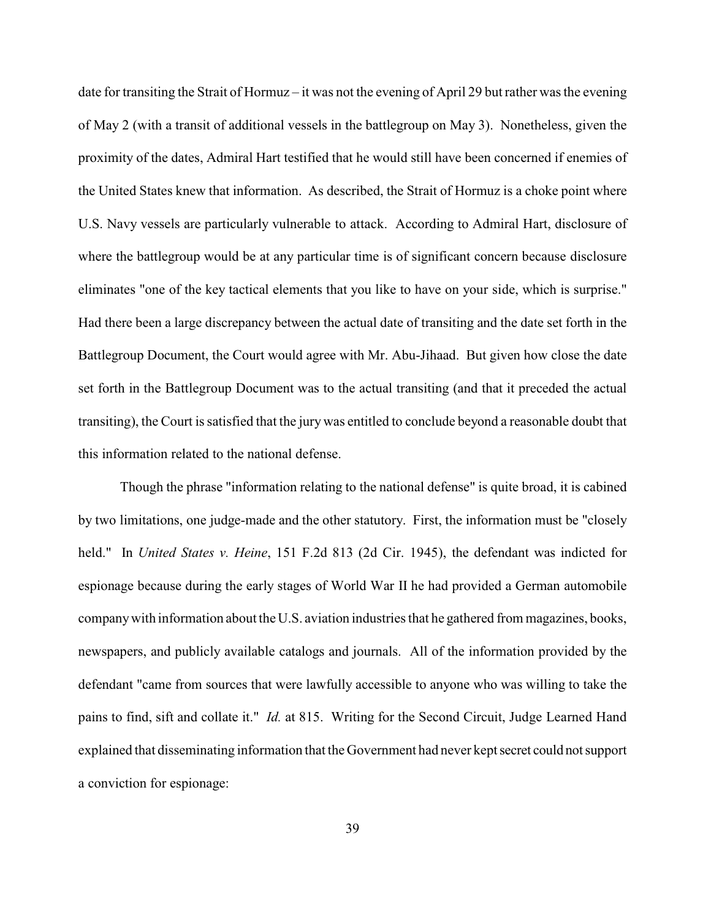date for transiting the Strait of Hormuz – it was not the evening of April 29 but rather was the evening of May 2 (with a transit of additional vessels in the battlegroup on May 3). Nonetheless, given the proximity of the dates, Admiral Hart testified that he would still have been concerned if enemies of the United States knew that information. As described, the Strait of Hormuz is a choke point where U.S. Navy vessels are particularly vulnerable to attack. According to Admiral Hart, disclosure of where the battlegroup would be at any particular time is of significant concern because disclosure eliminates "one of the key tactical elements that you like to have on your side, which is surprise." Had there been a large discrepancy between the actual date of transiting and the date set forth in the Battlegroup Document, the Court would agree with Mr. Abu-Jihaad. But given how close the date set forth in the Battlegroup Document was to the actual transiting (and that it preceded the actual transiting), the Court is satisfied that the jury was entitled to conclude beyond a reasonable doubt that this information related to the national defense.

Though the phrase "information relating to the national defense" is quite broad, it is cabined by two limitations, one judge-made and the other statutory. First, the information must be "closely held." In *United States v. Heine*, 151 F.2d 813 (2d Cir. 1945), the defendant was indicted for espionage because during the early stages of World War II he had provided a German automobile company with information about the U.S. aviation industries that he gathered from magazines, books, newspapers, and publicly available catalogs and journals. All of the information provided by the defendant "came from sources that were lawfully accessible to anyone who was willing to take the pains to find, sift and collate it." *Id.* at 815. Writing for the Second Circuit, Judge Learned Hand explained that disseminating information that the Government had never kept secret could not support a conviction for espionage: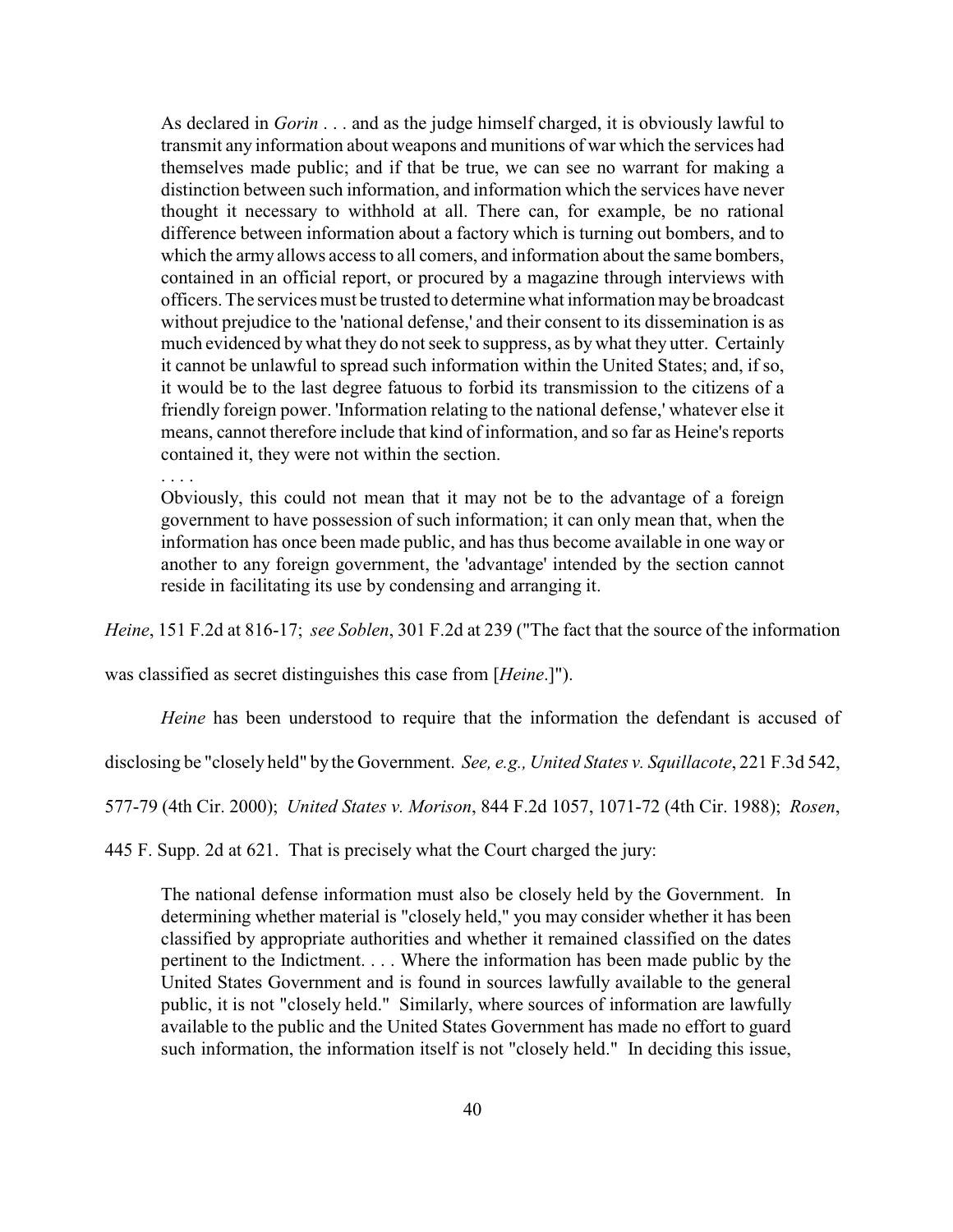> As declared in *Gorin* . . . and as the judge himself charged, it is obviously lawful to transmit any information about weapons and munitions of war which the services had themselves made public; and if that be true, we can see no warrant for making a distinction between such information, and information which the services have never thought it necessary to withhold at all. There can, for example, be no rational difference between information about a factory which is turning out bombers, and to which the army allows access to all comers, and information about the same bombers, contained in an official report, or procured by a magazine through interviews with officers. The services must be trusted to determine what information may be broadcast without prejudice to the 'national defense,' and their consent to its dissemination is as much evidenced by what they do not seek to suppress, as by what they utter. Certainly it cannot be unlawful to spread such information within the United States; and, if so, it would be to the last degree fatuous to forbid its transmission to the citizens of a friendly foreign power. 'Information relating to the national defense,' whatever else it means, cannot therefore include that kind of information, and so far as Heine's reports contained it, they were not within the section.
>
> . . . .
>
> Obviously, this could not mean that it may not be to the advantage of a foreign government to have possession of such information; it can only mean that, when the information has once been made public, and has thus become available in one way or another to any foreign government, the 'advantage' intended by the section cannot reside in facilitating its use by condensing and arranging it.

*Heine*, 151 F.2d at 816-17; *see Soblen*, 301 F.2d at 239 ("The fact that the source of the information was classified as secret distinguishes this case from [*Heine*.]").

*Heine* has been understood to require that the information the defendant is accused of disclosing be "closely held" by the Government. *See, e.g., United States v. Squillacote*, 221 F.3d 542, 577-79 (4th Cir. 2000); *United States v. Morison*, 844 F.2d 1057, 1071-72 (4th Cir. 1988); *Rosen*, 445 F. Supp. 2d at 621. That is precisely what the Court charged the jury:

> The national defense information must also be closely held by the Government. In determining whether material is "closely held," you may consider whether it has been classified by appropriate authorities and whether it remained classified on the dates pertinent to the Indictment. . . . Where the information has been made public by the United States Government and is found in sources lawfully available to the general public, it is not "closely held." Similarly, where sources of information are lawfully available to the public and the United States Government has made no effort to guard such information, the information itself is not "closely held." In deciding this issue,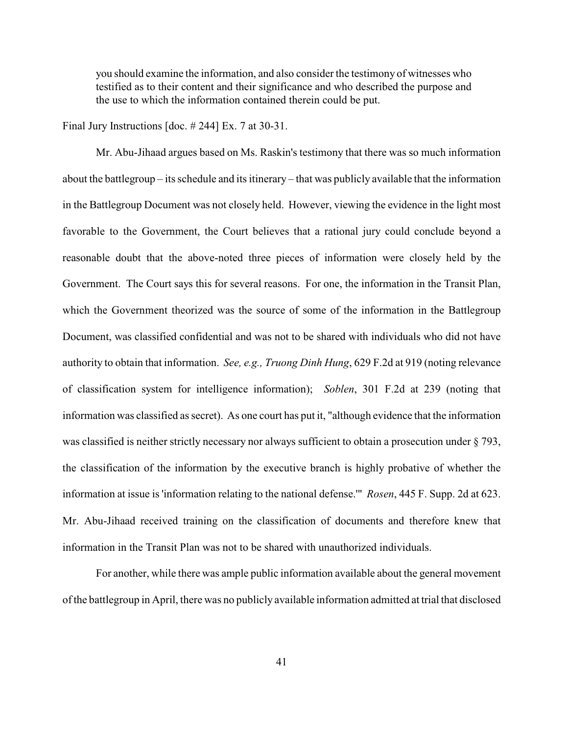> you should examine the information, and also consider the testimony of witnesses who testified as to their content and their significance and who described the purpose and the use to which the information contained therein could be put.

Final Jury Instructions [doc. # 244] Ex. 7 at 30-31.

Mr. Abu-Jihaad argues based on Ms. Raskin's testimony that there was so much information about the battlegroup – its schedule and its itinerary – that was publicly available that the information in the Battlegroup Document was not closely held. However, viewing the evidence in the light most favorable to the Government, the Court believes that a rational jury could conclude beyond a reasonable doubt that the above-noted three pieces of information were closely held by the Government. The Court says this for several reasons. For one, the information in the Transit Plan, which the Government theorized was the source of some of the information in the Battlegroup Document, was classified confidential and was not to be shared with individuals who did not have authority to obtain that information. *See, e.g., Truong Dinh Hung*, 629 F.2d at 919 (noting relevance of classification system for intelligence information); *Soblen*, 301 F.2d at 239 (noting that information was classified as secret). As one court has put it, "although evidence that the information was classified is neither strictly necessary nor always sufficient to obtain a prosecution under § 793, the classification of the information by the executive branch is highly probative of whether the information at issue is 'information relating to the national defense.'" *Rosen*, 445 F. Supp. 2d at 623. Mr. Abu-Jihaad received training on the classification of documents and therefore knew that information in the Transit Plan was not to be shared with unauthorized individuals.

For another, while there was ample public information available about the general movement of the battlegroup in April, there was no publicly available information admitted at trial that disclosed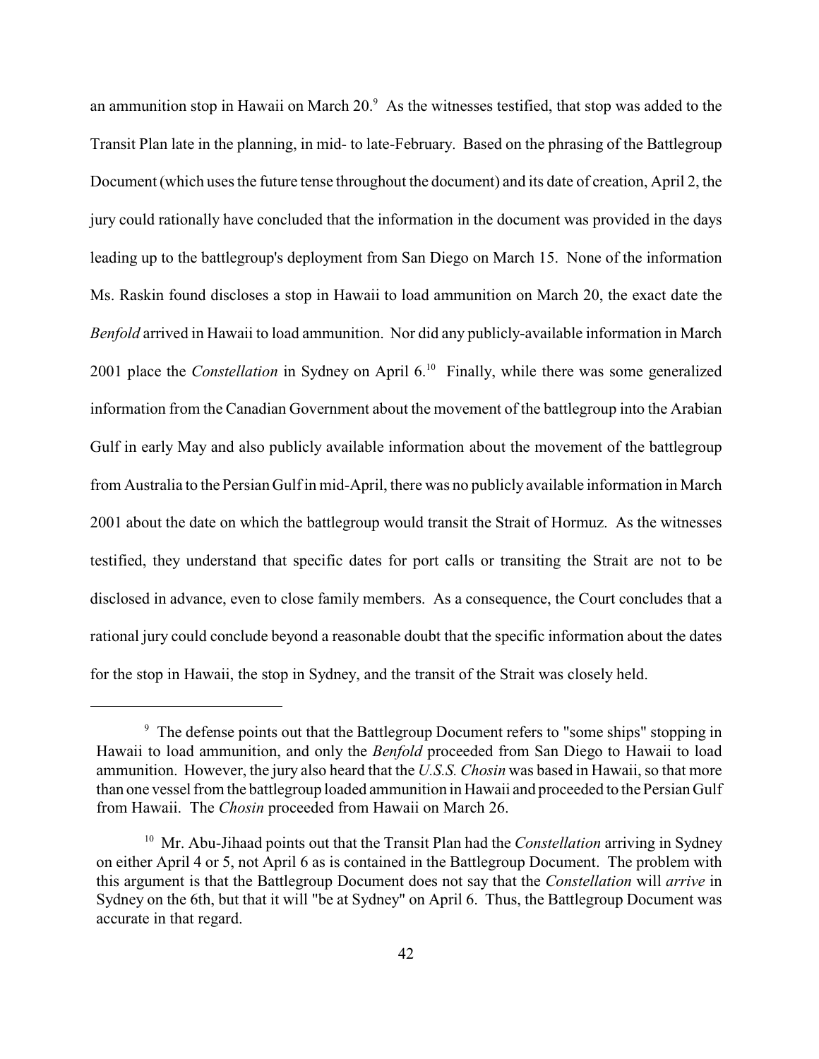an ammunition stop in Hawaii on March 20.[9] As the witnesses testified, that stop was added to the Transit Plan late in the planning, in mid- to late-February. Based on the phrasing of the Battlegroup Document (which uses the future tense throughout the document) and its date of creation, April 2, the jury could rationally have concluded that the information in the document was provided in the days leading up to the battlegroup's deployment from San Diego on March 15. None of the information Ms. Raskin found discloses a stop in Hawaii to load ammunition on March 20, the exact date the *Benfold* arrived in Hawaii to load ammunition. Nor did any publicly-available information in March 2001 place the *Constellation* in Sydney on April 6.[10] Finally, while there was some generalized information from the Canadian Government about the movement of the battlegroup into the Arabian Gulf in early May and also publicly available information about the movement of the battlegroup from Australia to the Persian Gulf in mid-April, there was no publicly available information in March 2001 about the date on which the battlegroup would transit the Strait of Hormuz. As the witnesses testified, they understand that specific dates for port calls or transiting the Strait are not to be disclosed in advance, even to close family members. As a consequence, the Court concludes that a rational jury could conclude beyond a reasonable doubt that the specific information about the dates for the stop in Hawaii, the stop in Sydney, and the transit of the Strait was closely held.

---

[9] The defense points out that the Battlegroup Document refers to "some ships" stopping in Hawaii to load ammunition, and only the *Benfold* proceeded from San Diego to Hawaii to load ammunition. However, the jury also heard that the *U.S.S. Chosin* was based in Hawaii, so that more than one vessel from the battlegroup loaded ammunition in Hawaii and proceeded to the Persian Gulf from Hawaii. The *Chosin* proceeded from Hawaii on March 26.

[10] Mr. Abu-Jihaad points out that the Transit Plan had the *Constellation* arriving in Sydney on either April 4 or 5, not April 6 as is contained in the Battlegroup Document. The problem with this argument is that the Battlegroup Document does not say that the *Constellation* will *arrive* in Sydney on the 6th, but that it will "be at Sydney" on April 6. Thus, the Battlegroup Document was accurate in that regard.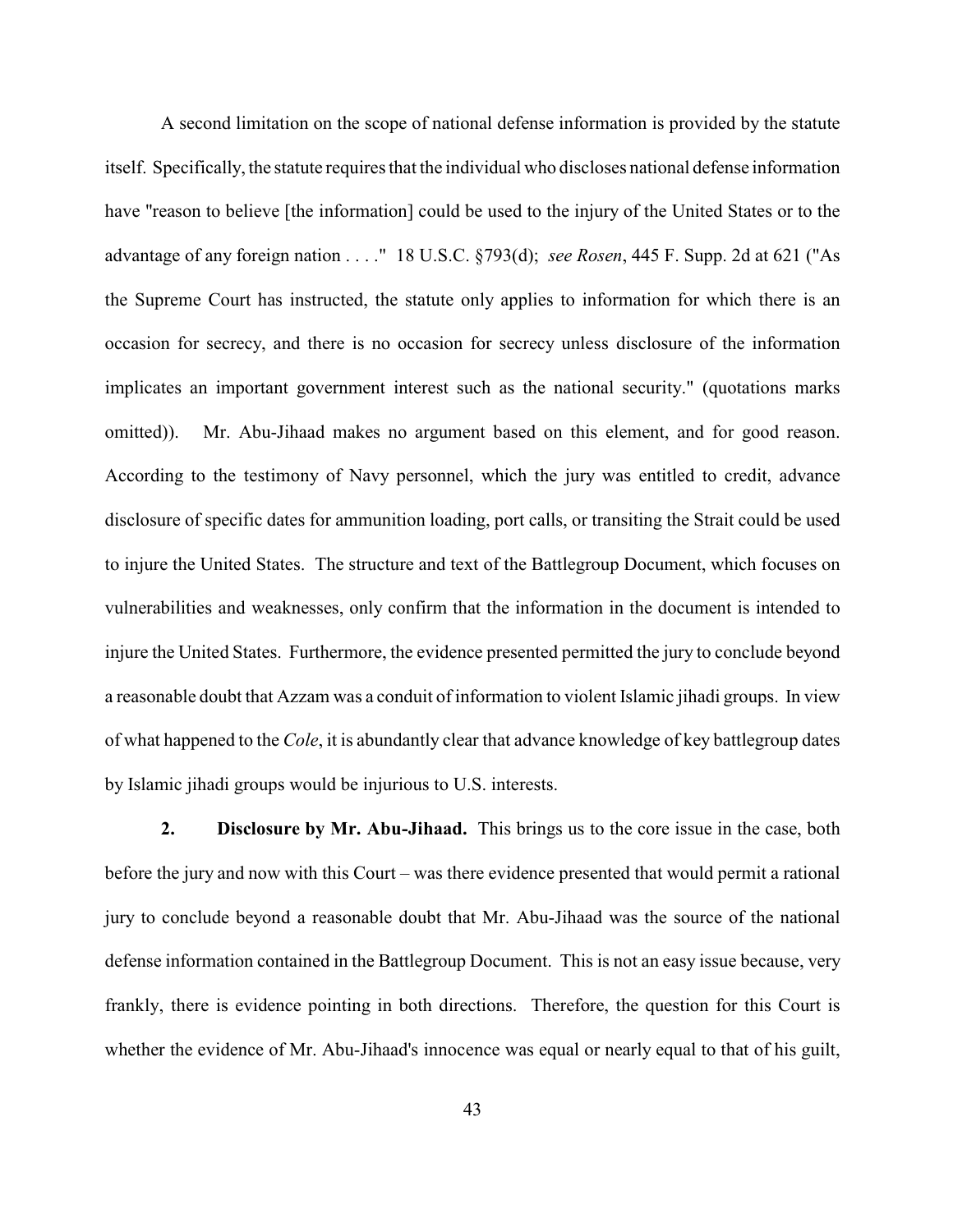A second limitation on the scope of national defense information is provided by the statute itself. Specifically, the statute requires that the individual who discloses national defense information have "reason to believe [the information] could be used to the injury of the United States or to the advantage of any foreign nation . . . ." 18 U.S.C. §793(d); *see Rosen*, 445 F. Supp. 2d at 621 ("As the Supreme Court has instructed, the statute only applies to information for which there is an occasion for secrecy, and there is no occasion for secrecy unless disclosure of the information implicates an important government interest such as the national security." (quotations marks omitted)). Mr. Abu-Jihaad makes no argument based on this element, and for good reason. According to the testimony of Navy personnel, which the jury was entitled to credit, advance disclosure of specific dates for ammunition loading, port calls, or transiting the Strait could be used to injure the United States. The structure and text of the Battlegroup Document, which focuses on vulnerabilities and weaknesses, only confirm that the information in the document is intended to injure the United States. Furthermore, the evidence presented permitted the jury to conclude beyond a reasonable doubt that Azzam was a conduit of information to violent Islamic jihadi groups. In view of what happened to the *Cole*, it is abundantly clear that advance knowledge of key battlegroup dates by Islamic jihadi groups would be injurious to U.S. interests.

**2. Disclosure by Mr. Abu-Jihaad.** This brings us to the core issue in the case, both before the jury and now with this Court – was there evidence presented that would permit a rational jury to conclude beyond a reasonable doubt that Mr. Abu-Jihaad was the source of the national defense information contained in the Battlegroup Document. This is not an easy issue because, very frankly, there is evidence pointing in both directions. Therefore, the question for this Court is whether the evidence of Mr. Abu-Jihaad's innocence was equal or nearly equal to that of his guilt,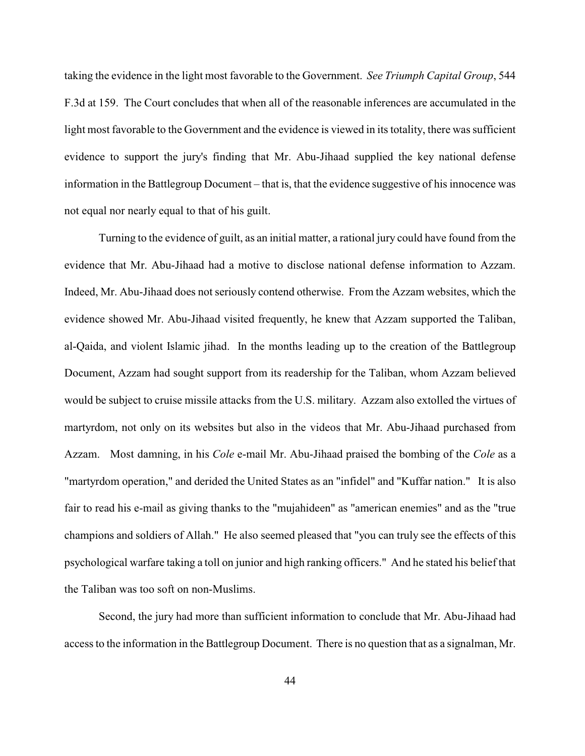taking the evidence in the light most favorable to the Government. *See Triumph Capital Group*, 544 F.3d at 159. The Court concludes that when all of the reasonable inferences are accumulated in the light most favorable to the Government and the evidence is viewed in its totality, there was sufficient evidence to support the jury's finding that Mr. Abu-Jihaad supplied the key national defense information in the Battlegroup Document – that is, that the evidence suggestive of his innocence was not equal nor nearly equal to that of his guilt.

Turning to the evidence of guilt, as an initial matter, a rational jury could have found from the evidence that Mr. Abu-Jihaad had a motive to disclose national defense information to Azzam. Indeed, Mr. Abu-Jihaad does not seriously contend otherwise. From the Azzam websites, which the evidence showed Mr. Abu-Jihaad visited frequently, he knew that Azzam supported the Taliban, al-Qaida, and violent Islamic jihad. In the months leading up to the creation of the Battlegroup Document, Azzam had sought support from its readership for the Taliban, whom Azzam believed would be subject to cruise missile attacks from the U.S. military. Azzam also extolled the virtues of martyrdom, not only on its websites but also in the videos that Mr. Abu-Jihaad purchased from Azzam. Most damning, in his *Cole* e-mail Mr. Abu-Jihaad praised the bombing of the *Cole* as a "martyrdom operation," and derided the United States as an "infidel" and "Kuffar nation." It is also fair to read his e-mail as giving thanks to the "mujahideen" as "american enemies" and as the "true champions and soldiers of Allah." He also seemed pleased that "you can truly see the effects of this psychological warfare taking a toll on junior and high ranking officers." And he stated his belief that the Taliban was too soft on non-Muslims.

Second, the jury had more than sufficient information to conclude that Mr. Abu-Jihaad had access to the information in the Battlegroup Document. There is no question that as a signalman, Mr.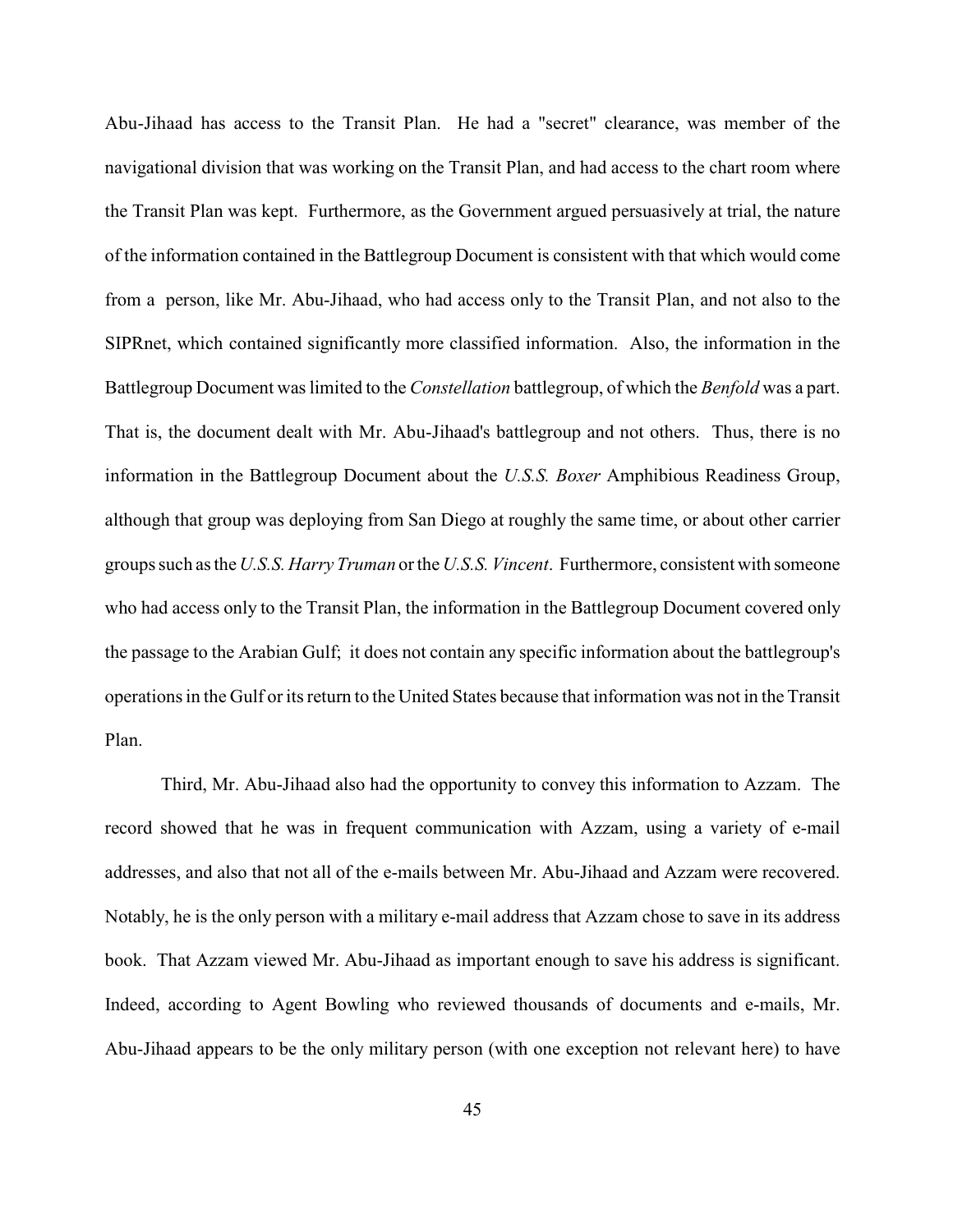Abu-Jihaad has access to the Transit Plan. He had a "secret" clearance, was member of the navigational division that was working on the Transit Plan, and had access to the chart room where the Transit Plan was kept. Furthermore, as the Government argued persuasively at trial, the nature of the information contained in the Battlegroup Document is consistent with that which would come from a person, like Mr. Abu-Jihaad, who had access only to the Transit Plan, and not also to the SIPRnet, which contained significantly more classified information. Also, the information in the Battlegroup Document was limited to the *Constellation* battlegroup, of which the *Benfold* was a part. That is, the document dealt with Mr. Abu-Jihaad's battlegroup and not others. Thus, there is no information in the Battlegroup Document about the *U.S.S. Boxer* Amphibious Readiness Group, although that group was deploying from San Diego at roughly the same time, or about other carrier groups such as the *U.S.S. Harry Truman* or the *U.S.S. Vincent*. Furthermore, consistent with someone who had access only to the Transit Plan, the information in the Battlegroup Document covered only the passage to the Arabian Gulf; it does not contain any specific information about the battlegroup's operations in the Gulf or its return to the United States because that information was not in the Transit Plan.

Third, Mr. Abu-Jihaad also had the opportunity to convey this information to Azzam. The record showed that he was in frequent communication with Azzam, using a variety of e-mail addresses, and also that not all of the e-mails between Mr. Abu-Jihaad and Azzam were recovered. Notably, he is the only person with a military e-mail address that Azzam chose to save in its address book. That Azzam viewed Mr. Abu-Jihaad as important enough to save his address is significant. Indeed, according to Agent Bowling who reviewed thousands of documents and e-mails, Mr. Abu-Jihaad appears to be the only military person (with one exception not relevant here) to have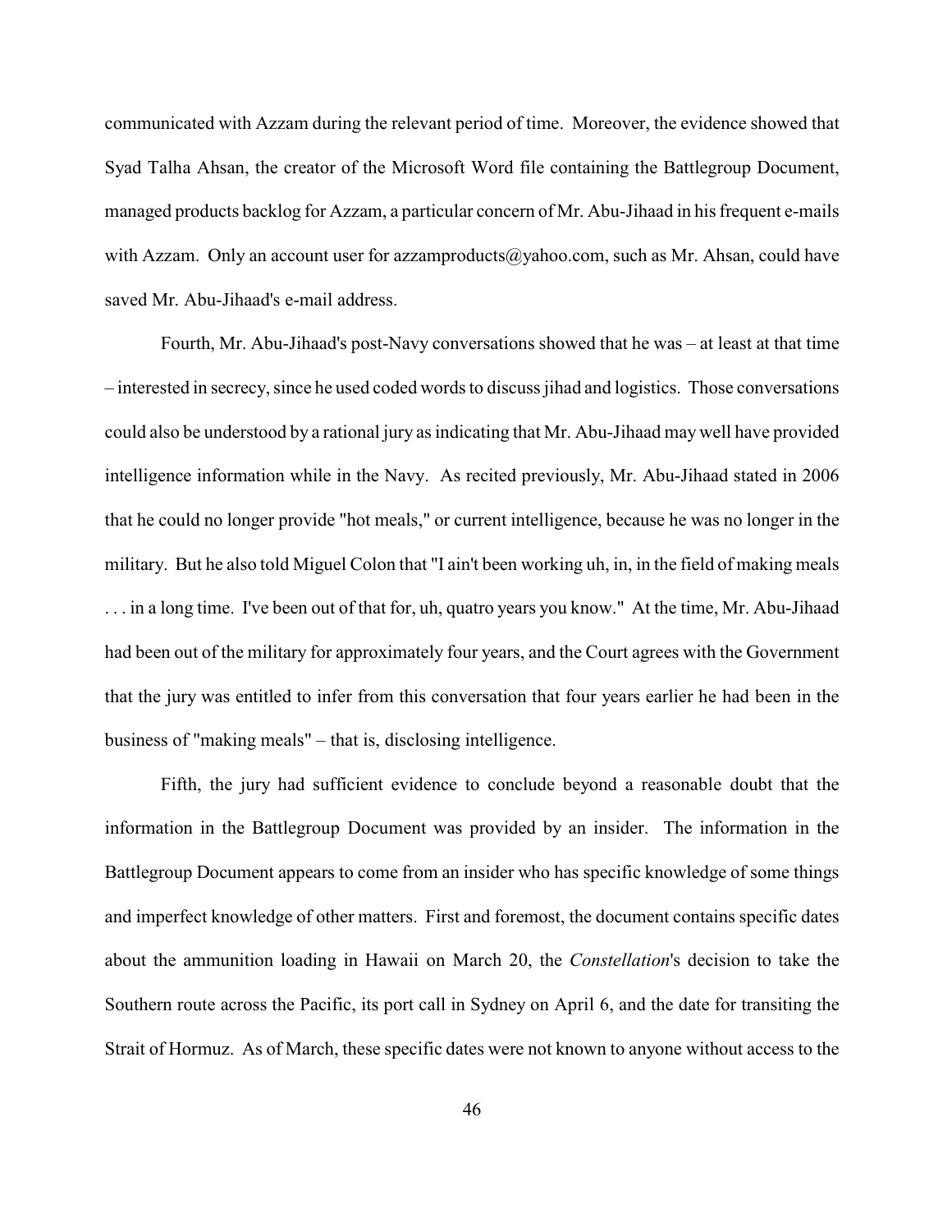communicated with Azzam during the relevant period of time. Moreover, the evidence showed that Syad Talha Ahsan, the creator of the Microsoft Word file containing the Battlegroup Document, managed products backlog for Azzam, a particular concern of Mr. Abu-Jihaad in his frequent e-mails with Azzam. Only an account user for azzamproducts@yahoo.com, such as Mr. Ahsan, could have saved Mr. Abu-Jihaad's e-mail address.

Fourth, Mr. Abu-Jihaad's post-Navy conversations showed that he was – at least at that time – interested in secrecy, since he used coded words to discuss jihad and logistics. Those conversations could also be understood by a rational jury as indicating that Mr. Abu-Jihaad may well have provided intelligence information while in the Navy. As recited previously, Mr. Abu-Jihaad stated in 2006 that he could no longer provide "hot meals," or current intelligence, because he was no longer in the military. But he also told Miguel Colon that "I ain't been working uh, in, in the field of making meals . . . in a long time. I've been out of that for, uh, quatro years you know." At the time, Mr. Abu-Jihaad had been out of the military for approximately four years, and the Court agrees with the Government that the jury was entitled to infer from this conversation that four years earlier he had been in the business of "making meals" – that is, disclosing intelligence.

Fifth, the jury had sufficient evidence to conclude beyond a reasonable doubt that the information in the Battlegroup Document was provided by an insider. The information in the Battlegroup Document appears to come from an insider who has specific knowledge of some things and imperfect knowledge of other matters. First and foremost, the document contains specific dates about the ammunition loading in Hawaii on March 20, the *Constellation*'s decision to take the Southern route across the Pacific, its port call in Sydney on April 6, and the date for transiting the Strait of Hormuz. As of March, these specific dates were not known to anyone without access to the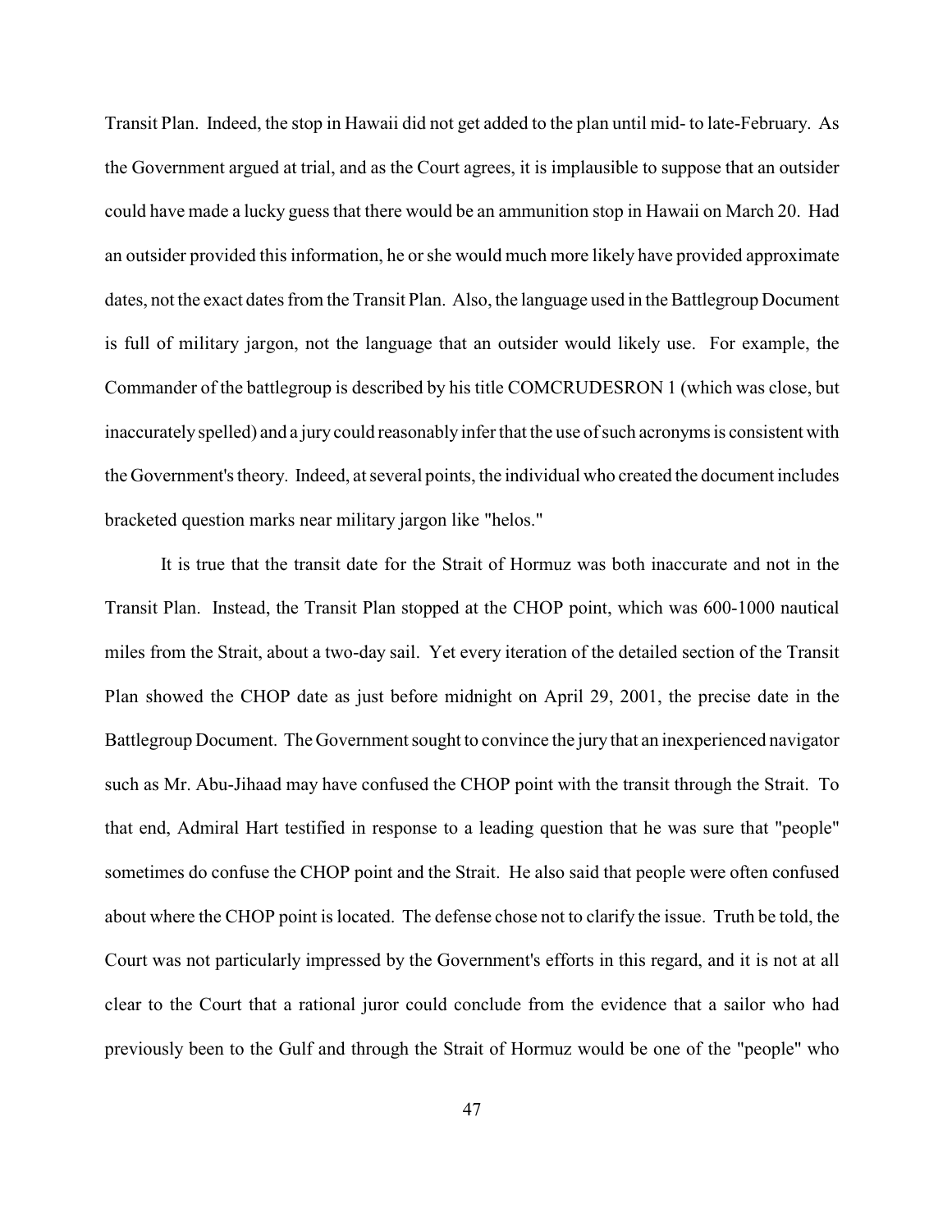Transit Plan. Indeed, the stop in Hawaii did not get added to the plan until mid- to late-February. As the Government argued at trial, and as the Court agrees, it is implausible to suppose that an outsider could have made a lucky guess that there would be an ammunition stop in Hawaii on March 20. Had an outsider provided this information, he or she would much more likely have provided approximate dates, not the exact dates from the Transit Plan. Also, the language used in the Battlegroup Document is full of military jargon, not the language that an outsider would likely use. For example, the Commander of the battlegroup is described by his title COMCRUDESRON 1 (which was close, but inaccurately spelled) and a jury could reasonably infer that the use of such acronyms is consistent with the Government's theory. Indeed, at several points, the individual who created the document includes bracketed question marks near military jargon like "helos."

It is true that the transit date for the Strait of Hormuz was both inaccurate and not in the Transit Plan. Instead, the Transit Plan stopped at the CHOP point, which was 600-1000 nautical miles from the Strait, about a two-day sail. Yet every iteration of the detailed section of the Transit Plan showed the CHOP date as just before midnight on April 29, 2001, the precise date in the Battlegroup Document. The Government sought to convince the jury that an inexperienced navigator such as Mr. Abu-Jihaad may have confused the CHOP point with the transit through the Strait. To that end, Admiral Hart testified in response to a leading question that he was sure that "people" sometimes do confuse the CHOP point and the Strait. He also said that people were often confused about where the CHOP point is located. The defense chose not to clarify the issue. Truth be told, the Court was not particularly impressed by the Government's efforts in this regard, and it is not at all clear to the Court that a rational juror could conclude from the evidence that a sailor who had previously been to the Gulf and through the Strait of Hormuz would be one of the "people" who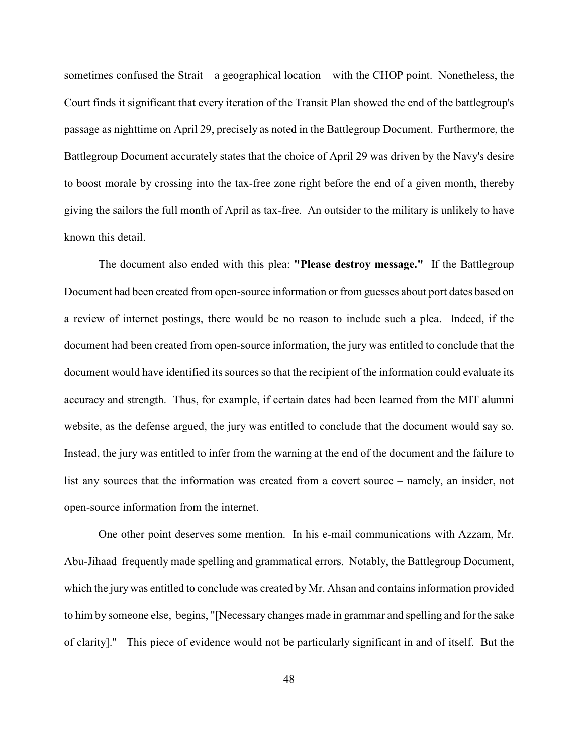sometimes confused the Strait – a geographical location – with the CHOP point. Nonetheless, the Court finds it significant that every iteration of the Transit Plan showed the end of the battlegroup's passage as nighttime on April 29, precisely as noted in the Battlegroup Document. Furthermore, the Battlegroup Document accurately states that the choice of April 29 was driven by the Navy's desire to boost morale by crossing into the tax-free zone right before the end of a given month, thereby giving the sailors the full month of April as tax-free. An outsider to the military is unlikely to have known this detail.

The document also ended with this plea: **"Please destroy message."** If the Battlegroup Document had been created from open-source information or from guesses about port dates based on a review of internet postings, there would be no reason to include such a plea. Indeed, if the document had been created from open-source information, the jury was entitled to conclude that the document would have identified its sources so that the recipient of the information could evaluate its accuracy and strength. Thus, for example, if certain dates had been learned from the MIT alumni website, as the defense argued, the jury was entitled to conclude that the document would say so. Instead, the jury was entitled to infer from the warning at the end of the document and the failure to list any sources that the information was created from a covert source – namely, an insider, not open-source information from the internet.

One other point deserves some mention. In his e-mail communications with Azzam, Mr. Abu-Jihaad frequently made spelling and grammatical errors. Notably, the Battlegroup Document, which the jury was entitled to conclude was created by Mr. Ahsan and contains information provided to him by someone else, begins, "[Necessary changes made in grammar and spelling and for the sake of clarity]." This piece of evidence would not be particularly significant in and of itself. But the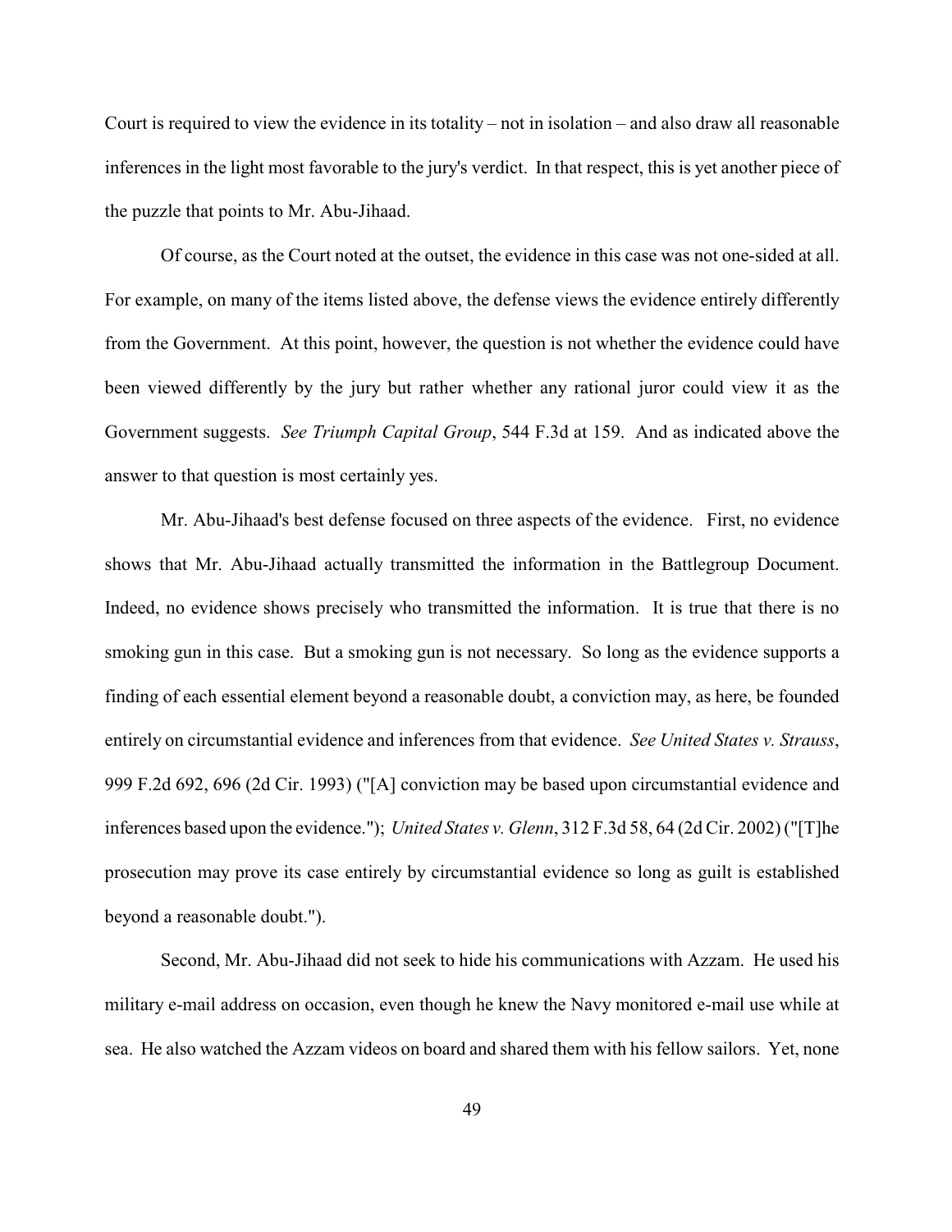Court is required to view the evidence in its totality – not in isolation – and also draw all reasonable inferences in the light most favorable to the jury's verdict. In that respect, this is yet another piece of the puzzle that points to Mr. Abu-Jihaad.

Of course, as the Court noted at the outset, the evidence in this case was not one-sided at all. For example, on many of the items listed above, the defense views the evidence entirely differently from the Government. At this point, however, the question is not whether the evidence could have been viewed differently by the jury but rather whether any rational juror could view it as the Government suggests. *See Triumph Capital Group*, 544 F.3d at 159. And as indicated above the answer to that question is most certainly yes.

Mr. Abu-Jihaad's best defense focused on three aspects of the evidence. First, no evidence shows that Mr. Abu-Jihaad actually transmitted the information in the Battlegroup Document. Indeed, no evidence shows precisely who transmitted the information. It is true that there is no smoking gun in this case. But a smoking gun is not necessary. So long as the evidence supports a finding of each essential element beyond a reasonable doubt, a conviction may, as here, be founded entirely on circumstantial evidence and inferences from that evidence. *See United States v. Strauss*, 999 F.2d 692, 696 (2d Cir. 1993) ("[A] conviction may be based upon circumstantial evidence and inferences based upon the evidence."); *United States v. Glenn*, 312 F.3d 58, 64 (2d Cir. 2002) ("[T]he prosecution may prove its case entirely by circumstantial evidence so long as guilt is established beyond a reasonable doubt.").

Second, Mr. Abu-Jihaad did not seek to hide his communications with Azzam. He used his military e-mail address on occasion, even though he knew the Navy monitored e-mail use while at sea. He also watched the Azzam videos on board and shared them with his fellow sailors. Yet, none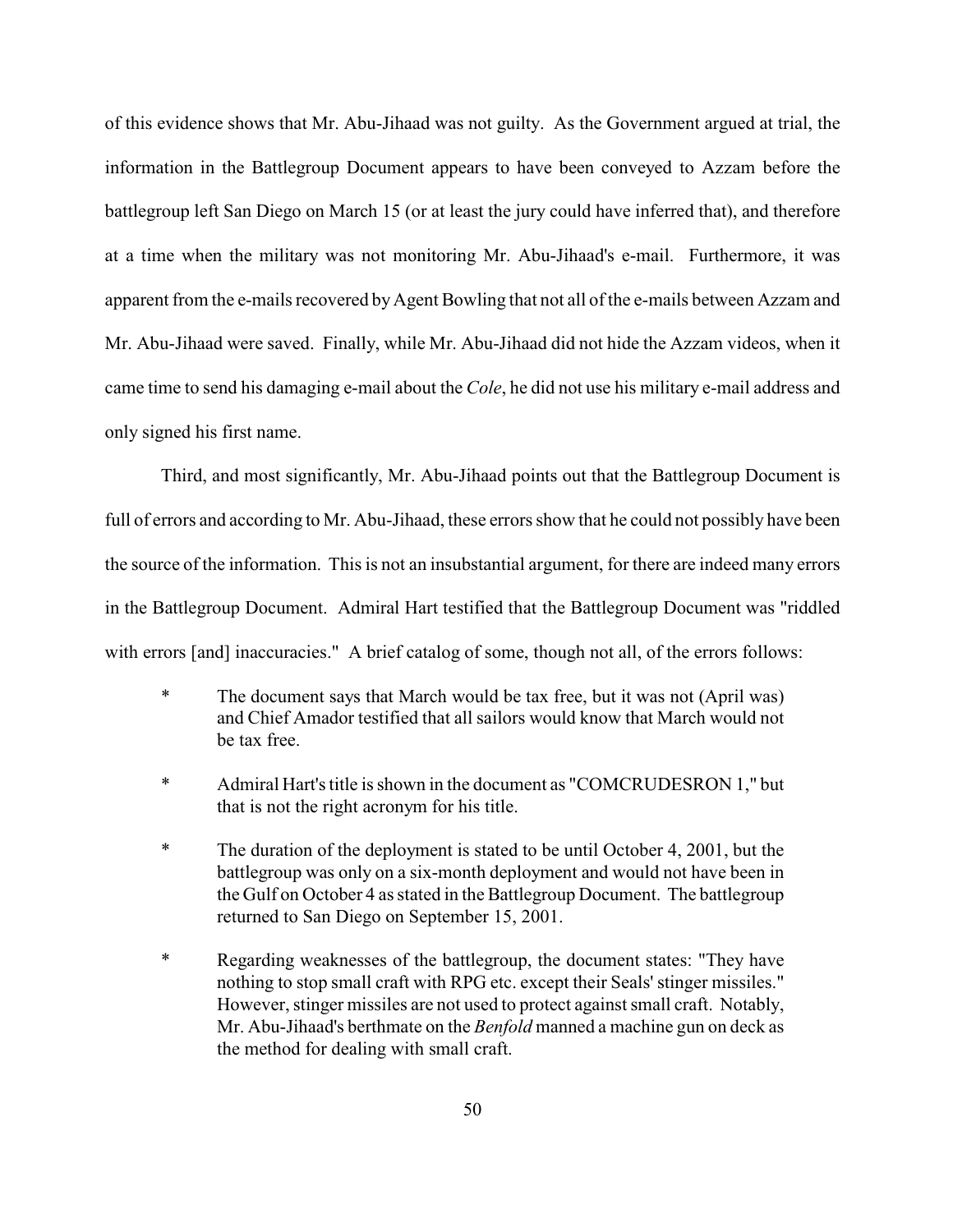of this evidence shows that Mr. Abu-Jihaad was not guilty. As the Government argued at trial, the information in the Battlegroup Document appears to have been conveyed to Azzam before the battlegroup left San Diego on March 15 (or at least the jury could have inferred that), and therefore at a time when the military was not monitoring Mr. Abu-Jihaad's e-mail. Furthermore, it was apparent from the e-mails recovered by Agent Bowling that not all of the e-mails between Azzam and Mr. Abu-Jihaad were saved. Finally, while Mr. Abu-Jihaad did not hide the Azzam videos, when it came time to send his damaging e-mail about the *Cole*, he did not use his military e-mail address and only signed his first name.

Third, and most significantly, Mr. Abu-Jihaad points out that the Battlegroup Document is full of errors and according to Mr. Abu-Jihaad, these errors show that he could not possibly have been the source of the information. This is not an insubstantial argument, for there are indeed many errors in the Battlegroup Document. Admiral Hart testified that the Battlegroup Document was "riddled with errors [and] inaccuracies." A brief catalog of some, though not all, of the errors follows:

- The document says that March would be tax free, but it was not (April was) and Chief Amador testified that all sailors would know that March would not be tax free.

- Admiral Hart's title is shown in the document as "COMCRUDESRON 1," but that is not the right acronym for his title.

- The duration of the deployment is stated to be until October 4, 2001, but the battlegroup was only on a six-month deployment and would not have been in the Gulf on October 4 as stated in the Battlegroup Document. The battlegroup returned to San Diego on September 15, 2001.

- Regarding weaknesses of the battlegroup, the document states: "They have nothing to stop small craft with RPG etc. except their Seals' stinger missiles." However, stinger missiles are not used to protect against small craft. Notably, Mr. Abu-Jihaad's berthmate on the *Benfold* manned a machine gun on deck as the method for dealing with small craft.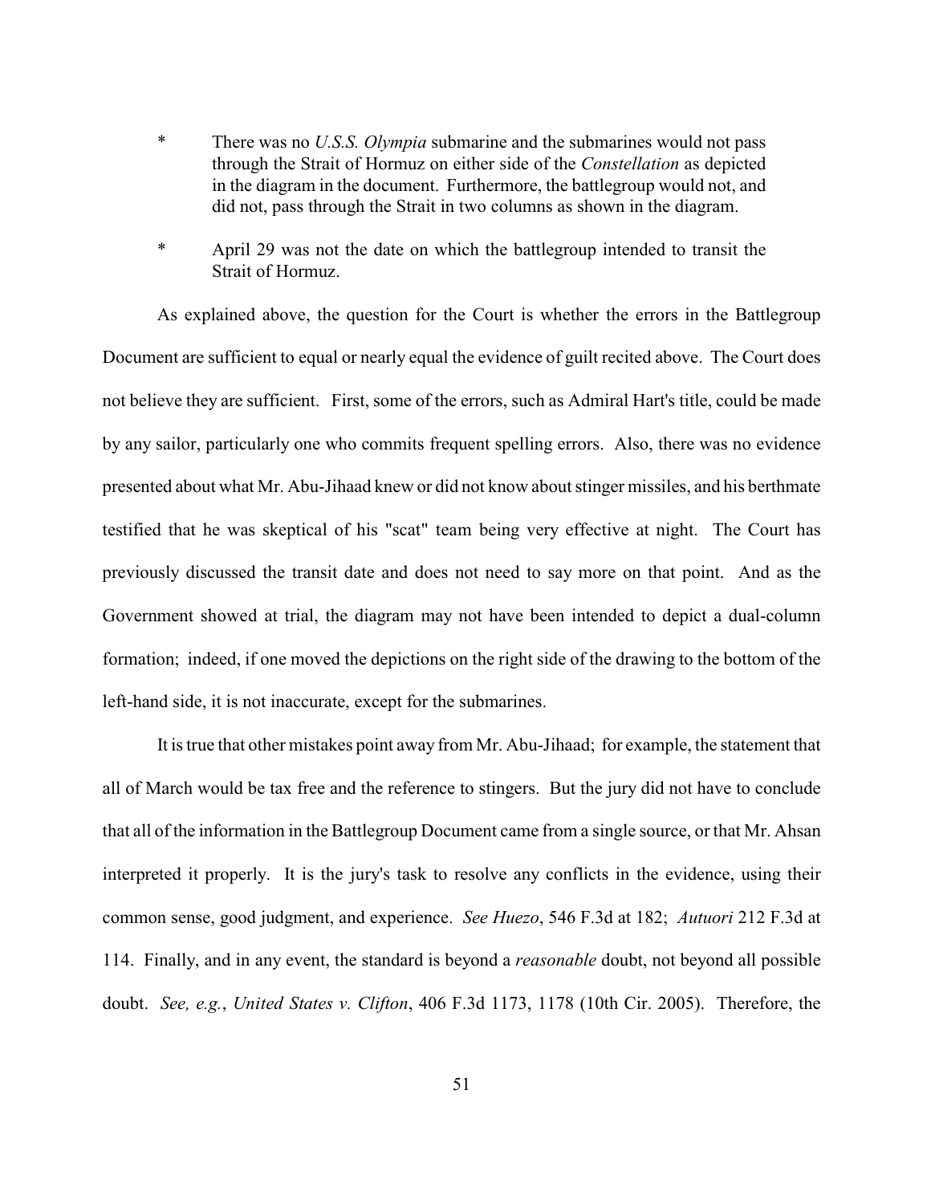* There was no *U.S.S. Olympia* submarine and the submarines would not pass through the Strait of Hormuz on either side of the *Constellation* as depicted in the diagram in the document. Furthermore, the battlegroup would not, and did not, pass through the Strait in two columns as shown in the diagram.

* April 29 was not the date on which the battlegroup intended to transit the Strait of Hormuz.

As explained above, the question for the Court is whether the errors in the Battlegroup Document are sufficient to equal or nearly equal the evidence of guilt recited above. The Court does not believe they are sufficient. First, some of the errors, such as Admiral Hart's title, could be made by any sailor, particularly one who commits frequent spelling errors. Also, there was no evidence presented about what Mr. Abu-Jihaad knew or did not know about stinger missiles, and his berthmate testified that he was skeptical of his "scat" team being very effective at night. The Court has previously discussed the transit date and does not need to say more on that point. And as the Government showed at trial, the diagram may not have been intended to depict a dual-column formation; indeed, if one moved the depictions on the right side of the drawing to the bottom of the left-hand side, it is not inaccurate, except for the submarines.

It is true that other mistakes point away from Mr. Abu-Jihaad; for example, the statement that all of March would be tax free and the reference to stingers. But the jury did not have to conclude that all of the information in the Battlegroup Document came from a single source, or that Mr. Ahsan interpreted it properly. It is the jury's task to resolve any conflicts in the evidence, using their common sense, good judgment, and experience. *See Huezo*, 546 F.3d at 182; *Autuori* 212 F.3d at 114. Finally, and in any event, the standard is beyond a *reasonable* doubt, not beyond all possible doubt. *See, e.g.*, *United States v. Clifton*, 406 F.3d 1173, 1178 (10th Cir. 2005). Therefore, the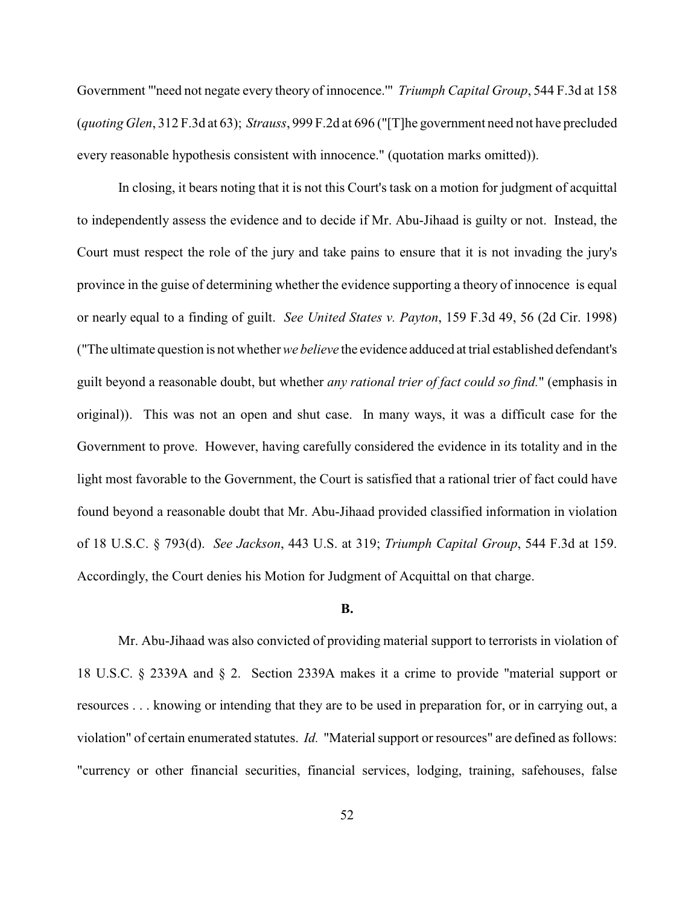Government "'need not negate every theory of innocence.'" *Triumph Capital Group*, 544 F.3d at 158 (*quoting Glen*, 312 F.3d at 63); *Strauss*, 999 F.2d at 696 ("[T]he government need not have precluded every reasonable hypothesis consistent with innocence." (quotation marks omitted)).

In closing, it bears noting that it is not this Court's task on a motion for judgment of acquittal to independently assess the evidence and to decide if Mr. Abu-Jihaad is guilty or not. Instead, the Court must respect the role of the jury and take pains to ensure that it is not invading the jury's province in the guise of determining whether the evidence supporting a theory of innocence is equal or nearly equal to a finding of guilt. *See United States v. Payton*, 159 F.3d 49, 56 (2d Cir. 1998) ("The ultimate question is not whether *we believe* the evidence adduced at trial established defendant's guilt beyond a reasonable doubt, but whether *any rational trier of fact could so find.*" (emphasis in original)). This was not an open and shut case. In many ways, it was a difficult case for the Government to prove. However, having carefully considered the evidence in its totality and in the light most favorable to the Government, the Court is satisfied that a rational trier of fact could have found beyond a reasonable doubt that Mr. Abu-Jihaad provided classified information in violation of 18 U.S.C. § 793(d). *See Jackson*, 443 U.S. at 319; *Triumph Capital Group*, 544 F.3d at 159. Accordingly, the Court denies his Motion for Judgment of Acquittal on that charge.

**B.**

Mr. Abu-Jihaad was also convicted of providing material support to terrorists in violation of 18 U.S.C. § 2339A and § 2. Section 2339A makes it a crime to provide "material support or resources . . . knowing or intending that they are to be used in preparation for, or in carrying out, a violation" of certain enumerated statutes. *Id.* "Material support or resources" are defined as follows: "currency or other financial securities, financial services, lodging, training, safehouses, false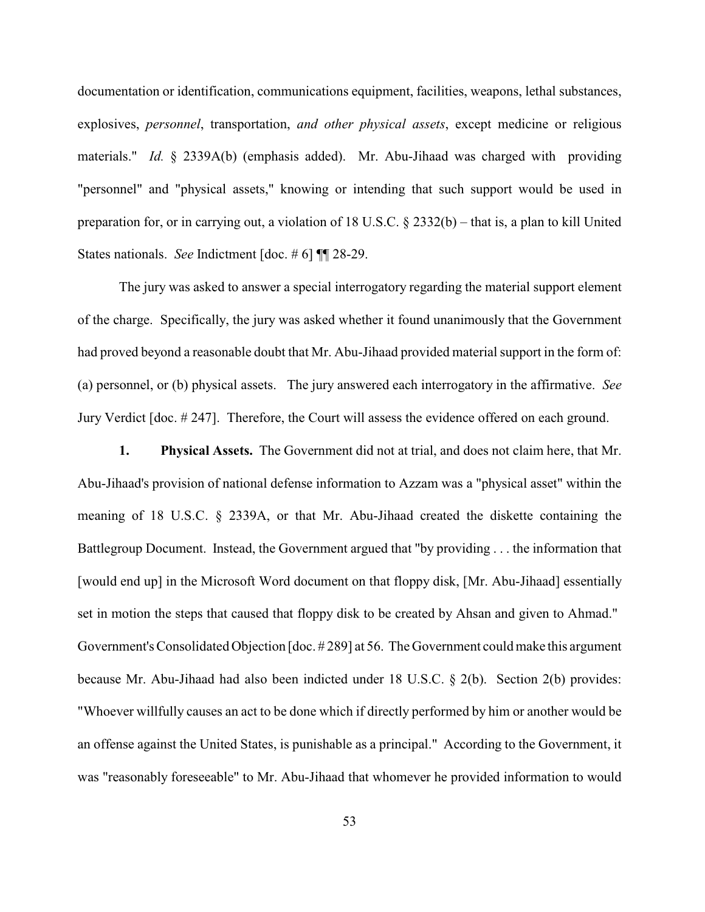documentation or identification, communications equipment, facilities, weapons, lethal substances, explosives, *personnel*, transportation, *and other physical assets*, except medicine or religious materials." *Id.* § 2339A(b) (emphasis added). Mr. Abu-Jihaad was charged with providing "personnel" and "physical assets," knowing or intending that such support would be used in preparation for, or in carrying out, a violation of 18 U.S.C. § 2332(b) – that is, a plan to kill United States nationals. *See* Indictment [doc. # 6] ¶¶ 28-29.

The jury was asked to answer a special interrogatory regarding the material support element of the charge. Specifically, the jury was asked whether it found unanimously that the Government had proved beyond a reasonable doubt that Mr. Abu-Jihaad provided material support in the form of: (a) personnel, or (b) physical assets. The jury answered each interrogatory in the affirmative. *See* Jury Verdict [doc. # 247]. Therefore, the Court will assess the evidence offered on each ground.

**1. Physical Assets.** The Government did not at trial, and does not claim here, that Mr. Abu-Jihaad's provision of national defense information to Azzam was a "physical asset" within the meaning of 18 U.S.C. § 2339A, or that Mr. Abu-Jihaad created the diskette containing the Battlegroup Document. Instead, the Government argued that "by providing . . . the information that [would end up] in the Microsoft Word document on that floppy disk, [Mr. Abu-Jihaad] essentially set in motion the steps that caused that floppy disk to be created by Ahsan and given to Ahmad." Government's Consolidated Objection [doc. # 289] at 56. The Government could make this argument because Mr. Abu-Jihaad had also been indicted under 18 U.S.C. § 2(b). Section 2(b) provides: "Whoever willfully causes an act to be done which if directly performed by him or another would be an offense against the United States, is punishable as a principal." According to the Government, it was "reasonably foreseeable" to Mr. Abu-Jihaad that whomever he provided information to would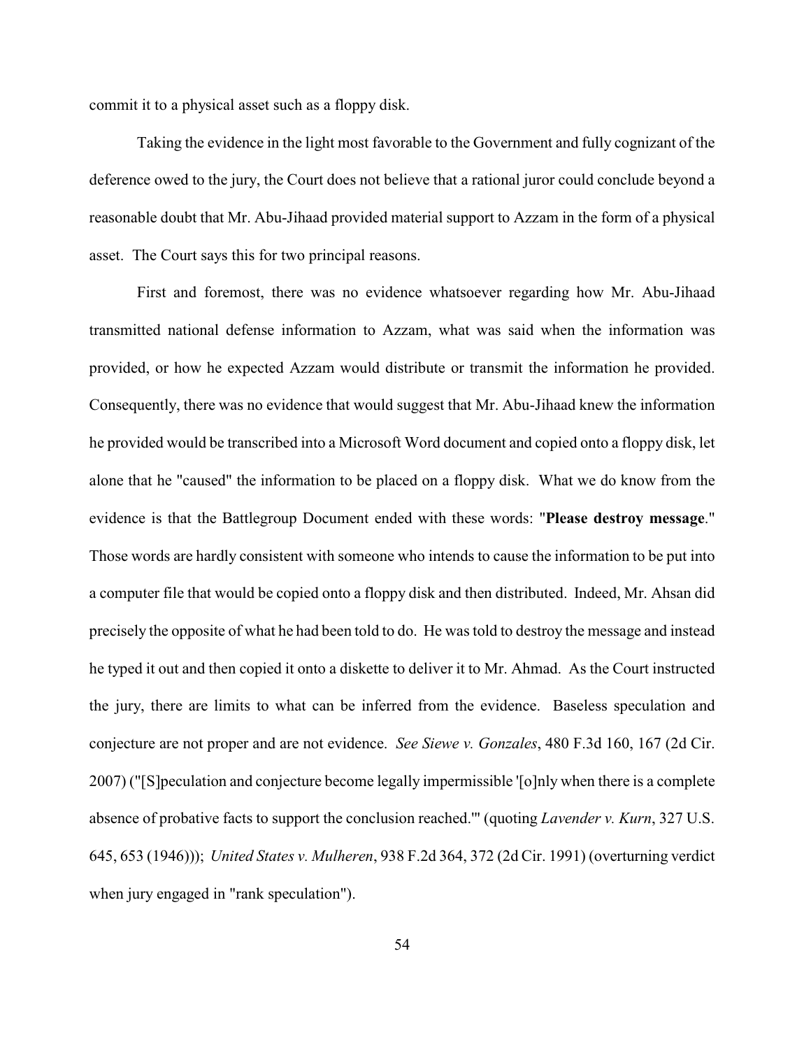commit it to a physical asset such as a floppy disk.

Taking the evidence in the light most favorable to the Government and fully cognizant of the deference owed to the jury, the Court does not believe that a rational juror could conclude beyond a reasonable doubt that Mr. Abu-Jihaad provided material support to Azzam in the form of a physical asset. The Court says this for two principal reasons.

First and foremost, there was no evidence whatsoever regarding how Mr. Abu-Jihaad transmitted national defense information to Azzam, what was said when the information was provided, or how he expected Azzam would distribute or transmit the information he provided. Consequently, there was no evidence that would suggest that Mr. Abu-Jihaad knew the information he provided would be transcribed into a Microsoft Word document and copied onto a floppy disk, let alone that he "caused" the information to be placed on a floppy disk. What we do know from the evidence is that the Battlegroup Document ended with these words: "**Please destroy message**." Those words are hardly consistent with someone who intends to cause the information to be put into a computer file that would be copied onto a floppy disk and then distributed. Indeed, Mr. Ahsan did precisely the opposite of what he had been told to do. He was told to destroy the message and instead he typed it out and then copied it onto a diskette to deliver it to Mr. Ahmad. As the Court instructed the jury, there are limits to what can be inferred from the evidence. Baseless speculation and conjecture are not proper and are not evidence. *See Siewe v. Gonzales*, 480 F.3d 160, 167 (2d Cir. 2007) ("[S]peculation and conjecture become legally impermissible '[o]nly when there is a complete absence of probative facts to support the conclusion reached.'" (quoting *Lavender v. Kurn*, 327 U.S. 645, 653 (1946))); *United States v. Mulheren*, 938 F.2d 364, 372 (2d Cir. 1991) (overturning verdict when jury engaged in "rank speculation").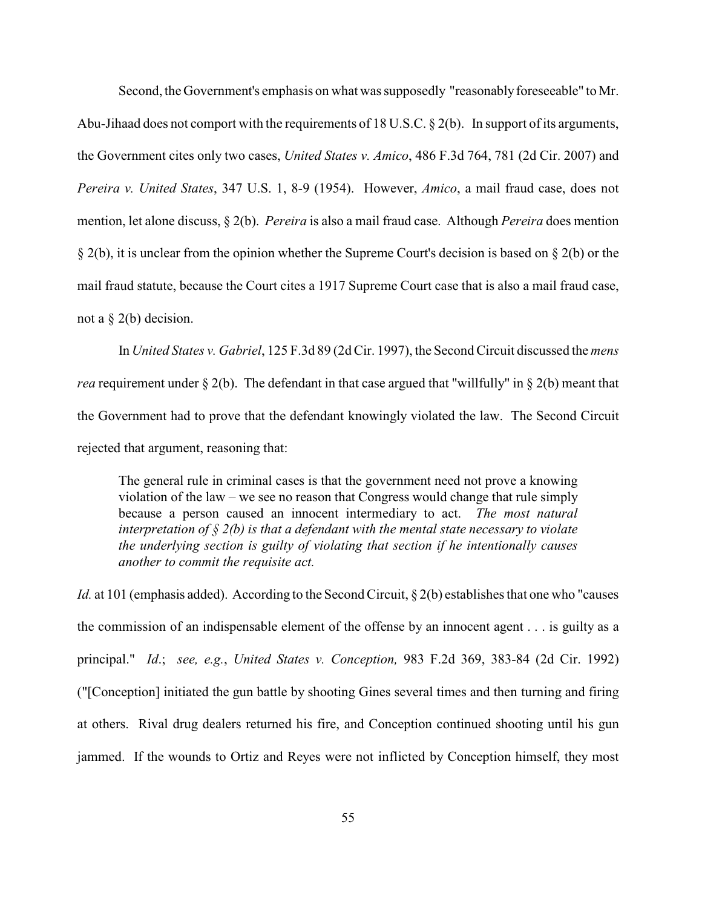Second, the Government's emphasis on what was supposedly "reasonably foreseeable" to Mr. Abu-Jihaad does not comport with the requirements of 18 U.S.C. § 2(b). In support of its arguments, the Government cites only two cases, *United States v. Amico*, 486 F.3d 764, 781 (2d Cir. 2007) and *Pereira v. United States*, 347 U.S. 1, 8-9 (1954). However, *Amico*, a mail fraud case, does not mention, let alone discuss, § 2(b). *Pereira* is also a mail fraud case. Although *Pereira* does mention § 2(b), it is unclear from the opinion whether the Supreme Court's decision is based on § 2(b) or the mail fraud statute, because the Court cites a 1917 Supreme Court case that is also a mail fraud case, not a § 2(b) decision.

In *United States v. Gabriel*, 125 F.3d 89 (2d Cir. 1997), the Second Circuit discussed the *mens rea* requirement under § 2(b). The defendant in that case argued that "willfully" in § 2(b) meant that the Government had to prove that the defendant knowingly violated the law. The Second Circuit rejected that argument, reasoning that:

> The general rule in criminal cases is that the government need not prove a knowing violation of the law – we see no reason that Congress would change that rule simply because a person caused an innocent intermediary to act. *The most natural interpretation of § 2(b) is that a defendant with the mental state necessary to violate the underlying section is guilty of violating that section if he intentionally causes another to commit the requisite act.*

*Id.* at 101 (emphasis added). According to the Second Circuit, § 2(b) establishes that one who "causes the commission of an indispensable element of the offense by an innocent agent . . . is guilty as a principal." *Id*.; *see, e.g.*, *United States v. Conception,* 983 F.2d 369, 383-84 (2d Cir. 1992) ("[Conception] initiated the gun battle by shooting Gines several times and then turning and firing at others. Rival drug dealers returned his fire, and Conception continued shooting until his gun jammed. If the wounds to Ortiz and Reyes were not inflicted by Conception himself, they most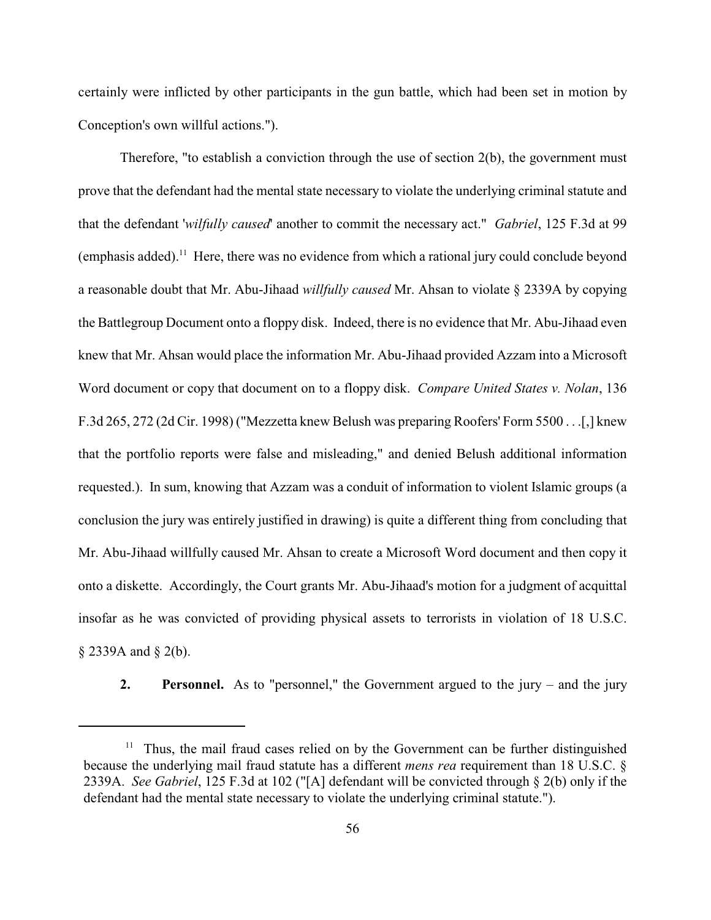certainly were inflicted by other participants in the gun battle, which had been set in motion by Conception's own willful actions.").

Therefore, "to establish a conviction through the use of section 2(b), the government must prove that the defendant had the mental state necessary to violate the underlying criminal statute and that the defendant '*wilfully caused*' another to commit the necessary act." *Gabriel*, 125 F.3d at 99 (emphasis added).[11] Here, there was no evidence from which a rational jury could conclude beyond a reasonable doubt that Mr. Abu-Jihaad *willfully caused* Mr. Ahsan to violate § 2339A by copying the Battlegroup Document onto a floppy disk. Indeed, there is no evidence that Mr. Abu-Jihaad even knew that Mr. Ahsan would place the information Mr. Abu-Jihaad provided Azzam into a Microsoft Word document or copy that document on to a floppy disk. *Compare United States v. Nolan*, 136 F.3d 265, 272 (2d Cir. 1998) ("Mezzetta knew Belush was preparing Roofers' Form 5500 . . .[,] knew that the portfolio reports were false and misleading," and denied Belush additional information requested.). In sum, knowing that Azzam was a conduit of information to violent Islamic groups (a conclusion the jury was entirely justified in drawing) is quite a different thing from concluding that Mr. Abu-Jihaad willfully caused Mr. Ahsan to create a Microsoft Word document and then copy it onto a diskette. Accordingly, the Court grants Mr. Abu-Jihaad's motion for a judgment of acquittal insofar as he was convicted of providing physical assets to terrorists in violation of 18 U.S.C. § 2339A and § 2(b).

**2. Personnel.** As to "personnel," the Government argued to the jury – and the jury

[11] Thus, the mail fraud cases relied on by the Government can be further distinguished because the underlying mail fraud statute has a different *mens rea* requirement than 18 U.S.C. § 2339A. *See Gabriel*, 125 F.3d at 102 ("[A] defendant will be convicted through § 2(b) only if the defendant had the mental state necessary to violate the underlying criminal statute.").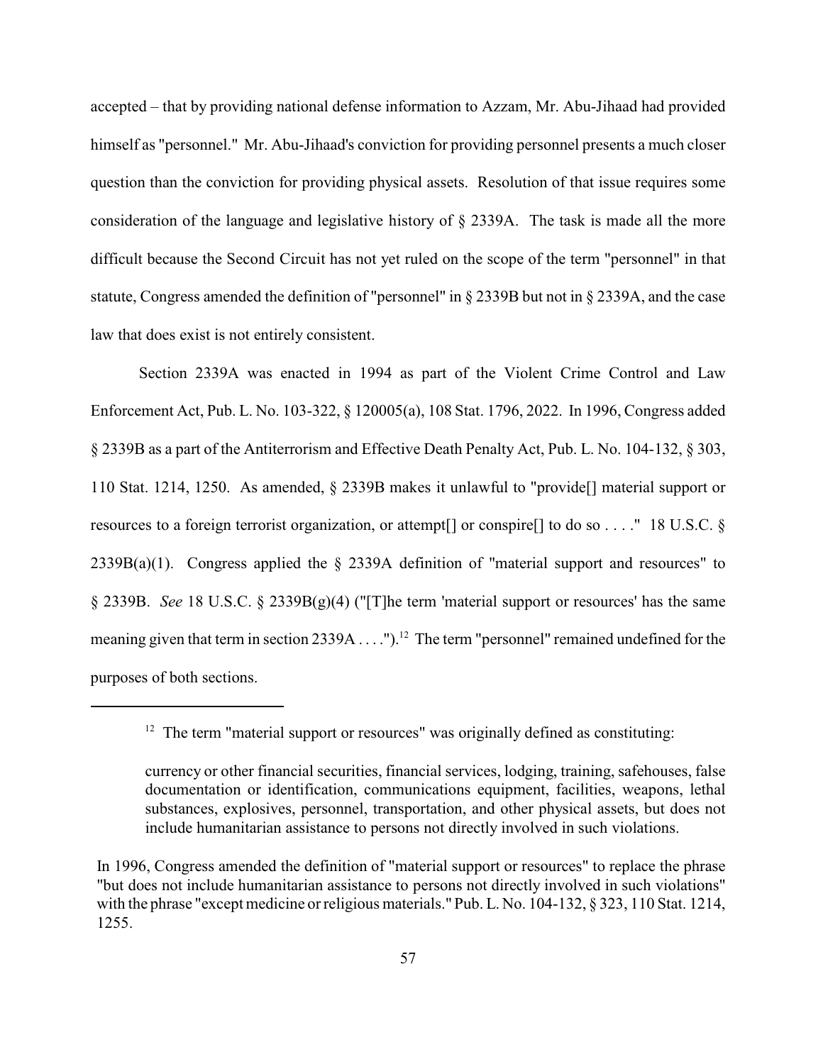accepted – that by providing national defense information to Azzam, Mr. Abu-Jihaad had provided himself as "personnel." Mr. Abu-Jihaad's conviction for providing personnel presents a much closer question than the conviction for providing physical assets. Resolution of that issue requires some consideration of the language and legislative history of § 2339A. The task is made all the more difficult because the Second Circuit has not yet ruled on the scope of the term "personnel" in that statute, Congress amended the definition of "personnel" in § 2339B but not in § 2339A, and the case law that does exist is not entirely consistent.

Section 2339A was enacted in 1994 as part of the Violent Crime Control and Law Enforcement Act, Pub. L. No. 103-322, § 120005(a), 108 Stat. 1796, 2022. In 1996, Congress added § 2339B as a part of the Antiterrorism and Effective Death Penalty Act, Pub. L. No. 104-132, § 303, 110 Stat. 1214, 1250. As amended, § 2339B makes it unlawful to "provide[] material support or resources to a foreign terrorist organization, or attempt[] or conspire[] to do so . . . ." 18 U.S.C. § 2339B(a)(1). Congress applied the § 2339A definition of "material support and resources" to § 2339B. *See* 18 U.S.C. § 2339B(g)(4) ("[T]he term 'material support or resources' has the same meaning given that term in section 2339A . . . .").[12] The term "personnel" remained undefined for the purposes of both sections.

---

[12] The term "material support or resources" was originally defined as constituting:

> currency or other financial securities, financial services, lodging, training, safehouses, false documentation or identification, communications equipment, facilities, weapons, lethal substances, explosives, personnel, transportation, and other physical assets, but does not include humanitarian assistance to persons not directly involved in such violations.

In 1996, Congress amended the definition of "material support or resources" to replace the phrase "but does not include humanitarian assistance to persons not directly involved in such violations" with the phrase "except medicine or religious materials." Pub. L. No. 104-132, § 323, 110 Stat. 1214, 1255.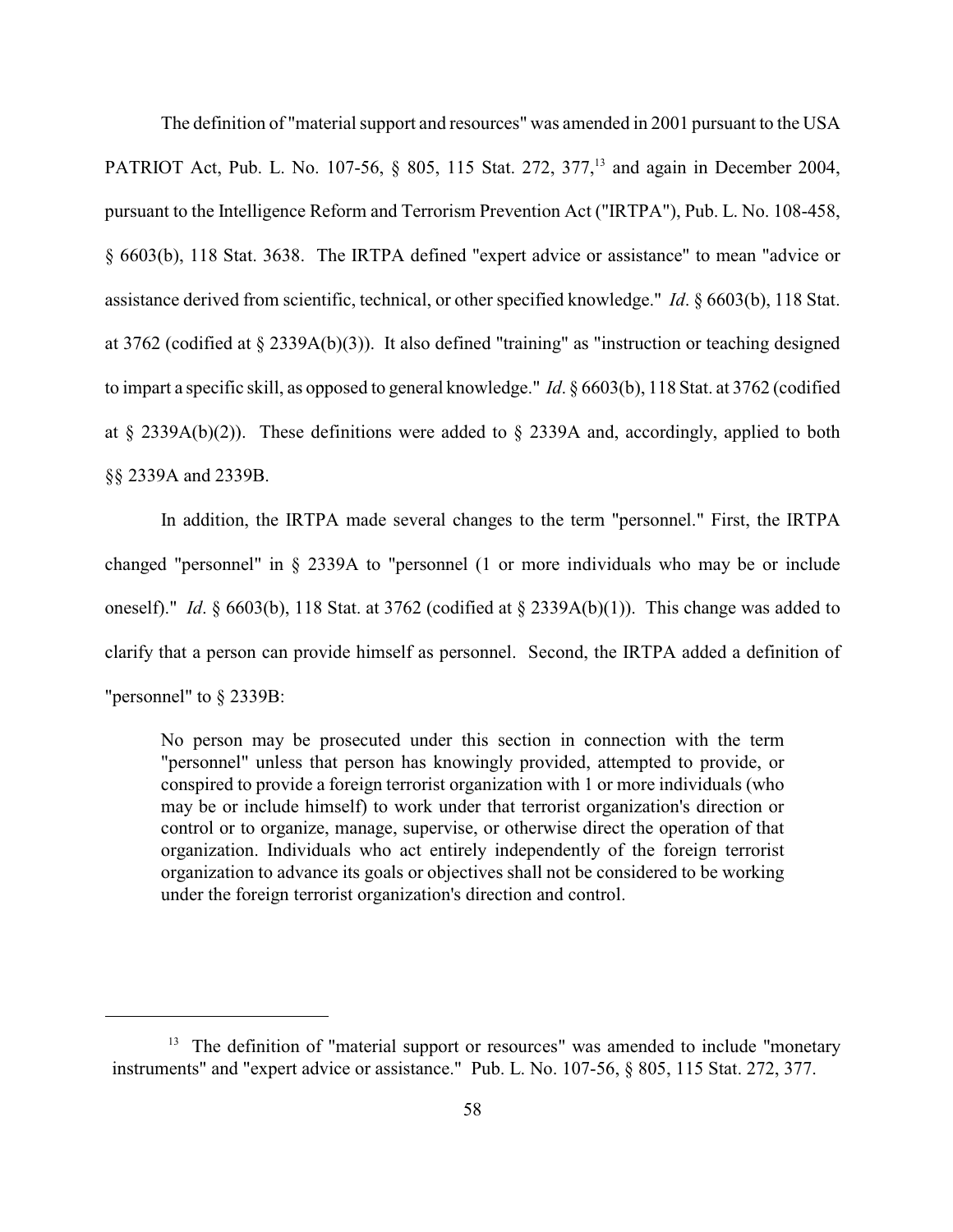The definition of "material support and resources" was amended in 2001 pursuant to the USA PATRIOT Act, Pub. L. No. 107-56, § 805, 115 Stat. 272, 377,[13] and again in December 2004, pursuant to the Intelligence Reform and Terrorism Prevention Act ("IRTPA"), Pub. L. No. 108-458, § 6603(b), 118 Stat. 3638. The IRTPA defined "expert advice or assistance" to mean "advice or assistance derived from scientific, technical, or other specified knowledge." *Id*. § 6603(b), 118 Stat. at 3762 (codified at § 2339A(b)(3)). It also defined "training" as "instruction or teaching designed to impart a specific skill, as opposed to general knowledge." *Id*. § 6603(b), 118 Stat. at 3762 (codified at § 2339A(b)(2)). These definitions were added to § 2339A and, accordingly, applied to both §§ 2339A and 2339B.

In addition, the IRTPA made several changes to the term "personnel." First, the IRTPA changed "personnel" in § 2339A to "personnel (1 or more individuals who may be or include oneself)." *Id*. § 6603(b), 118 Stat. at 3762 (codified at § 2339A(b)(1)). This change was added to clarify that a person can provide himself as personnel. Second, the IRTPA added a definition of "personnel" to § 2339B:

> No person may be prosecuted under this section in connection with the term "personnel" unless that person has knowingly provided, attempted to provide, or conspired to provide a foreign terrorist organization with 1 or more individuals (who may be or include himself) to work under that terrorist organization's direction or control or to organize, manage, supervise, or otherwise direct the operation of that organization. Individuals who act entirely independently of the foreign terrorist organization to advance its goals or objectives shall not be considered to be working under the foreign terrorist organization's direction and control.

---

[13] The definition of "material support or resources" was amended to include "monetary instruments" and "expert advice or assistance." Pub. L. No. 107-56, § 805, 115 Stat. 272, 377.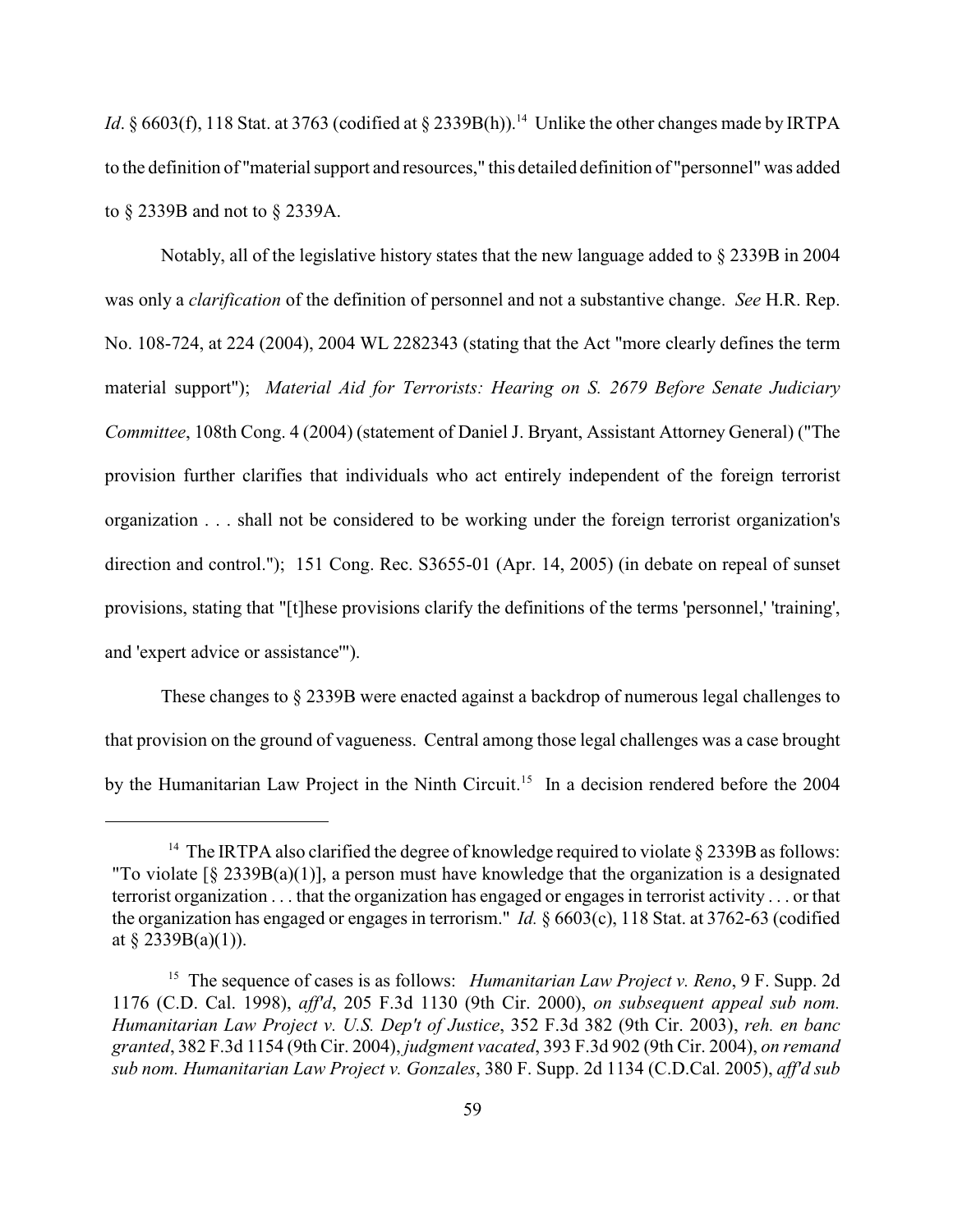*Id*. § 6603(f), 118 Stat. at 3763 (codified at § 2339B(h)).[14] Unlike the other changes made by IRTPA to the definition of "material support and resources," this detailed definition of "personnel" was added to § 2339B and not to § 2339A.

Notably, all of the legislative history states that the new language added to § 2339B in 2004 was only a *clarification* of the definition of personnel and not a substantive change. *See* H.R. Rep. No. 108-724, at 224 (2004), 2004 WL 2282343 (stating that the Act "more clearly defines the term material support"); *Material Aid for Terrorists: Hearing on S. 2679 Before Senate Judiciary Committee*, 108th Cong. 4 (2004) (statement of Daniel J. Bryant, Assistant Attorney General) ("The provision further clarifies that individuals who act entirely independent of the foreign terrorist organization . . . shall not be considered to be working under the foreign terrorist organization's direction and control."); 151 Cong. Rec. S3655-01 (Apr. 14, 2005) (in debate on repeal of sunset provisions, stating that "[t]hese provisions clarify the definitions of the terms 'personnel,' 'training', and 'expert advice or assistance'").

These changes to § 2339B were enacted against a backdrop of numerous legal challenges to that provision on the ground of vagueness. Central among those legal challenges was a case brought by the Humanitarian Law Project in the Ninth Circuit.[15] In a decision rendered before the 2004

---

[14] The IRTPA also clarified the degree of knowledge required to violate § 2339B as follows: "To violate [§ 2339B(a)(1)], a person must have knowledge that the organization is a designated terrorist organization . . . that the organization has engaged or engages in terrorist activity . . . or that the organization has engaged or engages in terrorism." *Id.* § 6603(c), 118 Stat. at 3762-63 (codified at § 2339B(a)(1)).

[15] The sequence of cases is as follows: *Humanitarian Law Project v. Reno*, 9 F. Supp. 2d 1176 (C.D. Cal. 1998), *aff'd*, 205 F.3d 1130 (9th Cir. 2000), *on subsequent appeal sub nom. Humanitarian Law Project v. U.S. Dep't of Justice*, 352 F.3d 382 (9th Cir. 2003), *reh. en banc granted*, 382 F.3d 1154 (9th Cir. 2004), *judgment vacated*, 393 F.3d 902 (9th Cir. 2004), *on remand sub nom. Humanitarian Law Project v. Gonzales*, 380 F. Supp. 2d 1134 (C.D.Cal. 2005), *aff'd sub*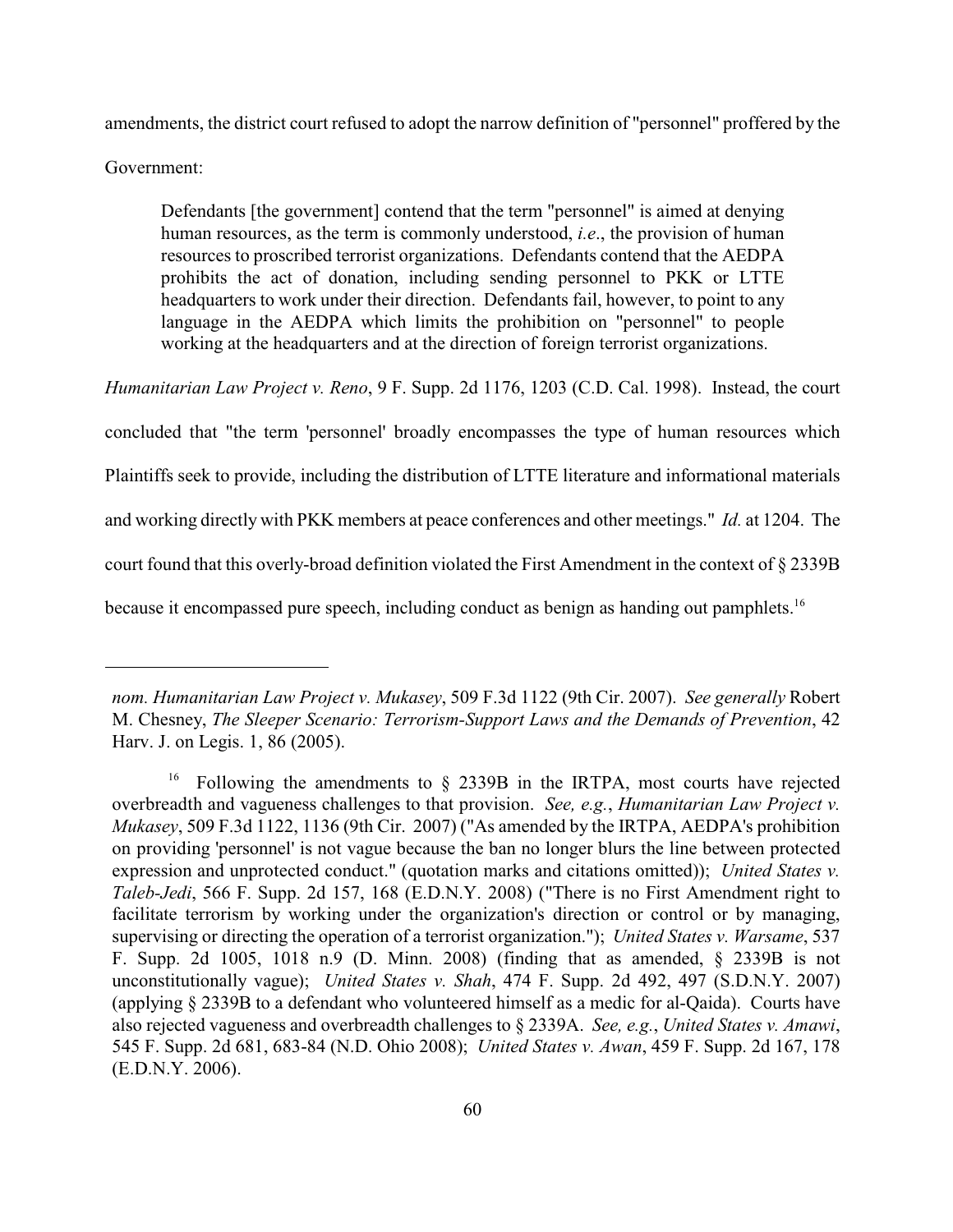amendments, the district court refused to adopt the narrow definition of "personnel" proffered by the Government:

> Defendants [the government] contend that the term "personnel" is aimed at denying human resources, as the term is commonly understood, *i.e*., the provision of human resources to proscribed terrorist organizations. Defendants contend that the AEDPA prohibits the act of donation, including sending personnel to PKK or LTTE headquarters to work under their direction. Defendants fail, however, to point to any language in the AEDPA which limits the prohibition on "personnel" to people working at the headquarters and at the direction of foreign terrorist organizations.

*Humanitarian Law Project v. Reno*, 9 F. Supp. 2d 1176, 1203 (C.D. Cal. 1998). Instead, the court concluded that "the term 'personnel' broadly encompasses the type of human resources which Plaintiffs seek to provide, including the distribution of LTTE literature and informational materials and working directly with PKK members at peace conferences and other meetings." *Id.* at 1204. The court found that this overly-broad definition violated the First Amendment in the context of § 2339B because it encompassed pure speech, including conduct as benign as handing out pamphlets.[16]

---

*nom. Humanitarian Law Project v. Mukasey*, 509 F.3d 1122 (9th Cir. 2007). *See generally* Robert M. Chesney, *The Sleeper Scenario: Terrorism-Support Laws and the Demands of Prevention*, 42 Harv. J. on Legis. 1, 86 (2005).

[16] Following the amendments to § 2339B in the IRTPA, most courts have rejected overbreadth and vagueness challenges to that provision. *See, e.g.*, *Humanitarian Law Project v. Mukasey*, 509 F.3d 1122, 1136 (9th Cir. 2007) ("As amended by the IRTPA, AEDPA's prohibition on providing 'personnel' is not vague because the ban no longer blurs the line between protected expression and unprotected conduct." (quotation marks and citations omitted)); *United States v. Taleb-Jedi*, 566 F. Supp. 2d 157, 168 (E.D.N.Y. 2008) ("There is no First Amendment right to facilitate terrorism by working under the organization's direction or control or by managing, supervising or directing the operation of a terrorist organization."); *United States v. Warsame*, 537 F. Supp. 2d 1005, 1018 n.9 (D. Minn. 2008) (finding that as amended, § 2339B is not unconstitutionally vague); *United States v. Shah*, 474 F. Supp. 2d 492, 497 (S.D.N.Y. 2007) (applying § 2339B to a defendant who volunteered himself as a medic for al-Qaida). Courts have also rejected vagueness and overbreadth challenges to § 2339A. *See, e.g.*, *United States v. Amawi*, 545 F. Supp. 2d 681, 683-84 (N.D. Ohio 2008); *United States v. Awan*, 459 F. Supp. 2d 167, 178 (E.D.N.Y. 2006).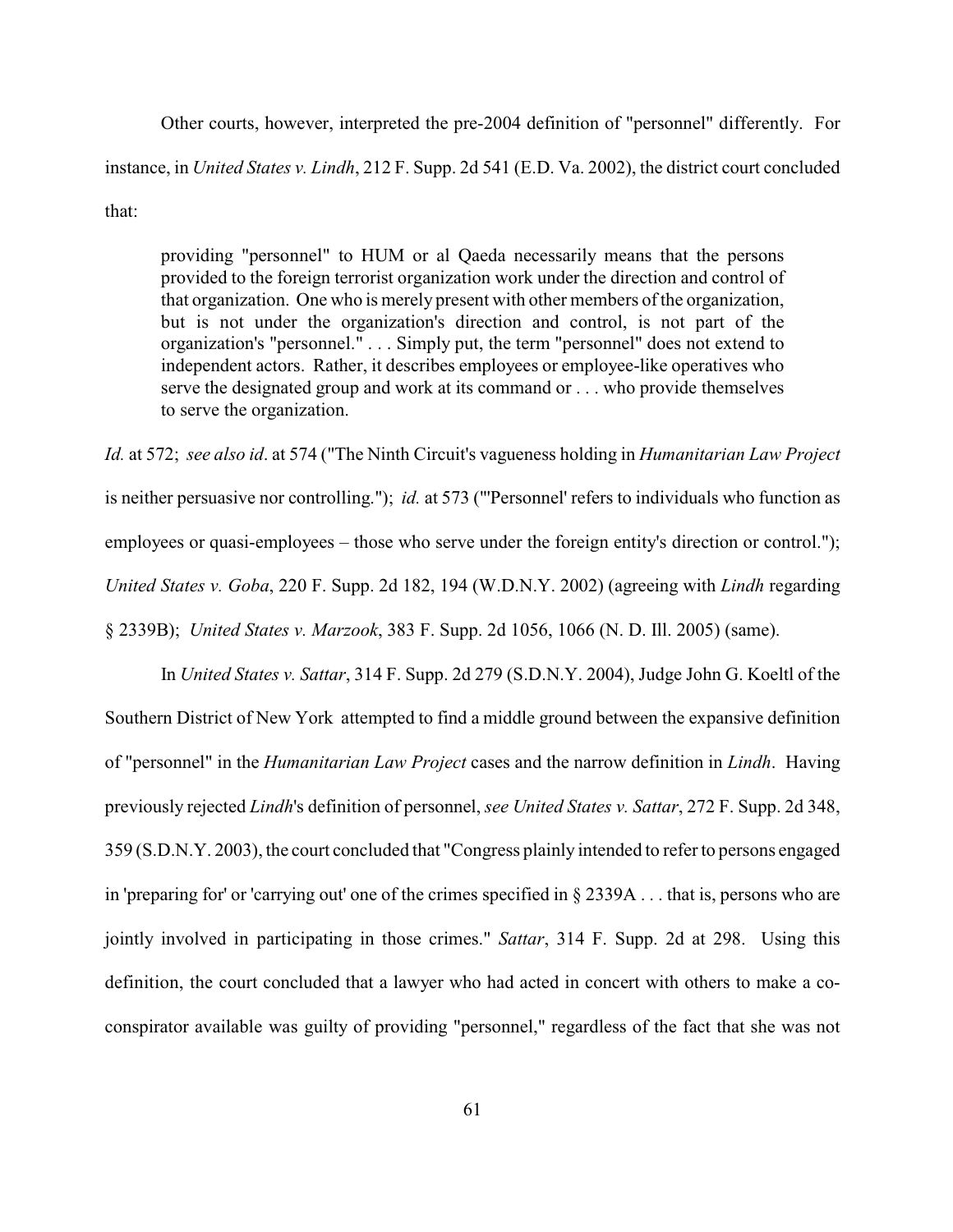Other courts, however, interpreted the pre-2004 definition of "personnel" differently. For instance, in *United States v. Lindh*, 212 F. Supp. 2d 541 (E.D. Va. 2002), the district court concluded that:

> providing "personnel" to HUM or al Qaeda necessarily means that the persons provided to the foreign terrorist organization work under the direction and control of that organization. One who is merely present with other members of the organization, but is not under the organization's direction and control, is not part of the organization's "personnel." . . . Simply put, the term "personnel" does not extend to independent actors. Rather, it describes employees or employee-like operatives who serve the designated group and work at its command or . . . who provide themselves to serve the organization.

*Id.* at 572; *see also id*. at 574 ("The Ninth Circuit's vagueness holding in *Humanitarian Law Project* is neither persuasive nor controlling."); *id.* at 573 ("'Personnel' refers to individuals who function as employees or quasi-employees – those who serve under the foreign entity's direction or control."); *United States v. Goba*, 220 F. Supp. 2d 182, 194 (W.D.N.Y. 2002) (agreeing with *Lindh* regarding § 2339B); *United States v. Marzook*, 383 F. Supp. 2d 1056, 1066 (N. D. Ill. 2005) (same).

In *United States v. Sattar*, 314 F. Supp. 2d 279 (S.D.N.Y. 2004), Judge John G. Koeltl of the Southern District of New York attempted to find a middle ground between the expansive definition of "personnel" in the *Humanitarian Law Project* cases and the narrow definition in *Lindh*. Having previously rejected *Lindh*'s definition of personnel, *see United States v. Sattar*, 272 F. Supp. 2d 348, 359 (S.D.N.Y. 2003), the court concluded that "Congress plainly intended to refer to persons engaged in 'preparing for' or 'carrying out' one of the crimes specified in § 2339A . . . that is, persons who are jointly involved in participating in those crimes." *Sattar*, 314 F. Supp. 2d at 298. Using this definition, the court concluded that a lawyer who had acted in concert with others to make a co-conspirator available was guilty of providing "personnel," regardless of the fact that she was not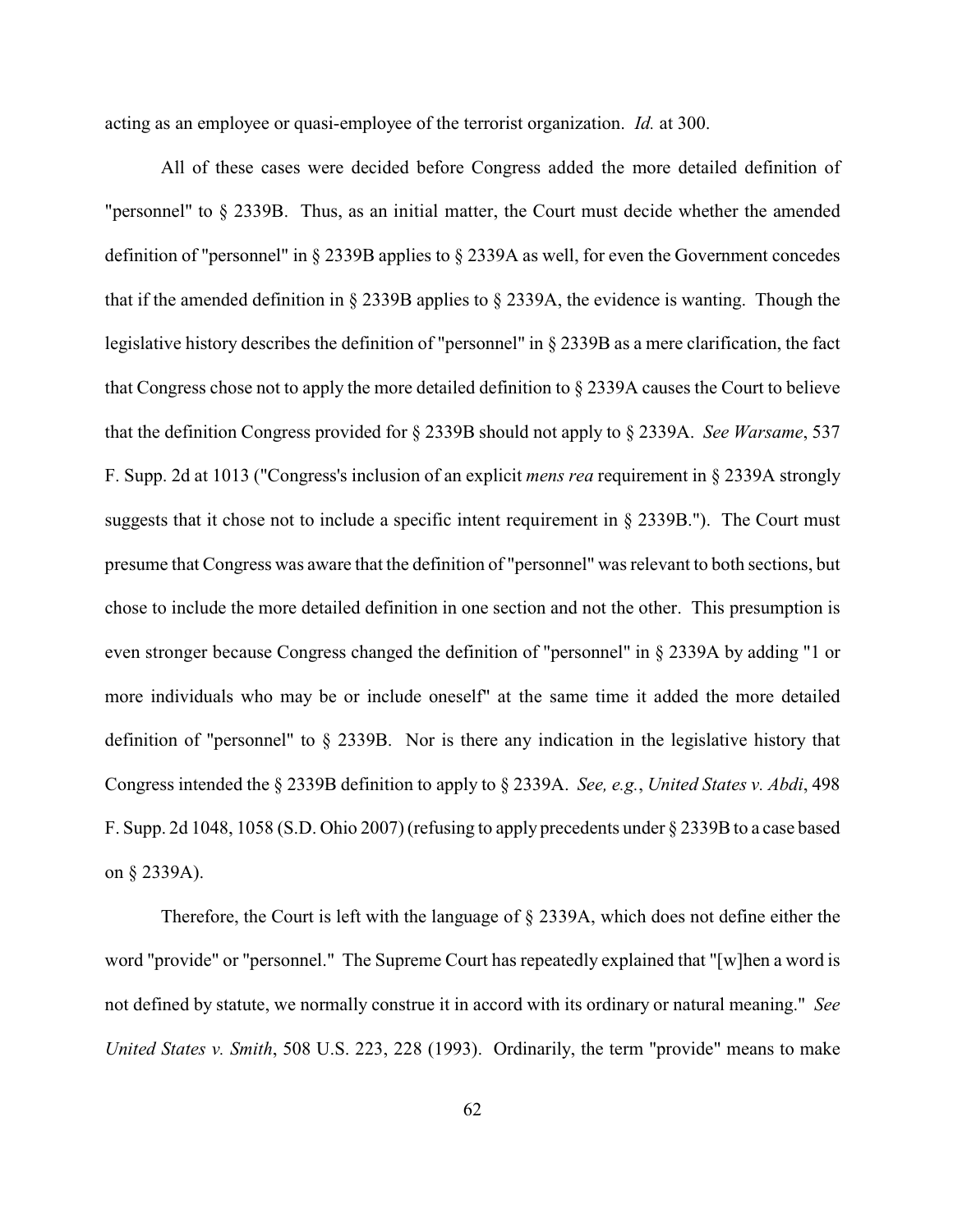acting as an employee or quasi-employee of the terrorist organization. *Id.* at 300.

All of these cases were decided before Congress added the more detailed definition of "personnel" to § 2339B. Thus, as an initial matter, the Court must decide whether the amended definition of "personnel" in § 2339B applies to § 2339A as well, for even the Government concedes that if the amended definition in § 2339B applies to § 2339A, the evidence is wanting. Though the legislative history describes the definition of "personnel" in § 2339B as a mere clarification, the fact that Congress chose not to apply the more detailed definition to § 2339A causes the Court to believe that the definition Congress provided for § 2339B should not apply to § 2339A. *See Warsame*, 537 F. Supp. 2d at 1013 ("Congress's inclusion of an explicit *mens rea* requirement in § 2339A strongly suggests that it chose not to include a specific intent requirement in § 2339B."). The Court must presume that Congress was aware that the definition of "personnel" was relevant to both sections, but chose to include the more detailed definition in one section and not the other. This presumption is even stronger because Congress changed the definition of "personnel" in § 2339A by adding "1 or more individuals who may be or include oneself" at the same time it added the more detailed definition of "personnel" to § 2339B. Nor is there any indication in the legislative history that Congress intended the § 2339B definition to apply to § 2339A. *See, e.g.*, *United States v. Abdi*, 498 F. Supp. 2d 1048, 1058 (S.D. Ohio 2007) (refusing to apply precedents under § 2339B to a case based on § 2339A).

Therefore, the Court is left with the language of § 2339A, which does not define either the word "provide" or "personnel." The Supreme Court has repeatedly explained that "[w]hen a word is not defined by statute, we normally construe it in accord with its ordinary or natural meaning." *See United States v. Smith*, 508 U.S. 223, 228 (1993). Ordinarily, the term "provide" means to make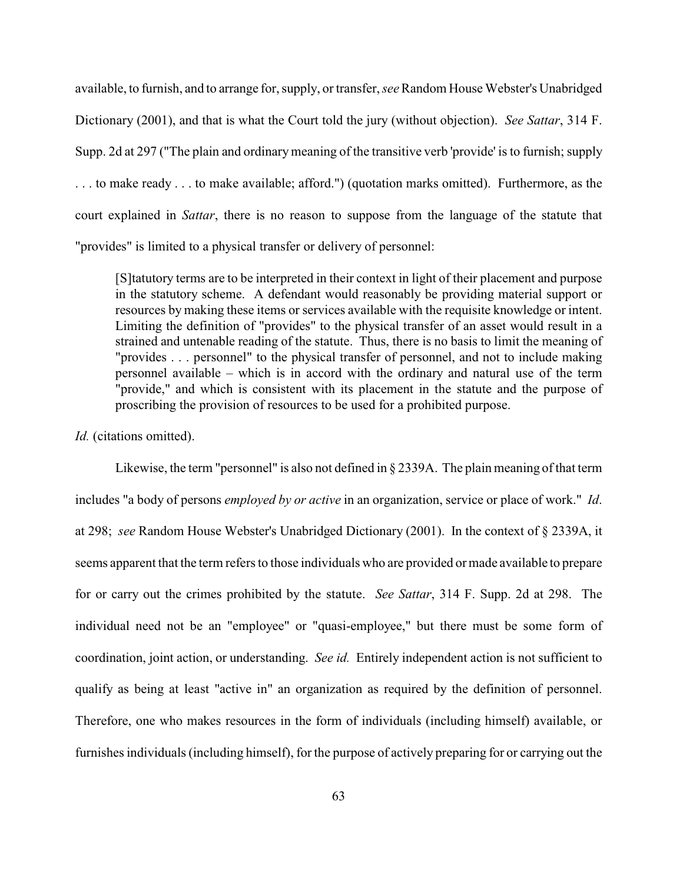available, to furnish, and to arrange for, supply, or transfer, *see* Random House Webster's Unabridged Dictionary (2001), and that is what the Court told the jury (without objection). *See Sattar*, 314 F. Supp. 2d at 297 ("The plain and ordinary meaning of the transitive verb 'provide' is to furnish; supply . . . to make ready . . . to make available; afford.") (quotation marks omitted). Furthermore, as the court explained in *Sattar*, there is no reason to suppose from the language of the statute that "provides" is limited to a physical transfer or delivery of personnel:

> [S]tatutory terms are to be interpreted in their context in light of their placement and purpose in the statutory scheme. A defendant would reasonably be providing material support or resources by making these items or services available with the requisite knowledge or intent. Limiting the definition of "provides" to the physical transfer of an asset would result in a strained and untenable reading of the statute. Thus, there is no basis to limit the meaning of "provides . . . personnel" to the physical transfer of personnel, and not to include making personnel available – which is in accord with the ordinary and natural use of the term "provide," and which is consistent with its placement in the statute and the purpose of proscribing the provision of resources to be used for a prohibited purpose.

*Id.* (citations omitted).

Likewise, the term "personnel" is also not defined in § 2339A. The plain meaning of that term includes "a body of persons *employed by or active* in an organization, service or place of work." *Id*. at 298; *see* Random House Webster's Unabridged Dictionary (2001). In the context of § 2339A, it seems apparent that the term refers to those individuals who are provided or made available to prepare for or carry out the crimes prohibited by the statute. *See Sattar*, 314 F. Supp. 2d at 298. The individual need not be an "employee" or "quasi-employee," but there must be some form of coordination, joint action, or understanding. *See id.* Entirely independent action is not sufficient to qualify as being at least "active in" an organization as required by the definition of personnel. Therefore, one who makes resources in the form of individuals (including himself) available, or furnishes individuals (including himself), for the purpose of actively preparing for or carrying out the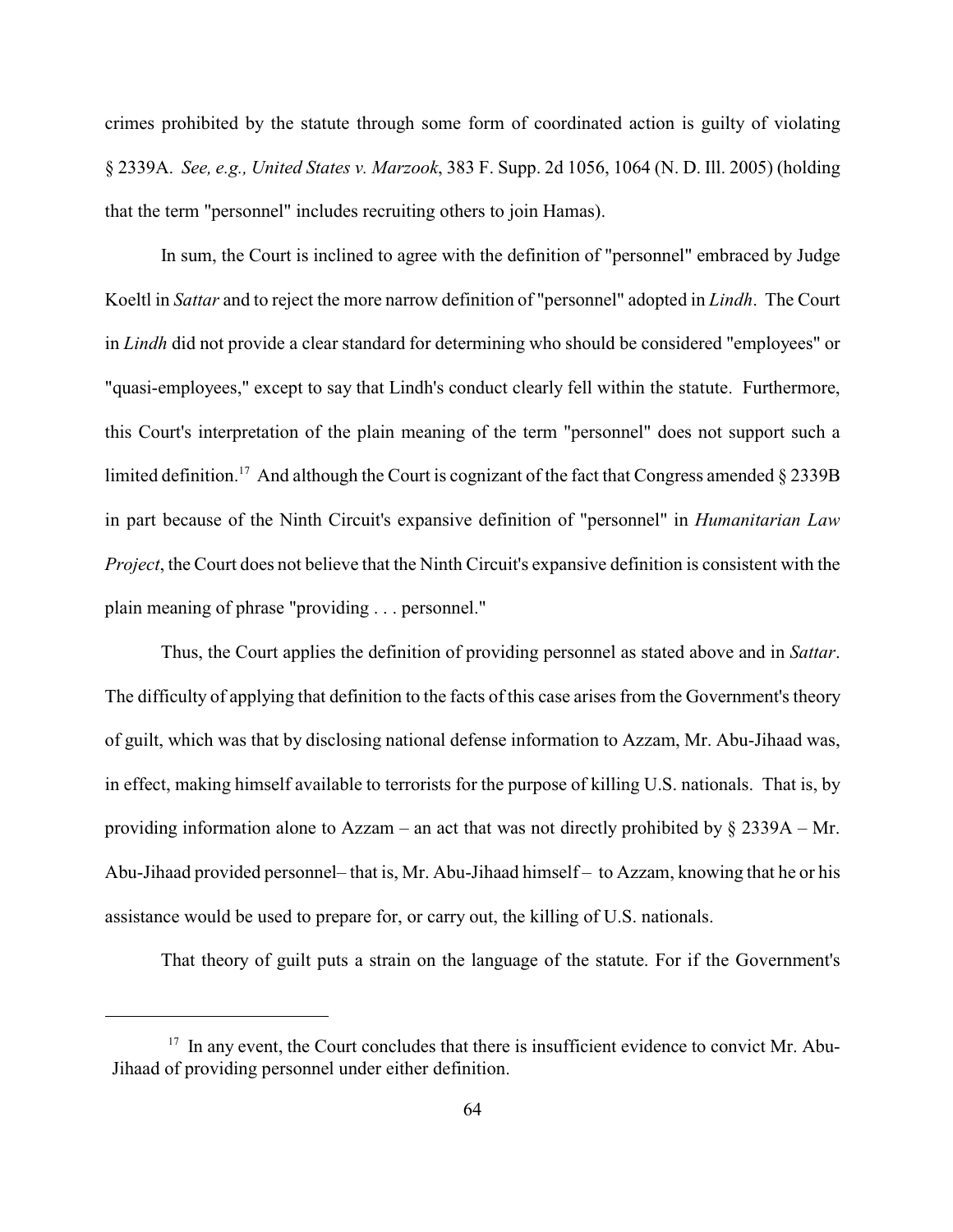crimes prohibited by the statute through some form of coordinated action is guilty of violating § 2339A. *See, e.g., United States v. Marzook*, 383 F. Supp. 2d 1056, 1064 (N. D. Ill. 2005) (holding that the term "personnel" includes recruiting others to join Hamas).

In sum, the Court is inclined to agree with the definition of "personnel" embraced by Judge Koeltl in *Sattar* and to reject the more narrow definition of "personnel" adopted in *Lindh*. The Court in *Lindh* did not provide a clear standard for determining who should be considered "employees" or "quasi-employees," except to say that Lindh's conduct clearly fell within the statute. Furthermore, this Court's interpretation of the plain meaning of the term "personnel" does not support such a limited definition.[17] And although the Court is cognizant of the fact that Congress amended § 2339B in part because of the Ninth Circuit's expansive definition of "personnel" in *Humanitarian Law Project*, the Court does not believe that the Ninth Circuit's expansive definition is consistent with the plain meaning of phrase "providing . . . personnel."

Thus, the Court applies the definition of providing personnel as stated above and in *Sattar*. The difficulty of applying that definition to the facts of this case arises from the Government's theory of guilt, which was that by disclosing national defense information to Azzam, Mr. Abu-Jihaad was, in effect, making himself available to terrorists for the purpose of killing U.S. nationals. That is, by providing information alone to Azzam – an act that was not directly prohibited by § 2339A – Mr. Abu-Jihaad provided personnel– that is, Mr. Abu-Jihaad himself – to Azzam, knowing that he or his assistance would be used to prepare for, or carry out, the killing of U.S. nationals.

That theory of guilt puts a strain on the language of the statute. For if the Government's

---

[17] In any event, the Court concludes that there is insufficient evidence to convict Mr. Abu-Jihaad of providing personnel under either definition.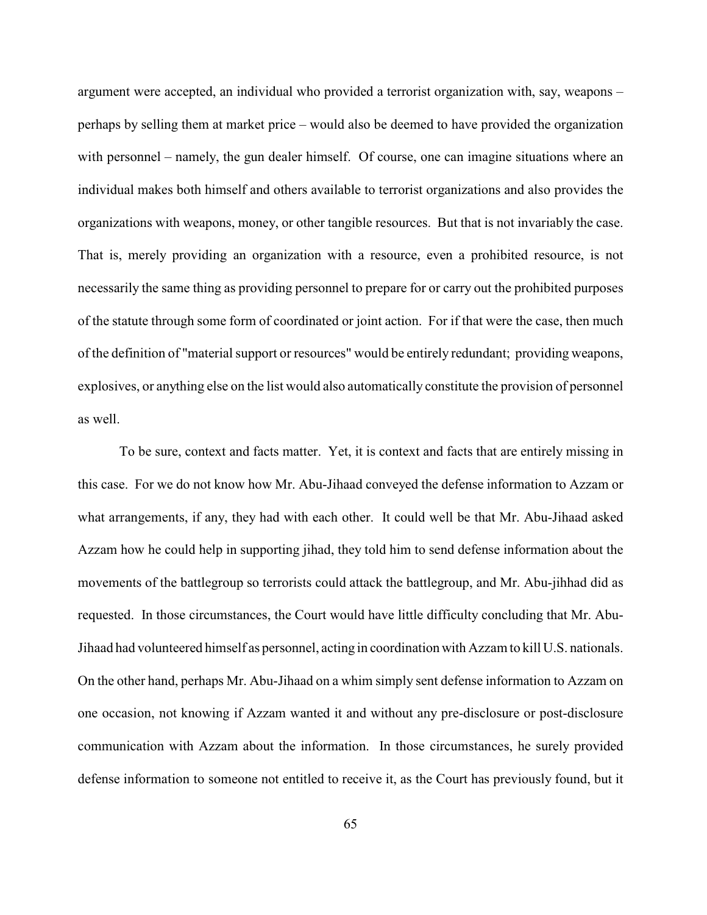argument were accepted, an individual who provided a terrorist organization with, say, weapons – perhaps by selling them at market price – would also be deemed to have provided the organization with personnel – namely, the gun dealer himself. Of course, one can imagine situations where an individual makes both himself and others available to terrorist organizations and also provides the organizations with weapons, money, or other tangible resources. But that is not invariably the case. That is, merely providing an organization with a resource, even a prohibited resource, is not necessarily the same thing as providing personnel to prepare for or carry out the prohibited purposes of the statute through some form of coordinated or joint action. For if that were the case, then much of the definition of "material support or resources" would be entirely redundant; providing weapons, explosives, or anything else on the list would also automatically constitute the provision of personnel as well.

To be sure, context and facts matter. Yet, it is context and facts that are entirely missing in this case. For we do not know how Mr. Abu-Jihaad conveyed the defense information to Azzam or what arrangements, if any, they had with each other. It could well be that Mr. Abu-Jihaad asked Azzam how he could help in supporting jihad, they told him to send defense information about the movements of the battlegroup so terrorists could attack the battlegroup, and Mr. Abu-jihhad did as requested. In those circumstances, the Court would have little difficulty concluding that Mr. Abu-Jihaad had volunteered himself as personnel, acting in coordination with Azzam to kill U.S. nationals. On the other hand, perhaps Mr. Abu-Jihaad on a whim simply sent defense information to Azzam on one occasion, not knowing if Azzam wanted it and without any pre-disclosure or post-disclosure communication with Azzam about the information. In those circumstances, he surely provided defense information to someone not entitled to receive it, as the Court has previously found, but it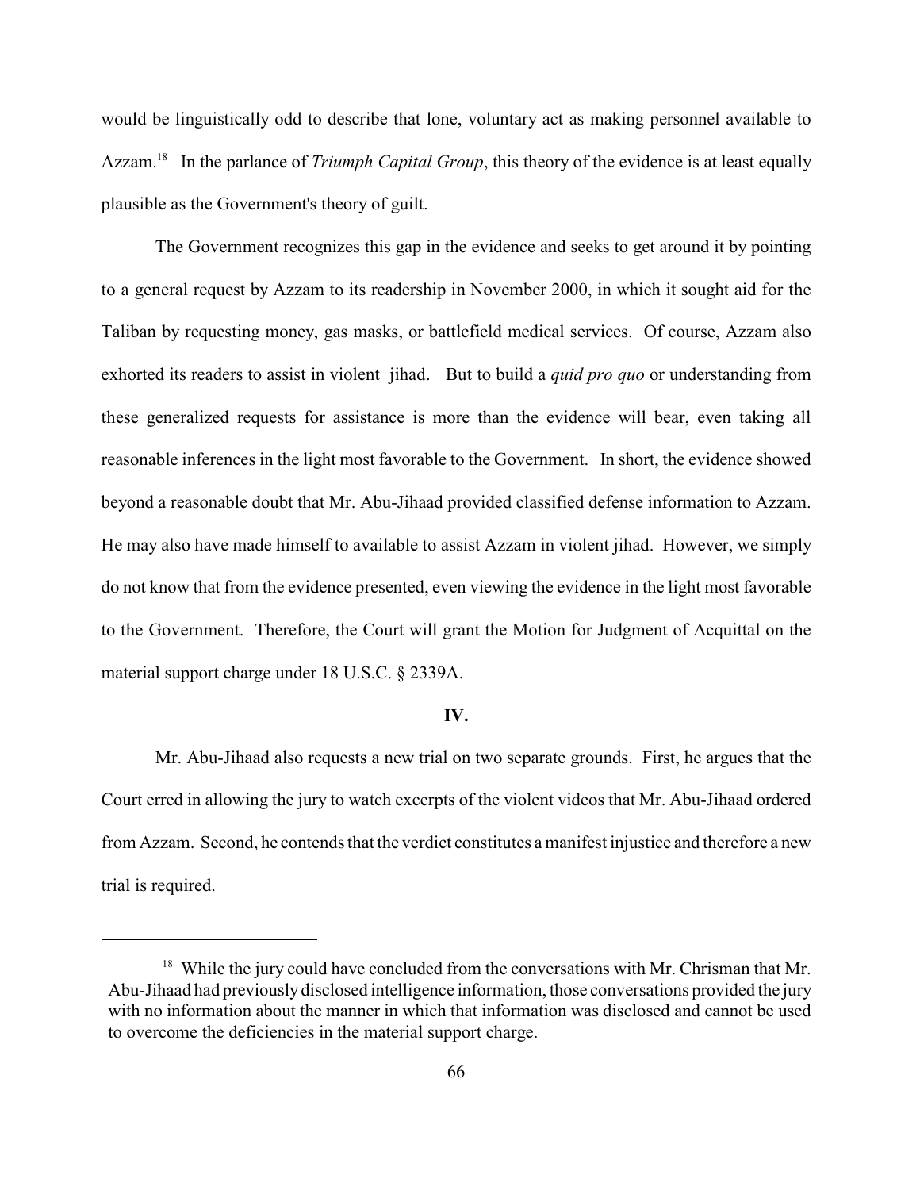would be linguistically odd to describe that lone, voluntary act as making personnel available to Azzam.[18] In the parlance of *Triumph Capital Group*, this theory of the evidence is at least equally plausible as the Government's theory of guilt.

The Government recognizes this gap in the evidence and seeks to get around it by pointing to a general request by Azzam to its readership in November 2000, in which it sought aid for the Taliban by requesting money, gas masks, or battlefield medical services. Of course, Azzam also exhorted its readers to assist in violent jihad. But to build a *quid pro quo* or understanding from these generalized requests for assistance is more than the evidence will bear, even taking all reasonable inferences in the light most favorable to the Government. In short, the evidence showed beyond a reasonable doubt that Mr. Abu-Jihaad provided classified defense information to Azzam. He may also have made himself to available to assist Azzam in violent jihad. However, we simply do not know that from the evidence presented, even viewing the evidence in the light most favorable to the Government. Therefore, the Court will grant the Motion for Judgment of Acquittal on the material support charge under 18 U.S.C. § 2339A.

## IV.

Mr. Abu-Jihaad also requests a new trial on two separate grounds. First, he argues that the Court erred in allowing the jury to watch excerpts of the violent videos that Mr. Abu-Jihaad ordered from Azzam. Second, he contends that the verdict constitutes a manifest injustice and therefore a new trial is required.

---

[18] While the jury could have concluded from the conversations with Mr. Chrisman that Mr. Abu-Jihaad had previously disclosed intelligence information, those conversations provided the jury with no information about the manner in which that information was disclosed and cannot be used to overcome the deficiencies in the material support charge.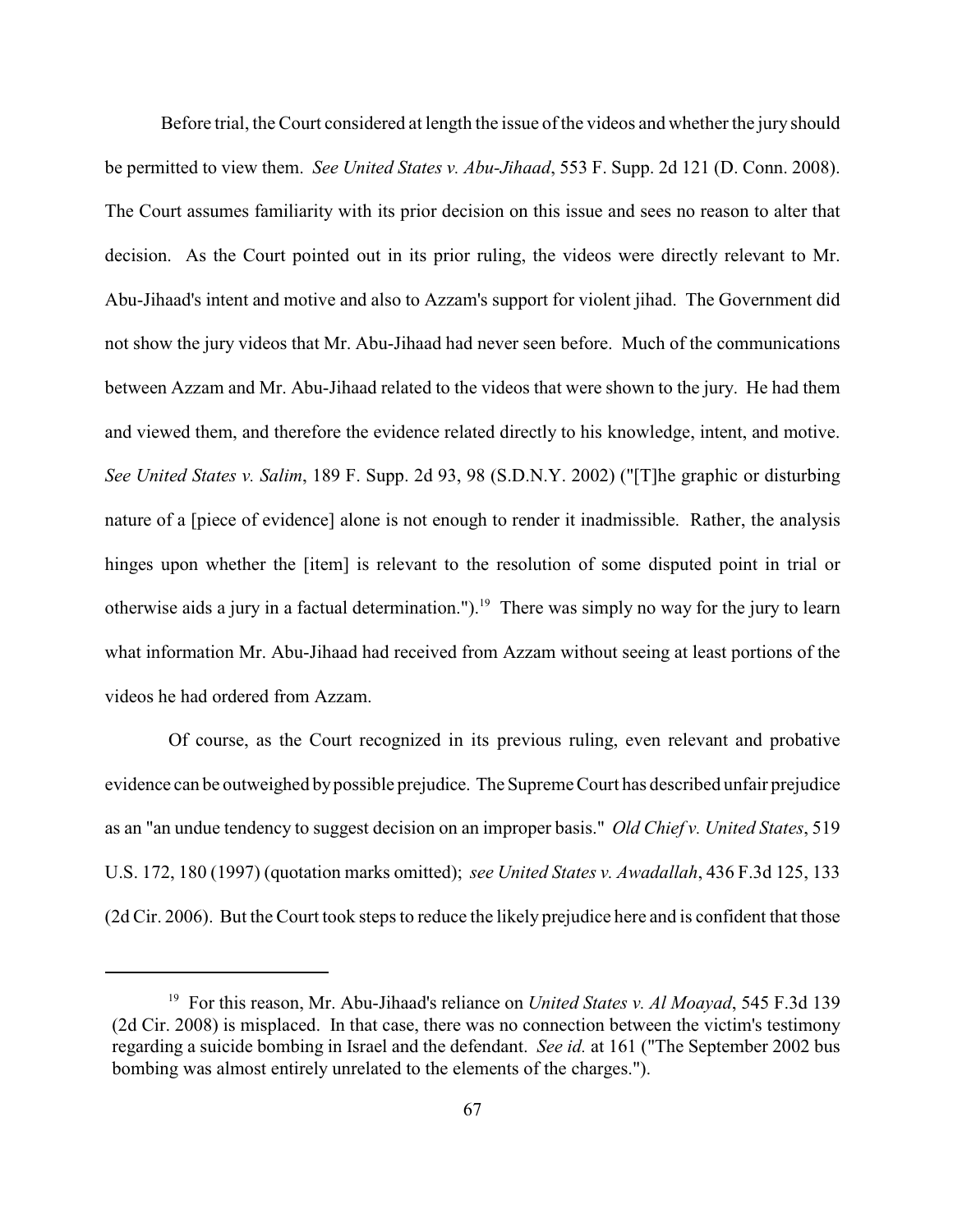Before trial, the Court considered at length the issue of the videos and whether the jury should be permitted to view them. *See United States v. Abu-Jihaad*, 553 F. Supp. 2d 121 (D. Conn. 2008). The Court assumes familiarity with its prior decision on this issue and sees no reason to alter that decision. As the Court pointed out in its prior ruling, the videos were directly relevant to Mr. Abu-Jihaad's intent and motive and also to Azzam's support for violent jihad. The Government did not show the jury videos that Mr. Abu-Jihaad had never seen before. Much of the communications between Azzam and Mr. Abu-Jihaad related to the videos that were shown to the jury. He had them and viewed them, and therefore the evidence related directly to his knowledge, intent, and motive. *See United States v. Salim*, 189 F. Supp. 2d 93, 98 (S.D.N.Y. 2002) ("[T]he graphic or disturbing nature of a [piece of evidence] alone is not enough to render it inadmissible. Rather, the analysis hinges upon whether the [item] is relevant to the resolution of some disputed point in trial or otherwise aids a jury in a factual determination.").[19] There was simply no way for the jury to learn what information Mr. Abu-Jihaad had received from Azzam without seeing at least portions of the videos he had ordered from Azzam.

Of course, as the Court recognized in its previous ruling, even relevant and probative evidence can be outweighed by possible prejudice. The Supreme Court has described unfair prejudice as an "an undue tendency to suggest decision on an improper basis." *Old Chief v. United States*, 519 U.S. 172, 180 (1997) (quotation marks omitted); *see United States v. Awadallah*, 436 F.3d 125, 133 (2d Cir. 2006). But the Court took steps to reduce the likely prejudice here and is confident that those

---

[19] For this reason, Mr. Abu-Jihaad's reliance on *United States v. Al Moayad*, 545 F.3d 139 (2d Cir. 2008) is misplaced. In that case, there was no connection between the victim's testimony regarding a suicide bombing in Israel and the defendant. *See id.* at 161 ("The September 2002 bus bombing was almost entirely unrelated to the elements of the charges.").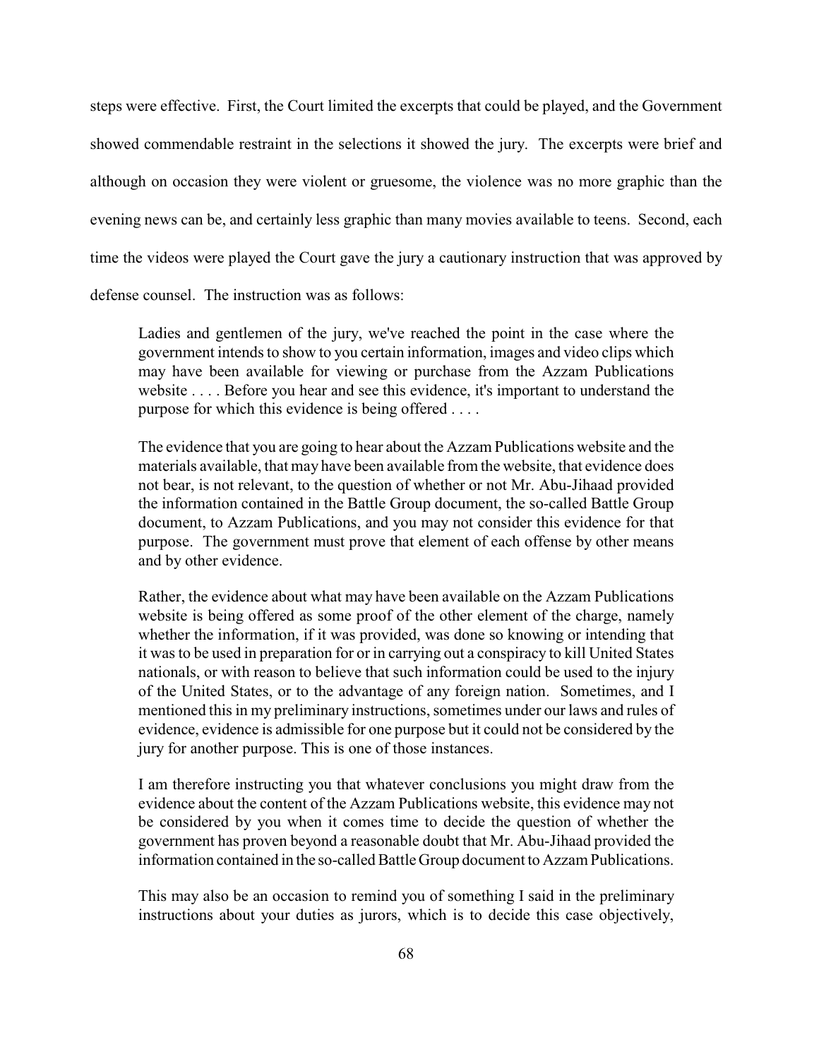steps were effective. First, the Court limited the excerpts that could be played, and the Government showed commendable restraint in the selections it showed the jury. The excerpts were brief and although on occasion they were violent or gruesome, the violence was no more graphic than the evening news can be, and certainly less graphic than many movies available to teens. Second, each time the videos were played the Court gave the jury a cautionary instruction that was approved by defense counsel. The instruction was as follows:

> Ladies and gentlemen of the jury, we've reached the point in the case where the government intends to show to you certain information, images and video clips which may have been available for viewing or purchase from the Azzam Publications website . . . . Before you hear and see this evidence, it's important to understand the purpose for which this evidence is being offered . . . .
>
> The evidence that you are going to hear about the Azzam Publications website and the materials available, that may have been available from the website, that evidence does not bear, is not relevant, to the question of whether or not Mr. Abu-Jihaad provided the information contained in the Battle Group document, the so-called Battle Group document, to Azzam Publications, and you may not consider this evidence for that purpose. The government must prove that element of each offense by other means and by other evidence.
>
> Rather, the evidence about what may have been available on the Azzam Publications website is being offered as some proof of the other element of the charge, namely whether the information, if it was provided, was done so knowing or intending that it was to be used in preparation for or in carrying out a conspiracy to kill United States nationals, or with reason to believe that such information could be used to the injury of the United States, or to the advantage of any foreign nation. Sometimes, and I mentioned this in my preliminary instructions, sometimes under our laws and rules of evidence, evidence is admissible for one purpose but it could not be considered by the jury for another purpose. This is one of those instances.
>
> I am therefore instructing you that whatever conclusions you might draw from the evidence about the content of the Azzam Publications website, this evidence may not be considered by you when it comes time to decide the question of whether the government has proven beyond a reasonable doubt that Mr. Abu-Jihaad provided the information contained in the so-called Battle Group document to Azzam Publications.
>
> This may also be an occasion to remind you of something I said in the preliminary instructions about your duties as jurors, which is to decide this case objectively,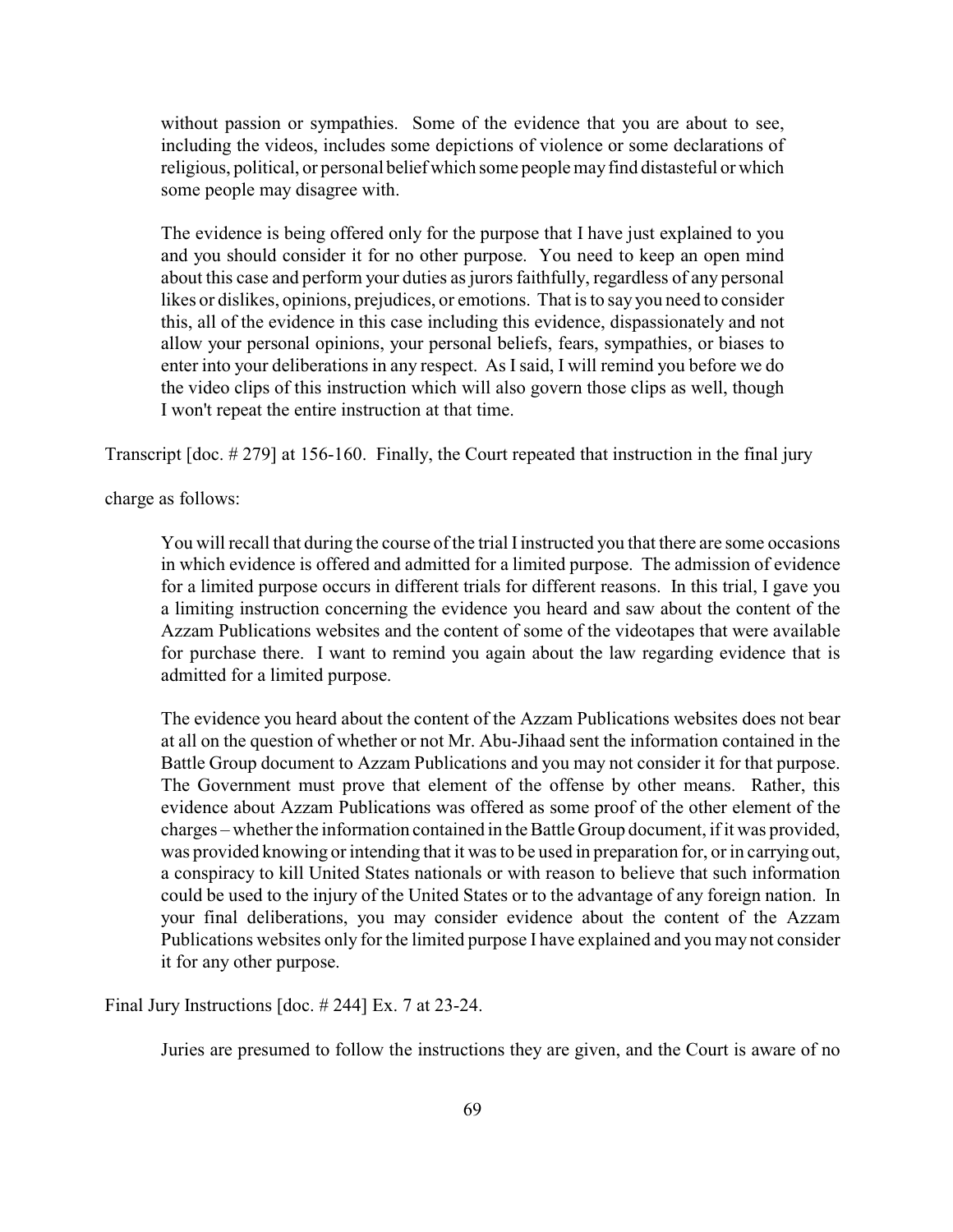> without passion or sympathies. Some of the evidence that you are about to see, including the videos, includes some depictions of violence or some declarations of religious, political, or personal belief which some people may find distasteful or which some people may disagree with.
>
> The evidence is being offered only for the purpose that I have just explained to you and you should consider it for no other purpose. You need to keep an open mind about this case and perform your duties as jurors faithfully, regardless of any personal likes or dislikes, opinions, prejudices, or emotions. That is to say you need to consider this, all of the evidence in this case including this evidence, dispassionately and not allow your personal opinions, your personal beliefs, fears, sympathies, or biases to enter into your deliberations in any respect. As I said, I will remind you before we do the video clips of this instruction which will also govern those clips as well, though I won't repeat the entire instruction at that time.

Transcript [doc. # 279] at 156-160. Finally, the Court repeated that instruction in the final jury charge as follows:

> You will recall that during the course of the trial I instructed you that there are some occasions in which evidence is offered and admitted for a limited purpose. The admission of evidence for a limited purpose occurs in different trials for different reasons. In this trial, I gave you a limiting instruction concerning the evidence you heard and saw about the content of the Azzam Publications websites and the content of some of the videotapes that were available for purchase there. I want to remind you again about the law regarding evidence that is admitted for a limited purpose.
>
> The evidence you heard about the content of the Azzam Publications websites does not bear at all on the question of whether or not Mr. Abu-Jihaad sent the information contained in the Battle Group document to Azzam Publications and you may not consider it for that purpose. The Government must prove that element of the offense by other means. Rather, this evidence about Azzam Publications was offered as some proof of the other element of the charges – whether the information contained in the Battle Group document, if it was provided, was provided knowing or intending that it was to be used in preparation for, or in carrying out, a conspiracy to kill United States nationals or with reason to believe that such information could be used to the injury of the United States or to the advantage of any foreign nation. In your final deliberations, you may consider evidence about the content of the Azzam Publications websites only for the limited purpose I have explained and you may not consider it for any other purpose.

Final Jury Instructions [doc. # 244] Ex. 7 at 23-24.

Juries are presumed to follow the instructions they are given, and the Court is aware of no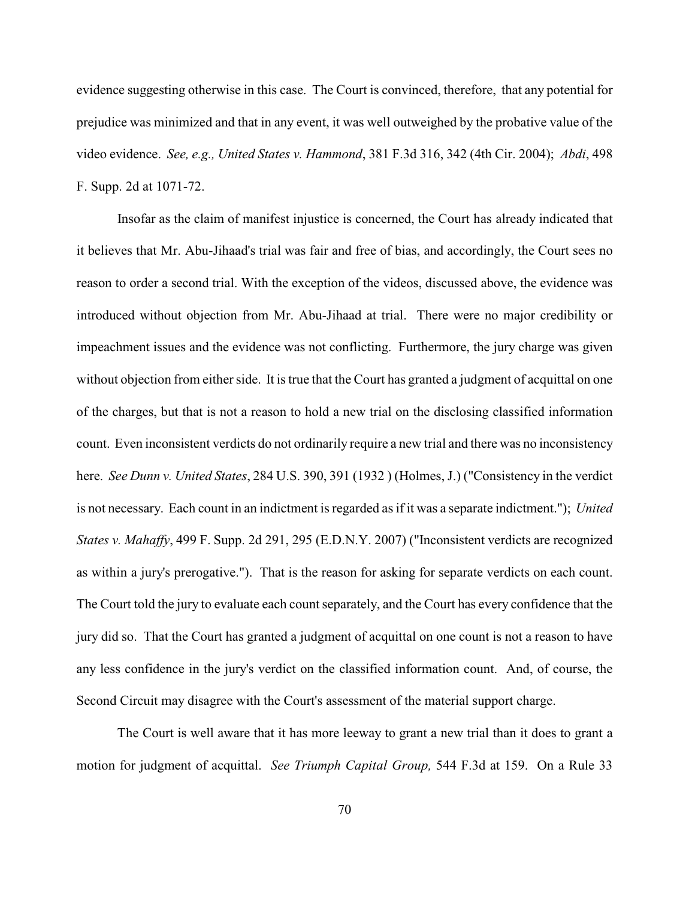evidence suggesting otherwise in this case. The Court is convinced, therefore, that any potential for prejudice was minimized and that in any event, it was well outweighed by the probative value of the video evidence. *See, e.g., United States v. Hammond*, 381 F.3d 316, 342 (4th Cir. 2004); *Abdi*, 498 F. Supp. 2d at 1071-72.

Insofar as the claim of manifest injustice is concerned, the Court has already indicated that it believes that Mr. Abu-Jihaad's trial was fair and free of bias, and accordingly, the Court sees no reason to order a second trial. With the exception of the videos, discussed above, the evidence was introduced without objection from Mr. Abu-Jihaad at trial. There were no major credibility or impeachment issues and the evidence was not conflicting. Furthermore, the jury charge was given without objection from either side. It is true that the Court has granted a judgment of acquittal on one of the charges, but that is not a reason to hold a new trial on the disclosing classified information count. Even inconsistent verdicts do not ordinarily require a new trial and there was no inconsistency here. *See Dunn v. United States*, 284 U.S. 390, 391 (1932 ) (Holmes, J.) ("Consistency in the verdict is not necessary. Each count in an indictment is regarded as if it was a separate indictment."); *United States v. Mahaffy*, 499 F. Supp. 2d 291, 295 (E.D.N.Y. 2007) ("Inconsistent verdicts are recognized as within a jury's prerogative."). That is the reason for asking for separate verdicts on each count. The Court told the jury to evaluate each count separately, and the Court has every confidence that the jury did so. That the Court has granted a judgment of acquittal on one count is not a reason to have any less confidence in the jury's verdict on the classified information count. And, of course, the Second Circuit may disagree with the Court's assessment of the material support charge.

The Court is well aware that it has more leeway to grant a new trial than it does to grant a motion for judgment of acquittal. *See Triumph Capital Group,* 544 F.3d at 159. On a Rule 33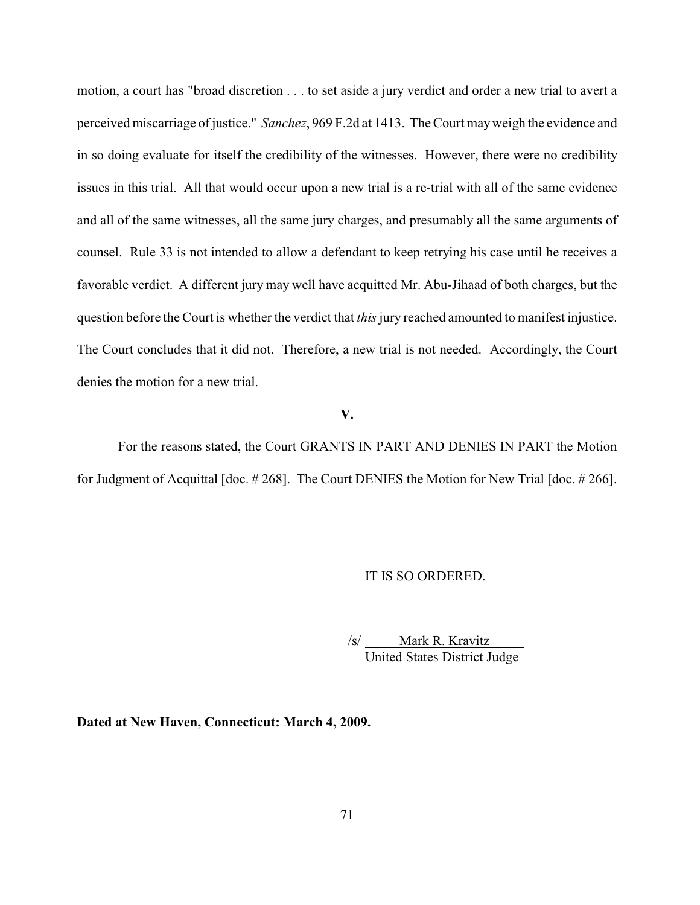motion, a court has "broad discretion . . . to set aside a jury verdict and order a new trial to avert a perceived miscarriage of justice." *Sanchez*, 969 F.2d at 1413. The Court may weigh the evidence and in so doing evaluate for itself the credibility of the witnesses. However, there were no credibility issues in this trial. All that would occur upon a new trial is a re-trial with all of the same evidence and all of the same witnesses, all the same jury charges, and presumably all the same arguments of counsel. Rule 33 is not intended to allow a defendant to keep retrying his case until he receives a favorable verdict. A different jury may well have acquitted Mr. Abu-Jihaad of both charges, but the question before the Court is whether the verdict that *this* jury reached amounted to manifest injustice. The Court concludes that it did not. Therefore, a new trial is not needed. Accordingly, the Court denies the motion for a new trial.

**V.**

For the reasons stated, the Court GRANTS IN PART AND DENIES IN PART the Motion for Judgment of Acquittal [doc. # 268]. The Court DENIES the Motion for New Trial [doc. # 266].

IT IS SO ORDERED.

/s/ Mark R. Kravitz
United States District Judge

**Dated at New Haven, Connecticut: March 4, 2009.**